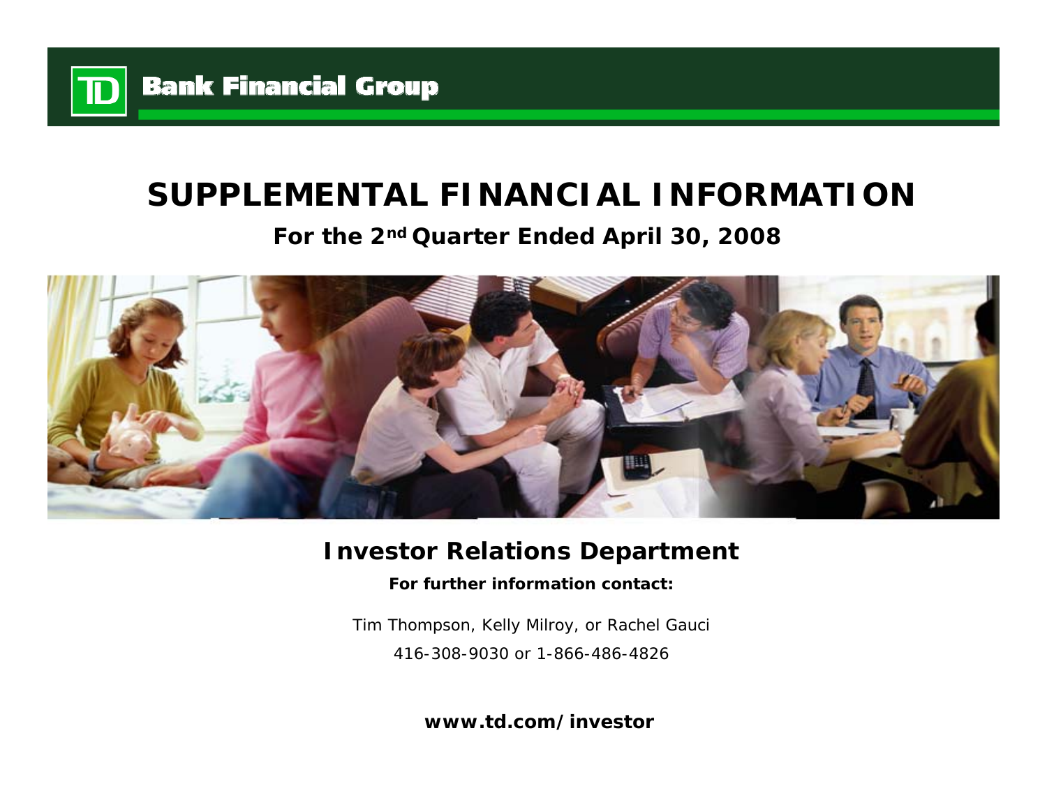**Bank Financial Group**

# SUPPLEMENTAL FINANCIAL INFORMATION

## For the 2nd Quarter Ended April 30, 2008

## Investor Relations Department

**For further information contact:**

Tim Thompson, Kelly Milroy, or Rachel Gauci

416-308-9030 or 1-866-486-4826

**www.td.com/investor**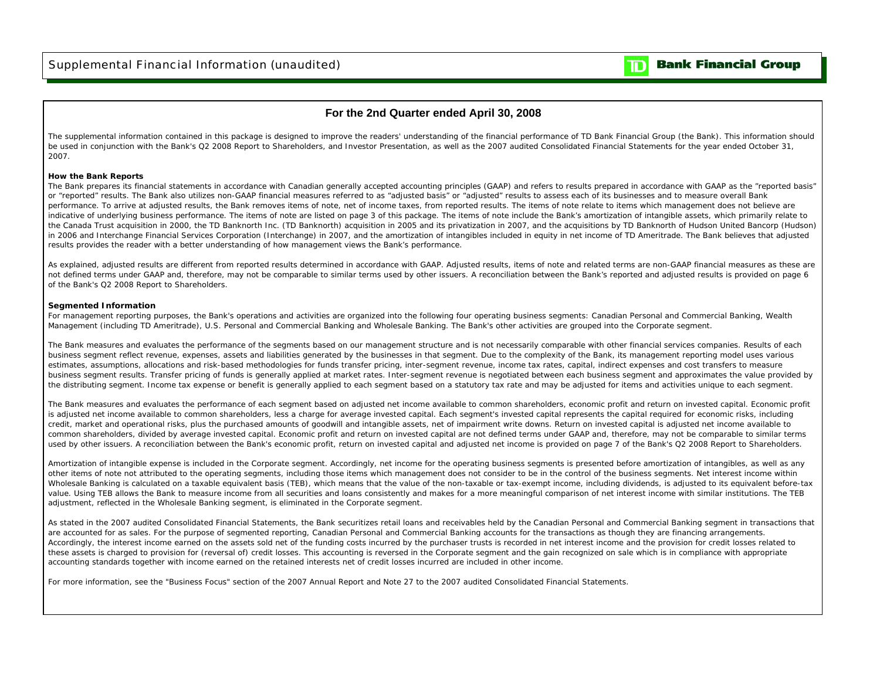## For the 2nd Quarter ended April 30, 2008

The supplemental information contained in this package is designed to improve the readers' understanding of the financial performance of TD Bank Financial Group (the Bank). This information should be used in conjunction with the Bank's Q2 2008 Report to Shareholders, and Investor Presentation, as well as the 2007 audited Consolidated Financial Statements for the year ended October 31, 2007.

**How the Bank Reports**

The Bank prepares its financial statements in accordance with Canadian generally accepted accounting principles (GAAP) and refers to results prepared in accordance with GAAP as the "reported basis" or "reported" results. The Bank also utilizes non-GAAP financial measures referred to as "adjusted basis" or "adjusted" results to assess each of its businesses and to measure overall Bank performance. To arrive at adjusted results, the Bank removes items of note, net of income taxes, from reported results. The items of note relate to items which management does not believe are indicative of underlying business performance. The items of note are listed on page 3 of this package. The items of note include the Bank's amortization of intangible assets, which primarily relate to the Canada Trust acquisition in 2000, the TD Banknorth Inc. (TD Banknorth) acquisition in 2005 and its privatization in 2007, and the acquisitions by TD Banknorth of Hudson United Bancorp (Hudson) in 2006 and Interchange Financial Services Corporation (Interchange) in 2007, and the amortization of intangibles included in equity in net income of TD Ameritrade. The Bank believes that adjusted results provides the reader with a better understanding of how management views the Bank's performance.

As explained, adjusted results are different from reported results determined in accordance with GAAP. Adjusted results, items of note and related terms are non-GAAP financial measures as these are not defined terms under GAAP and, therefore, may not be comparable to similar terms used by other issuers. A reconciliation between the Bank's reported and adjusted results is provided on page 6 of the Bank's Q2 2008 Report to Shareholders.

**Segmented Information**

For management reporting purposes, the Bank's operations and activities are organized into the following four operating business segments: Canadian Personal and Commercial Banking, Wealth Management (including TD Ameritrade), U.S. Personal and Commercial Banking and Wholesale Banking. The Bank's other activities are grouped into the Corporate segment.

The Bank measures and evaluates the performance of the segments based on our management structure and is not necessarily comparable with other financial services companies. Results of each business segment reflect revenue, expenses, assets and liabilities generated by the businesses in that segment. Due to the complexity of the Bank, its management reporting model uses various estimates, assumptions, allocations and risk-based methodologies for funds transfer pricing, inter-segment revenue, income tax rates, capital, indirect expenses and cost transfers to measure business segment results. Transfer pricing of funds is generally applied at market rates. Inter-segment revenue is negotiated between each business segment and approximates the value provided by the distributing segment. Income tax expense or benefit is generally applied to each segment based on a statutory tax rate and may be adjusted for items and activities unique to each segment.

The Bank measures and evaluates the performance of each segment based on adjusted net income available to common shareholders, economic profit and return on invested capital. Economic profit is adjusted net income available to common shareholders, less a charge for average invested capital. Each segment's invested capital represents the capital required for economic risks, including credit, market and operational risks, plus the purchased amounts of goodwill and intangible assets, net of impairment write downs. Return on invested capital is adjusted net income available to common shareholders, divided by average invested capital. Economic profit and return on invested capital are not defined terms under GAAP and, therefore, may not be comparable to similar terms used by other issuers. A reconciliation between the Bank's economic profit, return on invested capital and adjusted net income is provided on page 7 of the Bank's Q2 2008 Report to Shareholders.

Amortization of intangible expense is included in the Corporate segment. Accordingly, net income for the operating business segments is presented before amortization of intangibles, as well as any other items of note not attributed to the operating segments, including those items which management does not consider to be in the control of the business segments. Net interest income within Wholesale Banking is calculated on a taxable equivalent basis (TEB), which means that the value of the non-taxable or tax-exempt income, including dividends, is adjusted to its equivalent before-tax value. Using TEB allows the Bank to measure income from all securities and loans consistently and makes for a more meaningful comparison of net interest income with similar institutions. The TEB adjustment, reflected in the Wholesale Banking segment, is eliminated in the Corporate segment.

As stated in the 2007 audited Consolidated Financial Statements, the Bank securitizes retail loans and receivables held by the Canadian Personal and Commercial Banking segment in transactions that are accounted for as sales. For the purpose of segmented reporting, Canadian Personal and Commercial Banking accounts for the transactions as though they are financing arrangements. Accordingly, the interest income earned on the assets sold net of the funding costs incurred by the purchaser trusts is recorded in net interest income and the provision for credit losses related to these assets is charged to provision for (reversal of) credit losses. This accounting is reversed in the Corporate segment and the gain recognized on sale which is in compliance with appropriate accounting standards together with income earned on the retained interests net of credit losses incurred are included in other income.

For more information, see the "Business Focus" section of the 2007 Annual Report and Note 27 to the 2007 audited Consolidated Financial Statements.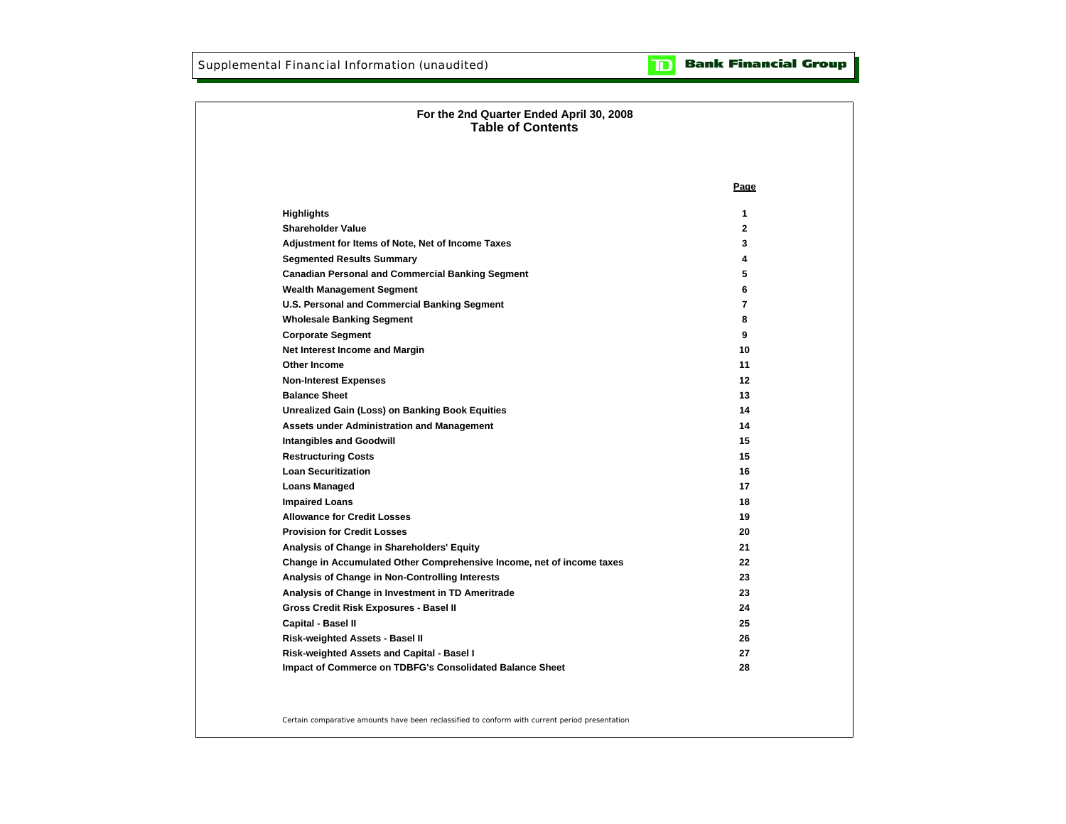Supplemental Financial Information (unaudited)

**TD Bank Financial Group**

## For the 2nd Quarter Ended April 30, 2008
## Table of Contents

| | Page |
|---|---|
| **Highlights** | 1 |
| **Shareholder Value** | 2 |
| **Adjustment for Items of Note, Net of Income Taxes** | 3 |
| **Segmented Results Summary** | 4 |
| **Canadian Personal and Commercial Banking Segment** | 5 |
| **Wealth Management Segment** | 6 |
| **U.S. Personal and Commercial Banking Segment** | 7 |
| **Wholesale Banking Segment** | 8 |
| **Corporate Segment** | 9 |
| **Net Interest Income and Margin** | 10 |
| **Other Income** | 11 |
| **Non-Interest Expenses** | 12 |
| **Balance Sheet** | 13 |
| **Unrealized Gain (Loss) on Banking Book Equities** | 14 |
| **Assets under Administration and Management** | 14 |
| **Intangibles and Goodwill** | 15 |
| **Restructuring Costs** | 15 |
| **Loan Securitization** | 16 |
| **Loans Managed** | 17 |
| **Impaired Loans** | 18 |
| **Allowance for Credit Losses** | 19 |
| **Provision for Credit Losses** | 20 |
| **Analysis of Change in Shareholders' Equity** | 21 |
| **Change in Accumulated Other Comprehensive Income, net of income taxes** | 22 |
| **Analysis of Change in Non-Controlling Interests** | 23 |
| **Analysis of Change in Investment in TD Ameritrade** | 23 |
| **Gross Credit Risk Exposures - Basel II** | 24 |
| **Capital - Basel II** | 25 |
| **Risk-weighted Assets - Basel II** | 26 |
| **Risk-weighted Assets and Capital - Basel I** | 27 |
| **Impact of Commerce on TDBFG's Consolidated Balance Sheet** | 28 |

Certain comparative amounts have been reclassified to conform with current period presentation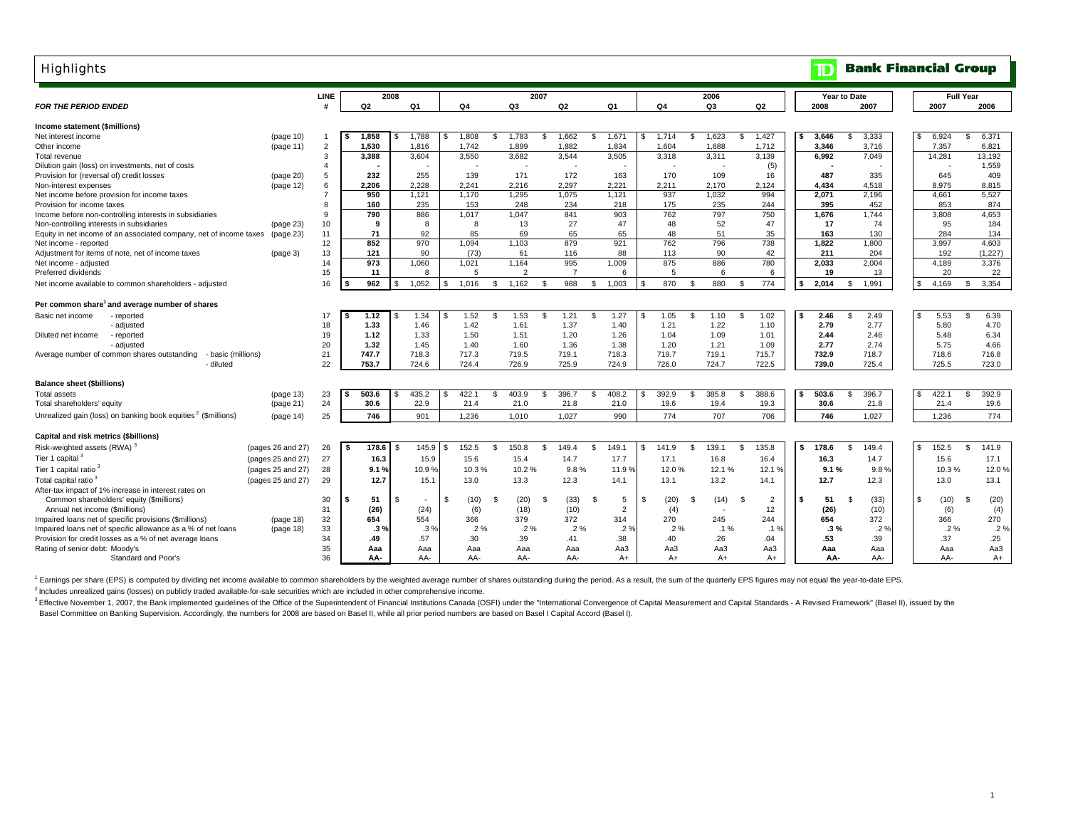# Highlights

**TD Bank Financial Group**

| *FOR THE PERIOD ENDED* | | LINE # | 2008 Q2 | 2008 Q1 | 2007 Q4 | 2007 Q3 | 2007 Q2 | 2007 Q1 | 2006 Q4 | 2006 Q3 | 2006 Q2 | Year to Date 2008 | Year to Date 2007 | Full Year 2007 | Full Year 2006 |
|---|---|---|---|---|---|---|---|---|---|---|---|---|---|---|---|
| **Income statement ($millions)** | | | | | | | | | | | | | | | |
| Net interest income | (page 10) | 1 | $ 1,858 | $ 1,788 | $ 1,808 | $ 1,783 | $ 1,662 | $ 1,671 | $ 1,714 | $ 1,623 | $ 1,427 | $ 3,646 | $ 3,333 | $ 6,924 | $ 6,371 |
| Other income | (page 11) | 2 | 1,530 | 1,816 | 1,742 | 1,899 | 1,882 | 1,834 | 1,604 | 1,688 | 1,712 | 3,346 | 3,716 | 7,357 | 6,821 |
| Total revenue | | 3 | 3,388 | 3,604 | 3,550 | 3,682 | 3,544 | 3,505 | 3,318 | 3,311 | 3,139 | 6,992 | 7,049 | 14,281 | 13,192 |
| Dilution gain (loss) on investments, net of costs | | 4 | - | - | - | - | - | - | - | - | (5) | - | - | - | 1,559 |
| Provision for (reversal of) credit losses | (page 20) | 5 | 232 | 255 | 139 | 171 | 172 | 163 | 170 | 109 | 16 | 487 | 335 | 645 | 409 |
| Non-interest expenses | (page 12) | 6 | 2,206 | 2,228 | 2,241 | 2,216 | 2,297 | 2,221 | 2,211 | 2,170 | 2,124 | 4,434 | 4,518 | 8,975 | 8,815 |
| Net income before provision for income taxes | | 7 | 950 | 1,121 | 1,170 | 1,295 | 1,075 | 1,121 | 937 | 1,032 | 994 | 2,071 | 2,196 | 4,661 | 5,527 |
| Provision for income taxes | | 8 | 160 | 235 | 153 | 248 | 234 | 218 | 175 | 235 | 244 | 395 | 452 | 853 | 874 |
| Income before non-controlling interests in subsidiaries | | 9 | 790 | 886 | 1,017 | 1,047 | 841 | 903 | 762 | 797 | 750 | 1,676 | 1,744 | 3,808 | 4,653 |
| Non-controlling interests in subsidiaries | (page 23) | 10 | 9 | 8 | 8 | 13 | 27 | 47 | 48 | 52 | 47 | 17 | 74 | 95 | 184 |
| Equity in net income of an associated company, net of income taxes | (page 23) | 11 | 71 | 92 | 85 | 69 | 65 | 65 | 48 | 51 | 35 | 163 | 130 | 284 | 134 |
| Net income - reported | | 12 | 852 | 970 | 1,094 | 1,103 | 879 | 921 | 762 | 796 | 738 | 1,822 | 1,800 | 3,997 | 4,603 |
| Adjustment for items of note, net of income taxes | (page 3) | 13 | 121 | 90 | (73) | 61 | 116 | 88 | 113 | 90 | 42 | 211 | 204 | 192 | (1,227) |
| Net income - adjusted | | 14 | 973 | 1,060 | 1,021 | 1,164 | 995 | 1,009 | 875 | 886 | 780 | 2,033 | 2,004 | 4,189 | 3,376 |
| Preferred dividends | | 15 | 11 | 8 | 5 | 2 | 7 | 6 | 5 | 6 | 6 | 19 | 13 | 20 | 22 |
| Net income available to common shareholders - adjusted | | 16 | $ 962 | $ 1,052 | $ 1,016 | $ 1,162 | $ 988 | $ 1,003 | $ 870 | $ 880 | $ 774 | $ 2,014 | $ 1,991 | $ 4,169 | $ 3,354 |
| **Per common share[1] and average number of shares** | | | | | | | | | | | | | | | |
| Basic net income - reported | | 17 | $ 1.12 | $ 1.34 | $ 1.52 | $ 1.53 | $ 1.21 | $ 1.27 | $ 1.05 | $ 1.10 | $ 1.02 | $ 2.46 | $ 2.49 | $ 5.53 | $ 6.39 |
| - adjusted | | 18 | 1.33 | 1.46 | 1.42 | 1.61 | 1.37 | 1.40 | 1.21 | 1.22 | 1.10 | 2.79 | 2.77 | 5.80 | 4.70 |
| Diluted net income - reported | | 19 | 1.12 | 1.33 | 1.50 | 1.51 | 1.20 | 1.26 | 1.04 | 1.09 | 1.01 | 2.44 | 2.46 | 5.48 | 6.34 |
| - adjusted | | 20 | 1.32 | 1.45 | 1.40 | 1.60 | 1.36 | 1.38 | 1.20 | 1.21 | 1.09 | 2.77 | 2.74 | 5.75 | 4.66 |
| Average number of common shares outstanding - basic (millions) | | 21 | 747.7 | 718.3 | 717.3 | 719.5 | 719.1 | 718.3 | 719.7 | 719.1 | 715.7 | 732.9 | 718.7 | 718.6 | 716.8 |
| - diluted | | 22 | 753.7 | 724.6 | 724.4 | 726.9 | 725.9 | 724.9 | 726.0 | 724.7 | 722.5 | 739.0 | 725.4 | 725.5 | 723.0 |
| **Balance sheet ($billions)** | | | | | | | | | | | | | | | |
| Total assets | (page 13) | 23 | $ 503.6 | $ 435.2 | $ 422.1 | $ 403.9 | $ 396.7 | $ 408.2 | $ 392.9 | $ 385.8 | $ 388.6 | $ 503.6 | $ 396.7 | $ 422.1 | $ 392.9 |
| Total shareholders' equity | (page 21) | 24 | 30.6 | 22.9 | 21.4 | 21.0 | 21.8 | 21.0 | 19.6 | 19.4 | 19.3 | 30.6 | 21.8 | 21.4 | 19.6 |
| Unrealized gain (loss) on banking book equities[2] ($millions) | (page 14) | 25 | 746 | 901 | 1,236 | 1,010 | 1,027 | 990 | 774 | 707 | 706 | 746 | 1,027 | 1,236 | 774 |
| **Capital and risk metrics ($billions)** | | | | | | | | | | | | | | | |
| Risk-weighted assets (RWA)[3] | (pages 26 and 27) | 26 | $ 178.6 | $ 145.9 | $ 152.5 | $ 150.8 | $ 149.4 | $ 149.1 | $ 141.9 | $ 139.1 | $ 135.8 | $ 178.6 | $ 149.4 | $ 152.5 | $ 141.9 |
| Tier 1 capital[3] | (pages 25 and 27) | 27 | 16.3 | 15.9 | 15.6 | 15.4 | 14.7 | 17.7 | 17.1 | 16.8 | 16.4 | 16.3 | 14.7 | 15.6 | 17.1 |
| Tier 1 capital ratio[3] | (pages 25 and 27) | 28 | 9.1 % | 10.9 % | 10.3 % | 10.2 % | 9.8 % | 11.9 % | 12.0 % | 12.1 % | 12.1 % | 9.1 % | 9.8 % | 10.3 % | 12.0 % |
| Total capital ratio[3] | (pages 25 and 27) | 29 | 12.7 | 15.1 | 13.0 | 13.3 | 12.3 | 14.1 | 13.1 | 13.2 | 14.1 | 12.7 | 12.3 | 13.0 | 13.1 |
| After-tax impact of 1% increase in interest rates on | | | | | | | | | | | | | | | |
| Common shareholders' equity ($millions) | | 30 | $ 51 | $ - | $ (10) | $ (20) | $ (33) | $ 5 | $ (20) | $ (14) | $ 2 | $ 51 | $ (33) | $ (10) | $ (20) |
| Annual net income ($millions) | | 31 | (26) | (24) | (6) | (18) | (10) | 2 | (4) | - | 12 | (26) | (10) | (6) | (4) |
| Impaired loans net of specific provisions ($millions) | (page 18) | 32 | 654 | 554 | 366 | 379 | 372 | 314 | 270 | 245 | 244 | 654 | 372 | 366 | 270 |
| Impaired loans net of specific allowance as a % of net loans | (page 18) | 33 | .3 % | .3 % | .2 % | .2 % | .2 % | .2 % | .2 % | .1 % | .1 % | .3 % | .2 % | .2 % | .2 % |
| Provision for credit losses as a % of net average loans | | 34 | .49 | .57 | .30 | .39 | .41 | .38 | .40 | .26 | .04 | .53 | .39 | .37 | .25 |
| Rating of senior debt: Moody's | | 35 | Aaa | Aaa | Aaa | Aaa | Aaa | Aa3 | Aa3 | Aa3 | Aa3 | Aaa | Aaa | Aaa | Aa3 |
| Standard and Poor's | | 36 | AA- | AA- | AA- | AA- | AA- | A+ | A+ | A+ | A+ | AA- | AA- | AA- | A+ |

[1] Earnings per share (EPS) is computed by dividing net income available to common shareholders by the weighted average number of shares outstanding during the period. As a result, the sum of the quarterly EPS figures may not equal the year-to-date EPS.

[2] Includes unrealized gains (losses) on publicly traded available-for-sale securities which are included in other comprehensive income.

[3] Effective November 1, 2007, the Bank implemented guidelines of the Office of the Superintendent of Financial Institutions Canada (OSFI) under the "International Convergence of Capital Measurement and Capital Standards - A Revised Framework" (Basel II), issued by the Basel Committee on Banking Supervision. Accordingly, the numbers for 2008 are based on Basel II, while all prior period numbers are based on Basel I Capital Accord (Basel I).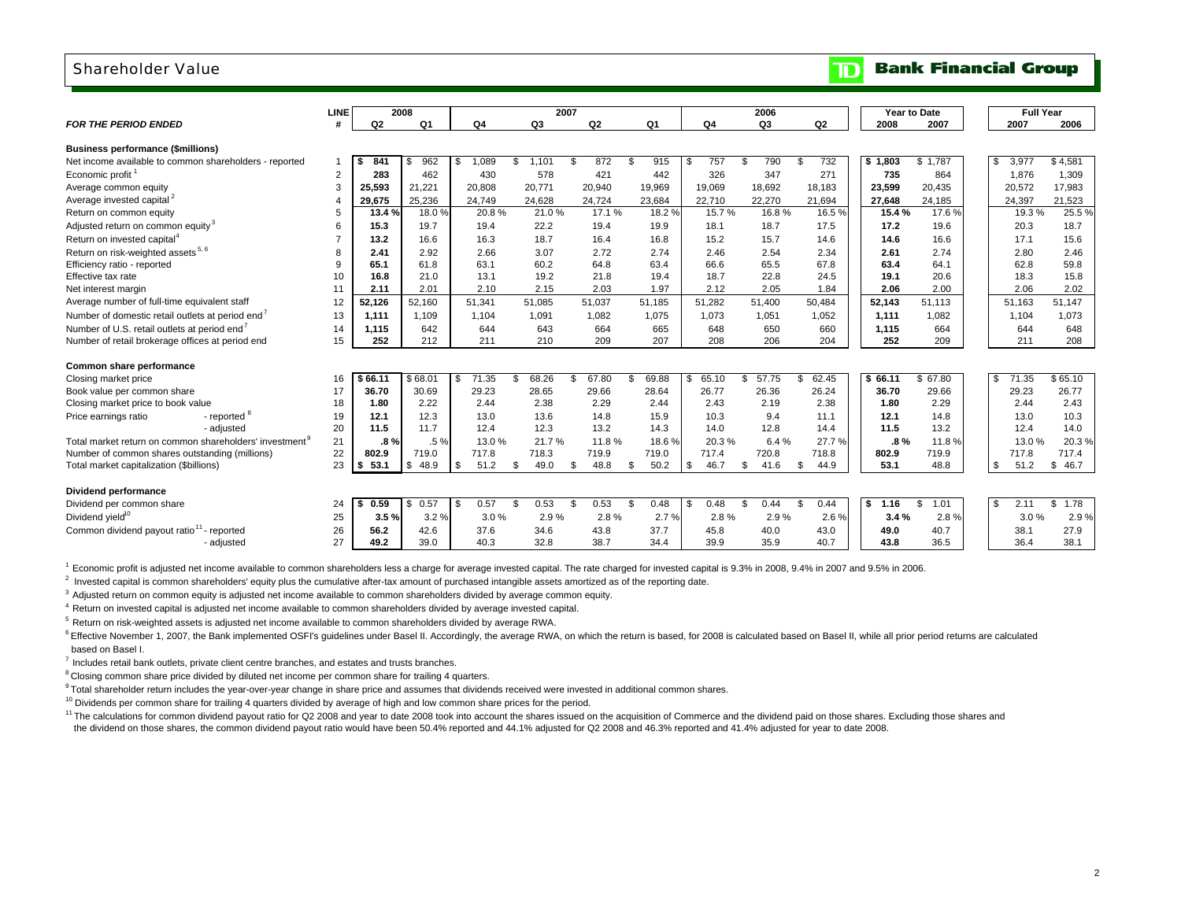## Shareholder Value

**TD Bank Financial Group**

| FOR THE PERIOD ENDED | LINE # | 2008 Q2 | 2008 Q1 | 2007 Q4 | 2007 Q3 | 2007 Q2 | 2007 Q1 | 2006 Q4 | 2006 Q3 | 2006 Q2 | Year to Date 2008 | Year to Date 2007 | Full Year 2007 | Full Year 2006 |
|---|---|---|---|---|---|---|---|---|---|---|---|---|---|---|
| **Business performance ($millions)** | | | | | | | | | | | | | | |
| Net income available to common shareholders - reported | 1 | $ 841 | $ 962 | $ 1,089 | $ 1,101 | $ 872 | $ 915 | $ 757 | $ 790 | $ 732 | $ 1,803 | $ 1,787 | $ 3,977 | $ 4,581 |
| Economic profit [1] | 2 | 283 | 462 | 430 | 578 | 421 | 442 | 326 | 347 | 271 | 735 | 864 | 1,876 | 1,309 |
| Average common equity | 3 | 25,593 | 21,221 | 20,808 | 20,771 | 20,940 | 19,969 | 19,069 | 18,692 | 18,183 | 23,599 | 20,435 | 20,572 | 17,983 |
| Average invested capital [2] | 4 | 29,675 | 25,236 | 24,749 | 24,628 | 24,724 | 23,684 | 22,710 | 22,270 | 21,694 | 27,648 | 24,185 | 24,397 | 21,523 |
| Return on common equity | 5 | 13.4 % | 18.0 % | 20.8 % | 21.0 % | 17.1 % | 18.2 % | 15.7 % | 16.8 % | 16.5 % | 15.4 % | 17.6 % | 19.3 % | 25.5 % |
| Adjusted return on common equity [3] | 6 | 15.3 | 19.7 | 19.4 | 22.2 | 19.4 | 19.9 | 18.1 | 18.7 | 17.5 | 17.2 | 19.6 | 20.3 | 18.7 |
| Return on invested capital [4] | 7 | 13.2 | 16.6 | 16.3 | 18.7 | 16.4 | 16.8 | 15.2 | 15.7 | 14.6 | 14.6 | 16.6 | 17.1 | 15.6 |
| Return on risk-weighted assets [5, 6] | 8 | 2.41 | 2.92 | 2.66 | 3.07 | 2.72 | 2.74 | 2.46 | 2.54 | 2.34 | 2.61 | 2.74 | 2.80 | 2.46 |
| Efficiency ratio - reported | 9 | 65.1 | 61.8 | 63.1 | 60.2 | 64.8 | 63.4 | 66.6 | 65.5 | 67.8 | 63.4 | 64.1 | 62.8 | 59.8 |
| Effective tax rate | 10 | 16.8 | 21.0 | 13.1 | 19.2 | 21.8 | 19.4 | 18.7 | 22.8 | 24.5 | 19.1 | 20.6 | 18.3 | 15.8 |
| Net interest margin | 11 | 2.11 | 2.01 | 2.10 | 2.15 | 2.03 | 1.97 | 2.12 | 2.05 | 1.84 | 2.06 | 2.00 | 2.06 | 2.02 |
| Average number of full-time equivalent staff | 12 | 52,126 | 52,160 | 51,341 | 51,085 | 51,037 | 51,185 | 51,282 | 51,400 | 50,484 | 52,143 | 51,113 | 51,163 | 51,147 |
| Number of domestic retail outlets at period end [7] | 13 | 1,111 | 1,109 | 1,104 | 1,091 | 1,082 | 1,075 | 1,073 | 1,051 | 1,052 | 1,111 | 1,082 | 1,104 | 1,073 |
| Number of U.S. retail outlets at period end [7] | 14 | 1,115 | 642 | 644 | 643 | 664 | 665 | 648 | 650 | 660 | 1,115 | 664 | 644 | 648 |
| Number of retail brokerage offices at period end | 15 | 252 | 212 | 211 | 210 | 209 | 207 | 208 | 206 | 204 | 252 | 209 | 211 | 208 |
| **Common share performance** | | | | | | | | | | | | | | |
| Closing market price | 16 | $ 66.11 | $ 68.01 | $ 71.35 | $ 68.26 | $ 67.80 | $ 69.88 | $ 65.10 | $ 57.75 | $ 62.45 | $ 66.11 | $ 67.80 | $ 71.35 | $ 65.10 |
| Book value per common share | 17 | 36.70 | 30.69 | 29.23 | 28.65 | 29.66 | 28.64 | 26.77 | 26.36 | 26.24 | 36.70 | 29.66 | 29.23 | 26.77 |
| Closing market price to book value | 18 | 1.80 | 2.22 | 2.44 | 2.38 | 2.29 | 2.44 | 2.43 | 2.19 | 2.38 | 1.80 | 2.29 | 2.44 | 2.43 |
| Price earnings ratio - reported [8] | 19 | 12.1 | 12.3 | 13.0 | 13.6 | 14.8 | 15.9 | 10.3 | 9.4 | 11.1 | 12.1 | 14.8 | 13.0 | 10.3 |
| Price earnings ratio - adjusted | 20 | 11.5 | 11.7 | 12.4 | 12.3 | 13.2 | 14.3 | 14.0 | 12.8 | 14.4 | 11.5 | 13.2 | 12.4 | 14.0 |
| Total market return on common shareholders' investment [9] | 21 | .8 % | .5 % | 13.0 % | 21.7 % | 11.8 % | 18.6 % | 20.3 % | 6.4 % | 27.7 % | .8 % | 11.8 % | 13.0 % | 20.3 % |
| Number of common shares outstanding (millions) | 22 | 802.9 | 719.0 | 717.8 | 718.3 | 719.9 | 719.0 | 717.4 | 720.8 | 718.8 | 802.9 | 719.9 | 717.8 | 717.4 |
| Total market capitalization ($billions) | 23 | $ 53.1 | $ 48.9 | $ 51.2 | $ 49.0 | $ 48.8 | $ 50.2 | $ 46.7 | $ 41.6 | $ 44.9 | 53.1 | 48.8 | $ 51.2 | $ 46.7 |
| **Dividend performance** | | | | | | | | | | | | | | |
| Dividend per common share | 24 | $ 0.59 | $ 0.57 | $ 0.57 | $ 0.53 | $ 0.53 | $ 0.48 | $ 0.48 | $ 0.44 | $ 0.44 | $ 1.16 | $ 1.01 | $ 2.11 | $ 1.78 |
| Dividend yield [10] | 25 | 3.5 % | 3.2 % | 3.0 % | 2.9 % | 2.8 % | 2.7 % | 2.8 % | 2.9 % | 2.6 % | 3.4 % | 2.8 % | 3.0 % | 2.9 % |
| Common dividend payout ratio [11] - reported | 26 | 56.2 | 42.6 | 37.6 | 34.6 | 43.8 | 37.7 | 45.8 | 40.0 | 43.0 | 49.0 | 40.7 | 38.1 | 27.9 |
| Common dividend payout ratio - adjusted | 27 | 49.2 | 39.0 | 40.3 | 32.8 | 38.7 | 34.4 | 39.9 | 35.9 | 40.7 | 43.8 | 36.5 | 36.4 | 38.1 |

[1] Economic profit is adjusted net income available to common shareholders less a charge for average invested capital. The rate charged for invested capital is 9.3% in 2008, 9.4% in 2007 and 9.5% in 2006.

[2] Invested capital is common shareholders' equity plus the cumulative after-tax amount of purchased intangible assets amortized as of the reporting date.

[3] Adjusted return on common equity is adjusted net income available to common shareholders divided by average common equity.

[4] Return on invested capital is adjusted net income available to common shareholders divided by average invested capital.

[5] Return on risk-weighted assets is adjusted net income available to common shareholders divided by average RWA.

[6] Effective November 1, 2007, the Bank implemented OSFI's guidelines under Basel II. Accordingly, the average RWA, on which the return is based, for 2008 is calculated based on Basel II, while all prior period returns are calculated based on Basel I.

[7] Includes retail bank outlets, private client centre branches, and estates and trusts branches.

[8] Closing common share price divided by diluted net income per common share for trailing 4 quarters.

[9] Total shareholder return includes the year-over-year change in share price and assumes that dividends received were invested in additional common shares.

[10] Dividends per common share for trailing 4 quarters divided by average of high and low common share prices for the period.

[11] The calculations for common dividend payout ratio for Q2 2008 and year to date 2008 took into account the shares issued on the acquisition of Commerce and the dividend paid on those shares. Excluding those shares and the dividend on those shares, the common dividend payout ratio would have been 50.4% reported and 44.1% adjusted for Q2 2008 and 46.3% reported and 41.4% adjusted for year to date 2008.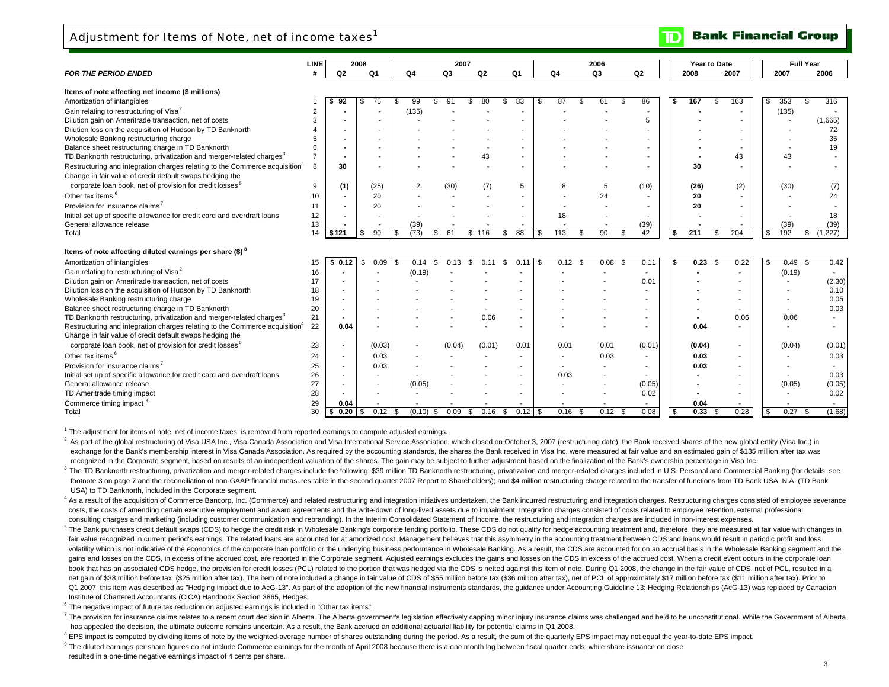# Adjustment for Items of Note, net of income taxes[1]

| FOR THE PERIOD ENDED | LINE # | 2008 Q2 | 2008 Q1 | 2007 Q4 | 2007 Q3 | 2007 Q2 | 2007 Q1 | 2006 Q4 | 2006 Q3 | 2006 Q2 | Year to Date 2008 | Year to Date 2007 | Full Year 2007 | Full Year 2006 |
|---|---|---|---|---|---|---|---|---|---|---|---|---|---|---|
| **Items of note affecting net income ($ millions)** | | | | | | | | | | | | | | |
| Amortization of intangibles | 1 | $ 92 | $ 75 | $ 99 | $ 91 | $ 80 | $ 83 | $ 87 | $ 61 | $ 86 | $ 167 | $ 163 | $ 353 | $ 316 |
| Gain relating to restructuring of Visa[2] | 2 | - | - | (135) | - | - | - | - | - | - | - | - | (135) | - |
| Dilution gain on Ameritrade transaction, net of costs | 3 | - | - | - | - | - | - | - | - | 5 | - | - | - | (1,665) |
| Dilution loss on the acquisition of Hudson by TD Banknorth | 4 | - | - | - | - | - | - | - | - | - | - | - | - | 72 |
| Wholesale Banking restructuring charge | 5 | - | - | - | - | - | - | - | - | - | - | - | - | 35 |
| Balance sheet restructuring charge in TD Banknorth | 6 | - | - | - | - | - | - | - | - | - | - | - | - | 19 |
| TD Banknorth restructuring, privatization and merger-related charges[3] | 7 | - | - | - | - | 43 | - | - | - | - | - | 43 | 43 | - |
| Restructuring and integration charges relating to the Commerce acquisition[4] | 8 | 30 | - | - | - | - | - | - | - | - | 30 | - | - | - |
| Change in fair value of credit default swaps hedging the corporate loan book, net of provision for credit losses[5] | 9 | (1) | (25) | 2 | (30) | (7) | 5 | 8 | 5 | (10) | (26) | (2) | (30) | (7) |
| Other tax items[6] | 10 | - | 20 | - | - | - | - | - | 24 | - | 20 | - | - | 24 |
| Provision for insurance claims[7] | 11 | - | 20 | - | - | - | - | - | - | - | 20 | - | - | - |
| Initial set up of specific allowance for credit card and overdraft loans | 12 | - | - | - | - | - | - | 18 | - | - | - | - | - | 18 |
| General allowance release | 13 | - | - | (39) | - | - | - | - | - | (39) | - | - | (39) | (39) |
| Total | 14 | $ 121 | $ 90 | $ (73) | $ 61 | $ 116 | $ 88 | $ 113 | $ 90 | $ 42 | $ 211 | $ 204 | $ 192 | $ (1,227) |
| **Items of note affecting diluted earnings per share ($)[8]** | | | | | | | | | | | | | | |
| Amortization of intangibles | 15 | $ 0.12 | $ 0.09 | $ 0.14 | $ 0.13 | $ 0.11 | $ 0.11 | $ 0.12 | $ 0.08 | $ 0.11 | $ 0.23 | $ 0.22 | $ 0.49 | $ 0.42 |
| Gain relating to restructuring of Visa[2] | 16 | - | - | (0.19) | - | - | - | - | - | - | - | - | (0.19) | - |
| Dilution gain on Ameritrade transaction, net of costs | 17 | - | - | - | - | - | - | - | - | 0.01 | - | - | - | (2.30) |
| Dilution loss on the acquisition of Hudson by TD Banknorth | 18 | - | - | - | - | - | - | - | - | - | - | - | - | 0.10 |
| Wholesale Banking restructuring charge | 19 | - | - | - | - | - | - | - | - | - | - | - | - | 0.05 |
| Balance sheet restructuring charge in TD Banknorth | 20 | - | - | - | - | - | - | - | - | - | - | - | - | 0.03 |
| TD Banknorth restructuring, privatization and merger-related charges[3] | 21 | - | - | - | - | 0.06 | - | - | - | - | - | 0.06 | 0.06 | - |
| Restructuring and integration charges relating to the Commerce acquisition[4] | 22 | 0.04 | - | - | - | - | - | - | - | - | 0.04 | - | - | - |
| Change in fair value of credit default swaps hedging the corporate loan book, net of provision for credit losses[5] | 23 | - | (0.03) | - | (0.04) | (0.01) | 0.01 | 0.01 | 0.01 | (0.01) | (0.04) | - | (0.04) | (0.01) |
| Other tax items[6] | 24 | - | 0.03 | - | - | - | - | - | 0.03 | - | 0.03 | - | - | 0.03 |
| Provision for insurance claims[7] | 25 | - | 0.03 | - | - | - | - | - | - | - | 0.03 | - | - | - |
| Initial set up of specific allowance for credit card and overdraft loans | 26 | - | - | - | - | - | - | 0.03 | - | - | - | - | - | 0.03 |
| General allowance release | 27 | - | - | (0.05) | - | - | - | - | - | (0.05) | - | - | (0.05) | (0.05) |
| TD Ameritrade timing impact | 28 | - | - | - | - | - | - | - | - | 0.02 | - | - | - | 0.02 |
| Commerce timing impact[9] | 29 | 0.04 | - | - | - | - | - | - | - | - | 0.04 | - | - | - |
| Total | 30 | $ 0.20 | $ 0.12 | $ (0.10) | $ 0.09 | $ 0.16 | $ 0.12 | $ 0.16 | $ 0.12 | $ 0.08 | $ 0.33 | $ 0.28 | $ 0.27 | $ (1.68) |

[1] The adjustment for items of note, net of income taxes, is removed from reported earnings to compute adjusted earnings.

[2] As part of the global restructuring of Visa USA Inc., Visa Canada Association and Visa International Service Association, which closed on October 3, 2007 (restructuring date), the Bank received shares of the new global entity (Visa Inc.) in exchange for the Bank's membership interest in Visa Canada Association. As required by the accounting standards, the shares the Bank received in Visa Inc. were measured at fair value and an estimated gain of $135 million after tax was recognized in the Corporate segment, based on results of an independent valuation of the shares. The gain may be subject to further adjustment based on the finalization of the Bank's ownership percentage in Visa Inc.

[3] The TD Banknorth restructuring, privatization and merger-related charges include the following: $39 million TD Banknorth restructuring, privatization and merger-related charges included in U.S. Personal and Commercial Banking (for details, see footnote 3 on page 7 and the reconciliation of non-GAAP financial measures table in the second quarter 2007 Report to Shareholders); and $4 million restructuring charge related to the transfer of functions from TD Bank USA, N.A. (TD Bank USA) to TD Banknorth, included in the Corporate segment.

[4] As a result of the acquisition of Commerce Bancorp, Inc. (Commerce) and related restructuring and integration initiatives undertaken, the Bank incurred restructuring and integration charges. Restructuring charges consisted of employee severance costs, the costs of amending certain executive employment and award agreements and the write-down of long-lived assets due to impairment. Integration charges consisted of costs related to employee retention, external professional consulting charges and marketing (including customer communication and rebranding). In the Interim Consolidated Statement of Income, the restructuring and integration charges are included in non-interest expenses.

[5] The Bank purchases credit default swaps (CDS) to hedge the credit risk in Wholesale Banking's corporate lending portfolio. These CDS do not qualify for hedge accounting treatment and, therefore, they are measured at fair value with changes in fair value recognized in current period's earnings. The related loans are accounted for at amortized cost. Management believes that this asymmetry in the accounting treatment between CDS and loans would result in periodic profit and loss volatility which is not indicative of the economics of the corporate loan portfolio or the underlying business performance in Wholesale Banking. As a result, the CDS are accounted for on an accrual basis in the Wholesale Banking segment and the gains and losses on the CDS, in excess of the accrued cost, are reported in the Corporate segment. Adjusted earnings excludes the gains and losses on the CDS in excess of the accrued cost. When a credit event occurs in the corporate loan book that has an associated CDS hedge, the provision for credit losses (PCL) related to the portion that was hedged via the CDS is netted against this item of note. During Q1 2008, the change in the fair value of CDS, net of PCL, resulted in a net gain of $38 million before tax ($25 million after tax). The item of note included a change in fair value of CDS of $55 million before tax ($36 million after tax), net of PCL of approximately $17 million before tax ($11 million after tax). Prior to Q1 2007, this item was described as "Hedging impact due to AcG-13". As part of the adoption of the new financial instruments standards, the guidance under Accounting Guideline 13: Hedging Relationships (AcG-13) was replaced by Canadian Institute of Chartered Accountants (CICA) Handbook Section 3865, Hedges.

[6] The negative impact of future tax reduction on adjusted earnings is included in "Other tax items".

[7] The provision for insurance claims relates to a recent court decision in Alberta. The Alberta government's legislation effectively capping minor injury insurance claims was challenged and held to be unconstitutional. While the Government of Alberta has appealed the decision, the ultimate outcome remains uncertain. As a result, the Bank accrued an additional actuarial liability for potential claims in Q1 2008.

[8] EPS impact is computed by dividing items of note by the weighted-average number of shares outstanding during the period. As a result, the sum of the quarterly EPS impact may not equal the year-to-date EPS impact.

[9] The diluted earnings per share figures do not include Commerce earnings for the month of April 2008 because there is a one month lag between fiscal quarter ends, while share issuance on close resulted in a one-time negative earnings impact of 4 cents per share.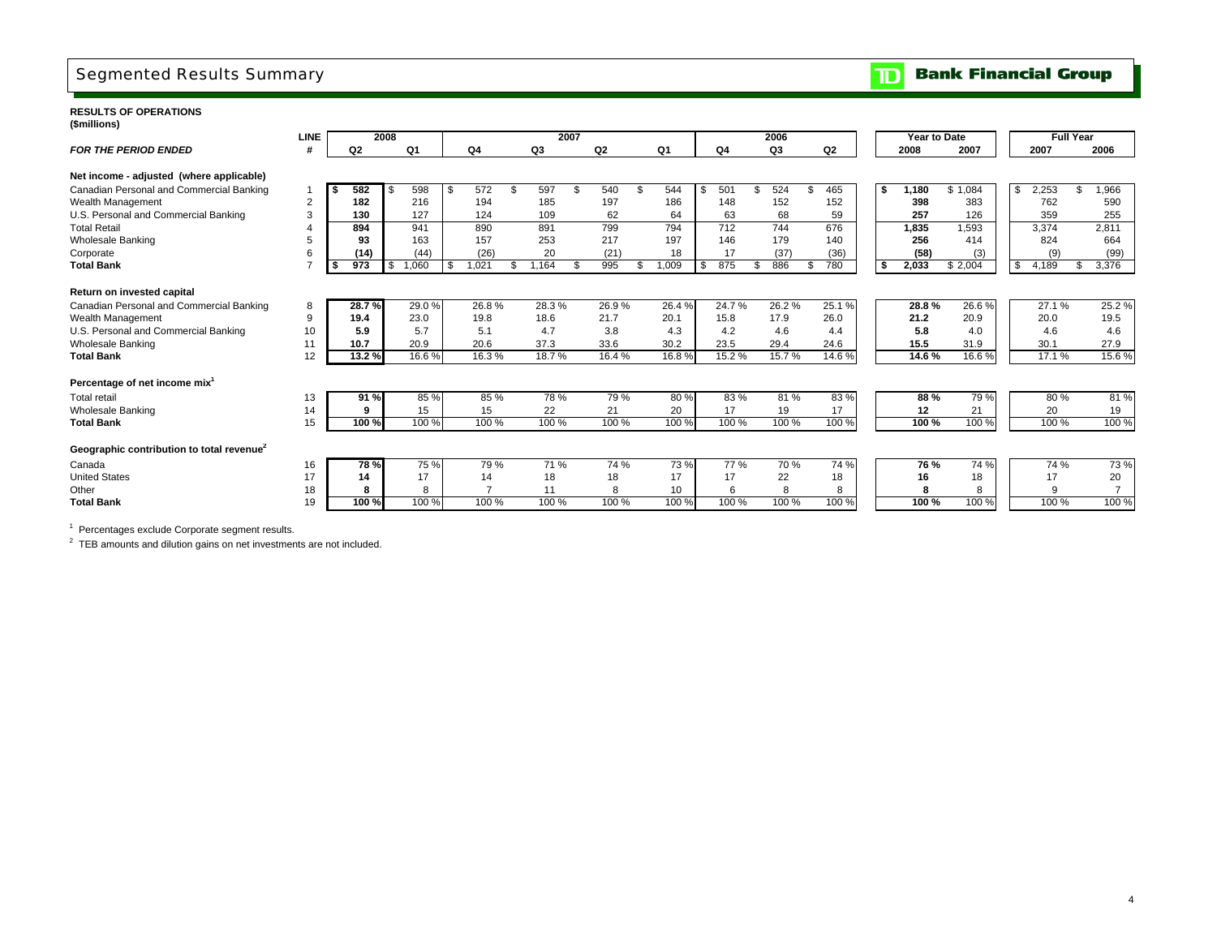# Segmented Results Summary

**Bank Financial Group**

**RESULTS OF OPERATIONS**
**($millions)**

| | LINE | 2008 | | 2007 | | | | 2006 | | | Year to Date | | Full Year | |
|---|---|---|---|---|---|---|---|---|---|---|---|---|---|---|
| ***FOR THE PERIOD ENDED*** | **#** | **Q2** | **Q1** | **Q4** | **Q3** | **Q2** | **Q1** | **Q4** | **Q3** | **Q2** | **2008** | **2007** | **2007** | **2006** |
| **Net income - adjusted (where applicable)** | | | | | | | | | | | | | | |
| Canadian Personal and Commercial Banking | 1 | **$ 582** | $ 598 | $ 572 | $ 597 | $ 540 | $ 544 | $ 501 | $ 524 | $ 465 | **$ 1,180** | $ 1,084 | $ 2,253 | $ 1,966 |
| Wealth Management | 2 | **182** | 216 | 194 | 185 | 197 | 186 | 148 | 152 | 152 | **398** | 383 | 762 | 590 |
| U.S. Personal and Commercial Banking | 3 | **130** | 127 | 124 | 109 | 62 | 64 | 63 | 68 | 59 | **257** | 126 | 359 | 255 |
| Total Retail | 4 | **894** | 941 | 890 | 891 | 799 | 794 | 712 | 744 | 676 | **1,835** | 1,593 | 3,374 | 2,811 |
| Wholesale Banking | 5 | **93** | 163 | 157 | 253 | 217 | 197 | 146 | 179 | 140 | **256** | 414 | 824 | 664 |
| Corporate | 6 | **(14)** | (44) | (26) | 20 | (21) | 18 | 17 | (37) | (36) | **(58)** | (3) | (9) | (99) |
| **Total Bank** | 7 | **$ 973** | $ 1,060 | $ 1,021 | $ 1,164 | $ 995 | $ 1,009 | $ 875 | $ 886 | $ 780 | **$ 2,033** | $ 2,004 | $ 4,189 | $ 3,376 |
| **Return on invested capital** | | | | | | | | | | | | | | |
| Canadian Personal and Commercial Banking | 8 | **28.7 %** | 29.0 % | 26.8 % | 28.3 % | 26.9 % | 26.4 % | 24.7 % | 26.2 % | 25.1 % | **28.8 %** | 26.6 % | 27.1 % | 25.2 % |
| Wealth Management | 9 | **19.4** | 23.0 | 19.8 | 18.6 | 21.7 | 20.1 | 15.8 | 17.9 | 26.0 | **21.2** | 20.9 | 20.0 | 19.5 |
| U.S. Personal and Commercial Banking | 10 | **5.9** | 5.7 | 5.1 | 4.7 | 3.8 | 4.3 | 4.2 | 4.6 | 4.4 | **5.8** | 4.0 | 4.6 | 4.6 |
| Wholesale Banking | 11 | **10.7** | 20.9 | 20.6 | 37.3 | 33.6 | 30.2 | 23.5 | 29.4 | 24.6 | **15.5** | 31.9 | 30.1 | 27.9 |
| **Total Bank** | 12 | **13.2 %** | 16.6 % | 16.3 % | 18.7 % | 16.4 % | 16.8 % | 15.2 % | 15.7 % | 14.6 % | **14.6 %** | 16.6 % | 17.1 % | 15.6 % |
| **Percentage of net income mix[1]** | | | | | | | | | | | | | | |
| Total retail | 13 | **91 %** | 85 % | 85 % | 78 % | 79 % | 80 % | 83 % | 81 % | 83 % | **88 %** | 79 % | 80 % | 81 % |
| Wholesale Banking | 14 | **9** | 15 | 15 | 22 | 21 | 20 | 17 | 19 | 17 | **12** | 21 | 20 | 19 |
| **Total Bank** | 15 | **100 %** | 100 % | 100 % | 100 % | 100 % | 100 % | 100 % | 100 % | 100 % | **100 %** | 100 % | 100 % | 100 % |
| **Geographic contribution to total revenue[2]** | | | | | | | | | | | | | | |
| Canada | 16 | **78 %** | 75 % | 79 % | 71 % | 74 % | 73 % | 77 % | 70 % | 74 % | **76 %** | 74 % | 74 % | 73 % |
| United States | 17 | **14** | 17 | 14 | 18 | 18 | 17 | 17 | 22 | 18 | **16** | 18 | 17 | 20 |
| Other | 18 | **8** | 8 | 7 | 11 | 8 | 10 | 6 | 8 | 8 | **8** | 8 | 9 | 7 |
| **Total Bank** | 19 | **100 %** | 100 % | 100 % | 100 % | 100 % | 100 % | 100 % | 100 % | 100 % | **100 %** | 100 % | 100 % | 100 % |

[1] Percentages exclude Corporate segment results.

[2] TEB amounts and dilution gains on net investments are not included.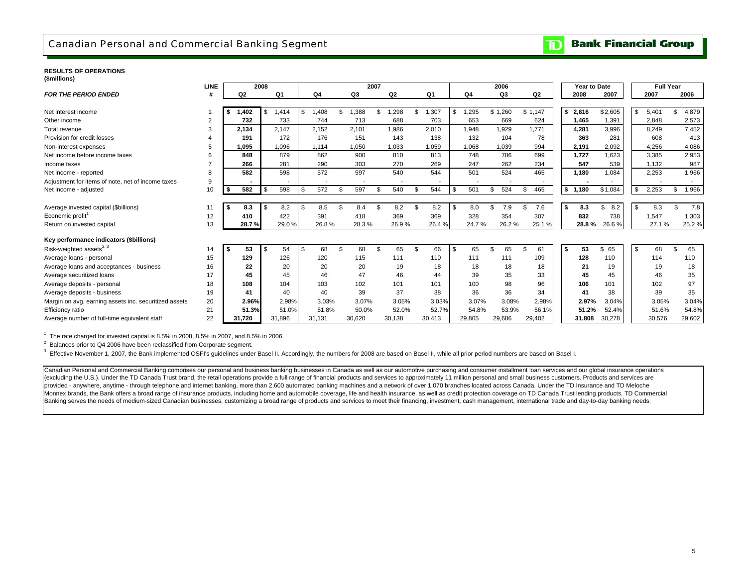# Canadian Personal and Commercial Banking Segment

**TD Bank Financial Group**

**RESULTS OF OPERATIONS**
**($millions)**

| *FOR THE PERIOD ENDED* | LINE # | 2008 Q2 | 2008 Q1 | 2007 Q4 | 2007 Q3 | 2007 Q2 | 2007 Q1 | 2006 Q4 | 2006 Q3 | 2006 Q2 | Year to Date 2008 | Year to Date 2007 | Full Year 2007 | Full Year 2006 |
|---|---|---|---|---|---|---|---|---|---|---|---|---|---|---|
| Net interest income | 1 | **$ 1,402** | $ 1,414 | $ 1,408 | $ 1,388 | $ 1,298 | $ 1,307 | $ 1,295 | $ 1,260 | $ 1,147 | **$ 2,816** | $ 2,605 | $ 5,401 | $ 4,879 |
| Other income | 2 | **732** | 733 | 744 | 713 | 688 | 703 | 653 | 669 | 624 | **1,465** | 1,391 | 2,848 | 2,573 |
| Total revenue | 3 | **2,134** | 2,147 | 2,152 | 2,101 | 1,986 | 2,010 | 1,948 | 1,929 | 1,771 | **4,281** | 3,996 | 8,249 | 7,452 |
| Provision for credit losses | 4 | **191** | 172 | 176 | 151 | 143 | 138 | 132 | 104 | 78 | **363** | 281 | 608 | 413 |
| Non-interest expenses | 5 | **1,095** | 1,096 | 1,114 | 1,050 | 1,033 | 1,059 | 1,068 | 1,039 | 994 | **2,191** | 2,092 | 4,256 | 4,086 |
| Net income before income taxes | 6 | **848** | 879 | 862 | 900 | 810 | 813 | 748 | 786 | 699 | **1,727** | 1,623 | 3,385 | 2,953 |
| Income taxes | 7 | **266** | 281 | 290 | 303 | 270 | 269 | 247 | 262 | 234 | **547** | 539 | 1,132 | 987 |
| Net income - reported | 8 | **582** | 598 | 572 | 597 | 540 | 544 | 501 | 524 | 465 | **1,180** | 1,084 | 2,253 | 1,966 |
| Adjustment for items of note, net of income taxes | 9 | **-** | - | - | - | - | - | - | - | - | **-** | - | - | - |
| Net income - adjusted | 10 | **$ 582** | $ 598 | $ 572 | $ 597 | $ 540 | $ 544 | $ 501 | $ 524 | $ 465 | **$ 1,180** | $ 1,084 | $ 2,253 | $ 1,966 |
| Average invested capital ($billions) | 11 | **$ 8.3** | $ 8.2 | $ 8.5 | $ 8.4 | $ 8.2 | $ 8.2 | $ 8.0 | $ 7.9 | $ 7.6 | **$ 8.3** | $ 8.2 | $ 8.3 | $ 7.8 |
| Economic profit[1] | 12 | **410** | 422 | 391 | 418 | 369 | 369 | 328 | 354 | 307 | **832** | 738 | 1,547 | 1,303 |
| Return on invested capital | 13 | **28.7 %** | 29.0 % | 26.8 % | 28.3 % | 26.9 % | 26.4 % | 24.7 % | 26.2 % | 25.1 % | **28.8 %** | 26.6 % | 27.1 % | 25.2 % |
| **Key performance indicators ($billions)** | | | | | | | | | | | | | | |
| Risk-weighted assets[2, 3] | 14 | **$ 53** | $ 54 | $ 68 | $ 68 | $ 65 | $ 66 | $ 65 | $ 65 | $ 61 | **$ 53** | $ 65 | $ 68 | $ 65 |
| Average loans - personal | 15 | **129** | 126 | 120 | 115 | 111 | 110 | 111 | 111 | 109 | **128** | 110 | 114 | 110 |
| Average loans and acceptances - business | 16 | **22** | 20 | 20 | 20 | 19 | 18 | 18 | 18 | 18 | **21** | 19 | 19 | 18 |
| Average securitized loans | 17 | **45** | 45 | 46 | 47 | 46 | 44 | 39 | 35 | 33 | **45** | 45 | 46 | 35 |
| Average deposits - personal | 18 | **108** | 104 | 103 | 102 | 101 | 101 | 100 | 98 | 96 | **106** | 101 | 102 | 97 |
| Average deposits - business | 19 | **41** | 40 | 40 | 39 | 37 | 38 | 36 | 36 | 34 | **41** | 38 | 39 | 35 |
| Margin on avg. earning assets inc. securitized assets | 20 | **2.96%** | 2.98% | 3.03% | 3.07% | 3.05% | 3.03% | 3.07% | 3.08% | 2.98% | **2.97%** | 3.04% | 3.05% | 3.04% |
| Efficiency ratio | 21 | **51.3%** | 51.0% | 51.8% | 50.0% | 52.0% | 52.7% | 54.8% | 53.9% | 56.1% | **51.2%** | 52.4% | 51.6% | 54.8% |
| Average number of full-time equivalent staff | 22 | **31,720** | 31,896 | 31,131 | 30,620 | 30,138 | 30,413 | 29,805 | 29,686 | 29,402 | **31,808** | 30,278 | 30,576 | 29,602 |

[1] The rate charged for invested capital is 8.5% in 2008, 8.5% in 2007, and 8.5% in 2006.

[2] Balances prior to Q4 2006 have been reclassified from Corporate segment.

[3] Effective November 1, 2007, the Bank implemented OSFI's guidelines under Basel II. Accordingly, the numbers for 2008 are based on Basel II, while all prior period numbers are based on Basel I.

Canadian Personal and Commercial Banking comprises our personal and business banking businesses in Canada as well as our automotive purchasing and consumer installment loan services and our global insurance operations (excluding the U.S.). Under the TD Canada Trust brand, the retail operations provide a full range of financial products and services to approximately 11 million personal and small business customers. Products and services are provided - anywhere, anytime - through telephone and internet banking, more than 2,600 automated banking machines and a network of over 1,070 branches located across Canada. Under the TD Insurance and TD Meloche Monnex brands, the Bank offers a broad range of insurance products, including home and automobile coverage, life and health insurance, as well as credit protection coverage on TD Canada Trust lending products. TD Commercial Banking serves the needs of medium-sized Canadian businesses, customizing a broad range of products and services to meet their financing, investment, cash management, international trade and day-to-day banking needs.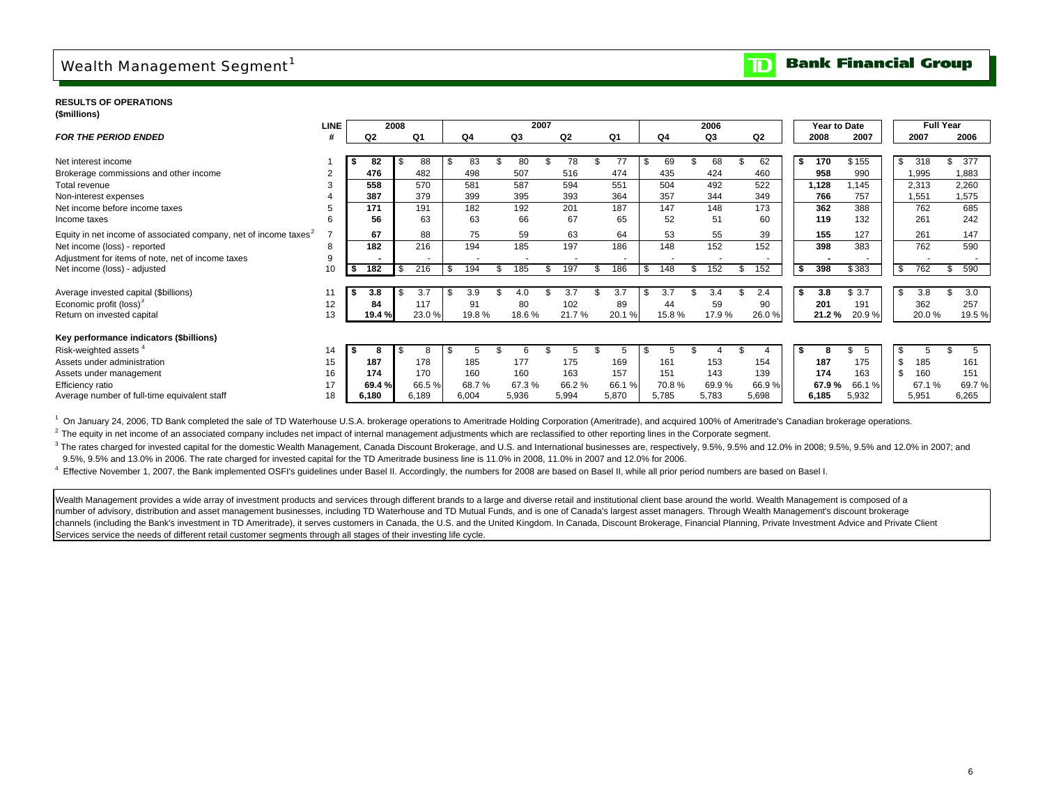# Wealth Management Segment[1]

**RESULTS OF OPERATIONS**
**($millions)**

| FOR THE PERIOD ENDED | LINE # | 2008 Q2 | 2008 Q1 | 2007 Q4 | 2007 Q3 | 2007 Q2 | 2007 Q1 | 2006 Q4 | 2006 Q3 | 2006 Q2 | Year to Date 2008 | Year to Date 2007 | Full Year 2007 | Full Year 2006 |
|---|---|---|---|---|---|---|---|---|---|---|---|---|---|---|
| Net interest income | 1 | **$ 82** | $ 88 | $ 83 | $ 80 | $ 78 | $ 77 | $ 69 | $ 68 | $ 62 | **$ 170** | $ 155 | $ 318 | $ 377 |
| Brokerage commissions and other income | 2 | **476** | 482 | 498 | 507 | 516 | 474 | 435 | 424 | 460 | **958** | 990 | 1,995 | 1,883 |
| Total revenue | 3 | **558** | 570 | 581 | 587 | 594 | 551 | 504 | 492 | 522 | **1,128** | 1,145 | 2,313 | 2,260 |
| Non-interest expenses | 4 | **387** | 379 | 399 | 395 | 393 | 364 | 357 | 344 | 349 | **766** | 757 | 1,551 | 1,575 |
| Net income before income taxes | 5 | **171** | 191 | 182 | 192 | 201 | 187 | 147 | 148 | 173 | **362** | 388 | 762 | 685 |
| Income taxes | 6 | **56** | 63 | 63 | 66 | 67 | 65 | 52 | 51 | 60 | **119** | 132 | 261 | 242 |
| Equity in net income of associated company, net of income taxes[2] | 7 | **67** | 88 | 75 | 59 | 63 | 64 | 53 | 55 | 39 | **155** | 127 | 261 | 147 |
| Net income (loss) - reported | 8 | **182** | 216 | 194 | 185 | 197 | 186 | 148 | 152 | 152 | **398** | 383 | 762 | 590 |
| Adjustment for items of note, net of income taxes | 9 | **-** | - | - | - | - | - | - | - | - | **-** | - | - | - |
| Net income (loss) - adjusted | 10 | **$ 182** | $ 216 | $ 194 | $ 185 | $ 197 | $ 186 | $ 148 | $ 152 | $ 152 | **$ 398** | $ 383 | $ 762 | $ 590 |
| | | | | | | | | | | | | | | |
| Average invested capital ($billions) | 11 | **$ 3.8** | $ 3.7 | $ 3.9 | $ 4.0 | $ 3.7 | $ 3.7 | $ 3.7 | $ 3.4 | $ 2.4 | **$ 3.8** | $ 3.7 | $ 3.8 | $ 3.0 |
| Economic profit (loss)[3] | 12 | **84** | 117 | 91 | 80 | 102 | 89 | 44 | 59 | 90 | **201** | 191 | 362 | 257 |
| Return on invested capital | 13 | **19.4 %** | 23.0 % | 19.8 % | 18.6 % | 21.7 % | 20.1 % | 15.8 % | 17.9 % | 26.0 % | **21.2 %** | 20.9 % | 20.0 % | 19.5 % |
| **Key performance indicators ($billions)** | | | | | | | | | | | | | | |
| Risk-weighted assets[4] | 14 | **$ 8** | $ 8 | $ 5 | $ 6 | $ 5 | $ 5 | $ 5 | $ 4 | $ 4 | **$ 8** | $ 5 | $ 5 | $ 5 |
| Assets under administration | 15 | **187** | 178 | 185 | 177 | 175 | 169 | 161 | 153 | 154 | **187** | 175 | $ 185 | 161 |
| Assets under management | 16 | **174** | 170 | 160 | 160 | 163 | 157 | 151 | 143 | 139 | **174** | 163 | $ 160 | 151 |
| Efficiency ratio | 17 | **69.4 %** | 66.5 % | 68.7 % | 67.3 % | 66.2 % | 66.1 % | 70.8 % | 69.9 % | 66.9 % | **67.9 %** | 66.1 % | 67.1 % | 69.7 % |
| Average number of full-time equivalent staff | 18 | **6,180** | 6,189 | 6,004 | 5,936 | 5,994 | 5,870 | 5,785 | 5,783 | 5,698 | **6,185** | 5,932 | 5,951 | 6,265 |

[1] On January 24, 2006, TD Bank completed the sale of TD Waterhouse U.S.A. brokerage operations to Ameritrade Holding Corporation (Ameritrade), and acquired 100% of Ameritrade's Canadian brokerage operations.

[2] The equity in net income of an associated company includes net impact of internal management adjustments which are reclassified to other reporting lines in the Corporate segment.

[3] The rates charged for invested capital for the domestic Wealth Management, Canada Discount Brokerage, and U.S. and International businesses are, respectively, 9.5%, 9.5% and 12.0% in 2008; 9.5%, 9.5% and 12.0% in 2007; and 9.5%, 9.5% and 13.0% in 2006. The rate charged for invested capital for the TD Ameritrade business line is 11.0% in 2008, 11.0% in 2007 and 12.0% for 2006.

[4] Effective November 1, 2007, the Bank implemented OSFI's guidelines under Basel II. Accordingly, the numbers for 2008 are based on Basel II, while all prior period numbers are based on Basel I.

Wealth Management provides a wide array of investment products and services through different brands to a large and diverse retail and institutional client base around the world. Wealth Management is composed of a number of advisory, distribution and asset management businesses, including TD Waterhouse and TD Mutual Funds, and is one of Canada's largest asset managers. Through Wealth Management's discount brokerage channels (including the Bank's investment in TD Ameritrade), it serves customers in Canada, the U.S. and the United Kingdom. In Canada, Discount Brokerage, Financial Planning, Private Investment Advice and Private Client Services service the needs of different retail customer segments through all stages of their investing life cycle.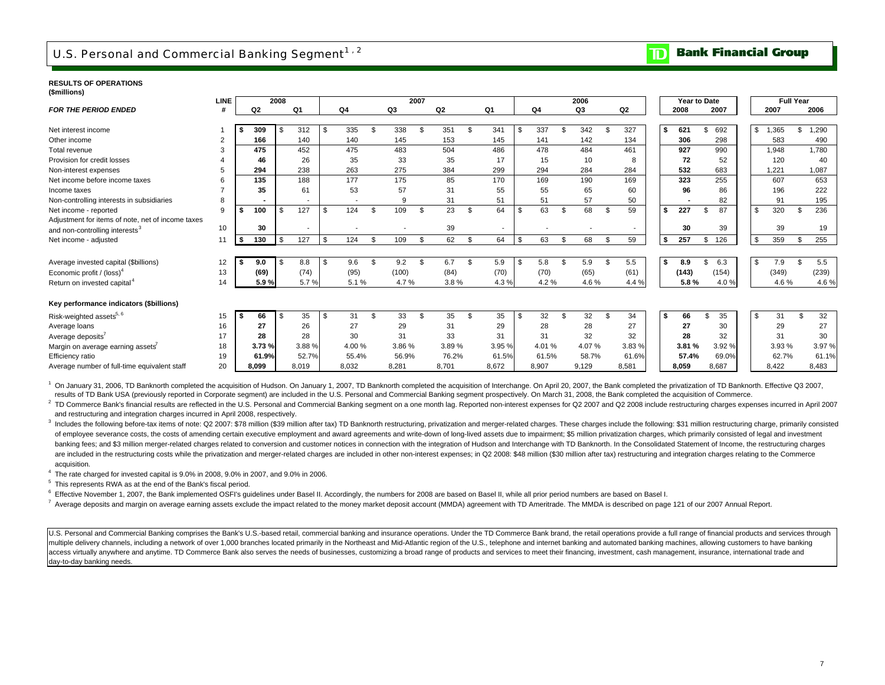# U.S. Personal and Commercial Banking Segment[1,2]

**TD Bank Financial Group**

**RESULTS OF OPERATIONS**
**($millions)**

| *FOR THE PERIOD ENDED* | LINE # | 2008 Q2 | 2008 Q1 | 2007 Q4 | 2007 Q3 | 2007 Q2 | 2007 Q1 | 2006 Q4 | 2006 Q3 | 2006 Q2 | Year to Date 2008 | Year to Date 2007 | Full Year 2007 | Full Year 2006 |
|---|---|---|---|---|---|---|---|---|---|---|---|---|---|---|
| Net interest income | 1 | **$ 309** | $ 312 | $ 335 | $ 338 | $ 351 | $ 341 | $ 337 | $ 342 | $ 327 | **$ 621** | $ 692 | $ 1,365 | $ 1,290 |
| Other income | 2 | **166** | 140 | 140 | 145 | 153 | 145 | 141 | 142 | 134 | **306** | 298 | 583 | 490 |
| Total revenue | 3 | **475** | 452 | 475 | 483 | 504 | 486 | 478 | 484 | 461 | **927** | 990 | 1,948 | 1,780 |
| Provision for credit losses | 4 | **46** | 26 | 35 | 33 | 35 | 17 | 15 | 10 | 8 | **72** | 52 | 120 | 40 |
| Non-interest expenses | 5 | **294** | 238 | 263 | 275 | 384 | 299 | 294 | 284 | 284 | **532** | 683 | 1,221 | 1,087 |
| Net income before income taxes | 6 | **135** | 188 | 177 | 175 | 85 | 170 | 169 | 190 | 169 | **323** | 255 | 607 | 653 |
| Income taxes | 7 | **35** | 61 | 53 | 57 | 31 | 55 | 55 | 65 | 60 | **96** | 86 | 196 | 222 |
| Non-controlling interests in subsidiaries | 8 | **-** | - | - | 9 | 31 | 51 | 51 | 57 | 50 | **-** | 82 | 91 | 195 |
| Net income - reported | 9 | **$ 100** | $ 127 | $ 124 | $ 109 | $ 23 | $ 64 | $ 63 | $ 68 | $ 59 | **$ 227** | $ 87 | $ 320 | $ 236 |
| Adjustment for items of note, net of income taxes and non-controlling interests[3] | 10 | **30** | - | - | - | 39 | - | - | - | - | **30** | 39 | 39 | 19 |
| Net income - adjusted | 11 | **$ 130** | $ 127 | $ 124 | $ 109 | $ 62 | $ 64 | $ 63 | $ 68 | $ 59 | **$ 257** | $ 126 | $ 359 | $ 255 |
| | | | | | | | | | | | | | | |
| Average invested capital ($billions) | 12 | **$ 9.0** | $ 8.8 | $ 9.6 | $ 9.2 | $ 6.7 | $ 5.9 | $ 5.8 | $ 5.9 | $ 5.5 | **$ 8.9** | $ 6.3 | $ 7.9 | $ 5.5 |
| Economic profit / (loss)[4] | 13 | **(69)** | (74) | (95) | (100) | (84) | (70) | (70) | (65) | (61) | **(143)** | (154) | (349) | (239) |
| Return on invested capital[4] | 14 | **5.9 %** | 5.7 % | 5.1 % | 4.7 % | 3.8 % | 4.3 % | 4.2 % | 4.6 % | 4.4 % | **5.8 %** | 4.0 % | 4.6 % | 4.6 % |
| **Key performance indicators ($billions)** | | | | | | | | | | | | | | |
| Risk-weighted assets[5,6] | 15 | **$ 66** | $ 35 | $ 31 | $ 33 | $ 35 | $ 35 | $ 32 | $ 32 | $ 34 | **$ 66** | $ 35 | $ 31 | $ 32 |
| Average loans | 16 | **27** | 26 | 27 | 29 | 31 | 29 | 28 | 28 | 27 | **27** | 30 | 29 | 27 |
| Average deposits[7] | 17 | **28** | 28 | 30 | 31 | 33 | 31 | 31 | 32 | 32 | **28** | 32 | 31 | 30 |
| Margin on average earning assets[7] | 18 | **3.73 %** | 3.88 % | 4.00 % | 3.86 % | 3.89 % | 3.95 % | 4.01 % | 4.07 % | 3.83 % | **3.81 %** | 3.92 % | 3.93 % | 3.97 % |
| Efficiency ratio | 19 | **61.9%** | 52.7% | 55.4% | 56.9% | 76.2% | 61.5% | 61.5% | 58.7% | 61.6% | **57.4%** | 69.0% | 62.7% | 61.1% |
| Average number of full-time equivalent staff | 20 | **8,099** | 8,019 | 8,032 | 8,281 | 8,701 | 8,672 | 8,907 | 9,129 | 8,581 | **8,059** | 8,687 | 8,422 | 8,483 |

[1] On January 31, 2006, TD Banknorth completed the acquisition of Hudson. On January 1, 2007, TD Banknorth completed the acquisition of Interchange. On April 20, 2007, the Bank completed the privatization of TD Banknorth. Effective Q3 2007, results of TD Bank USA (previously reported in Corporate segment) are included in the U.S. Personal and Commercial Banking segment prospectively. On March 31, 2008, the Bank completed the acquisition of Commerce.

[2] TD Commerce Bank's financial results are reflected in the U.S. Personal and Commercial Banking segment on a one month lag. Reported non-interest expenses for Q2 2007 and Q2 2008 include restructuring charges expenses incurred in April 2007 and restructuring and integration charges incurred in April 2008, respectively.

[3] Includes the following before-tax items of note: Q2 2007: $78 million ($39 million after tax) TD Banknorth restructuring, privatization and merger-related charges. These charges include the following: $31 million restructuring charge, primarily consisted of employee severance costs, the costs of amending certain executive employment and award agreements and write-down of long-lived assets due to impairment; $5 million privatization charges, which primarily consisted of legal and investment banking fees; and $3 million merger-related charges related to conversion and customer notices in connection with the integration of Hudson and Interchange with TD Banknorth. In the Consolidated Statement of Income, the restructuring charges are included in the restructuring costs while the privatization and merger-related charges are included in other non-interest expenses; in Q2 2008: $48 million ($30 million after tax) restructuring and integration charges relating to the Commerce acquisition.

[4] The rate charged for invested capital is 9.0% in 2008, 9.0% in 2007, and 9.0% in 2006.

[5] This represents RWA as at the end of the Bank's fiscal period.

[6] Effective November 1, 2007, the Bank implemented OSFI's guidelines under Basel II. Accordingly, the numbers for 2008 are based on Basel II, while all prior period numbers are based on Basel I.

[7] Average deposits and margin on average earning assets exclude the impact related to the money market deposit account (MMDA) agreement with TD Ameritrade. The MMDA is described on page 121 of our 2007 Annual Report.

U.S. Personal and Commercial Banking comprises the Bank's U.S.-based retail, commercial banking and insurance operations. Under the TD Commerce Bank brand, the retail operations provide a full range of financial products and services through multiple delivery channels, including a network of over 1,000 branches located primarily in the Northeast and Mid-Atlantic region of the U.S., telephone and internet banking and automated banking machines, allowing customers to have banking access virtually anywhere and anytime. TD Commerce Bank also serves the needs of businesses, customizing a broad range of products and services to meet their financing, investment, cash management, insurance, international trade and day-to-day banking needs.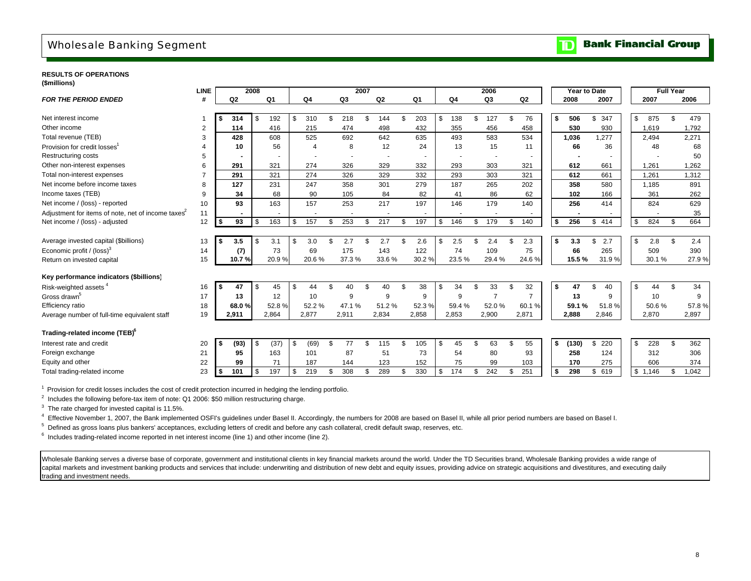# Wholesale Banking Segment

**RESULTS OF OPERATIONS**
**($millions)**

| *FOR THE PERIOD ENDED* | LINE # | 2008 Q2 | 2008 Q1 | 2007 Q4 | 2007 Q3 | 2007 Q2 | 2007 Q1 | 2006 Q4 | 2006 Q3 | 2006 Q2 | Year to Date 2008 | Year to Date 2007 | Full Year 2007 | Full Year 2006 |
|---|---|---|---|---|---|---|---|---|---|---|---|---|---|---|
| Net interest income | 1 | **$ 314** | $ 192 | $ 310 | $ 218 | $ 144 | $ 203 | $ 138 | $ 127 | $ 76 | **$ 506** | $ 347 | $ 875 | $ 479 |
| Other income | 2 | **114** | 416 | 215 | 474 | 498 | 432 | 355 | 456 | 458 | **530** | 930 | 1,619 | 1,792 |
| Total revenue (TEB) | 3 | **428** | 608 | 525 | 692 | 642 | 635 | 493 | 583 | 534 | **1,036** | 1,277 | 2,494 | 2,271 |
| Provision for credit losses[1] | 4 | **10** | 56 | 4 | 8 | 12 | 24 | 13 | 15 | 11 | **66** | 36 | 48 | 68 |
| Restructuring costs | 5 | **-** | - | - | - | - | - | - | - | - | **-** | - | - | 50 |
| Other non-interest expenses | 6 | **291** | 321 | 274 | 326 | 329 | 332 | 293 | 303 | 321 | **612** | 661 | 1,261 | 1,262 |
| Total non-interest expenses | 7 | **291** | 321 | 274 | 326 | 329 | 332 | 293 | 303 | 321 | **612** | 661 | 1,261 | 1,312 |
| Net income before income taxes | 8 | **127** | 231 | 247 | 358 | 301 | 279 | 187 | 265 | 202 | **358** | 580 | 1,185 | 891 |
| Income taxes (TEB) | 9 | **34** | 68 | 90 | 105 | 84 | 82 | 41 | 86 | 62 | **102** | 166 | 361 | 262 |
| Net income / (loss) - reported | 10 | **93** | 163 | 157 | 253 | 217 | 197 | 146 | 179 | 140 | **256** | 414 | 824 | 629 |
| Adjustment for items of note, net of income taxes[2] | 11 | **-** | - | - | - | - | - | - | - | - | **-** | - | - | 35 |
| Net income / (loss) - adjusted | 12 | **$ 93** | $ 163 | $ 157 | $ 253 | $ 217 | $ 197 | $ 146 | $ 179 | $ 140 | **$ 256** | $ 414 | $ 824 | $ 664 |
| | | | | | | | | | | | | | | |
| Average invested capital ($billions) | 13 | **$ 3.5** | $ 3.1 | $ 3.0 | $ 2.7 | $ 2.7 | $ 2.6 | $ 2.5 | $ 2.4 | $ 2.3 | **$ 3.3** | $ 2.7 | $ 2.8 | $ 2.4 |
| Economic profit / (loss)[3] | 14 | **(7)** | 73 | 69 | 175 | 143 | 122 | 74 | 109 | 75 | **66** | 265 | 509 | 390 |
| Return on invested capital | 15 | **10.7 %** | 20.9 % | 20.6 % | 37.3 % | 33.6 % | 30.2 % | 23.5 % | 29.4 % | 24.6 % | **15.5 %** | 31.9 % | 30.1 % | 27.9 % |
| **Key performance indicators ($billions)** | | | | | | | | | | | | | | |
| Risk-weighted assets[4] | 16 | **$ 47** | $ 45 | $ 44 | $ 40 | $ 40 | $ 38 | $ 34 | $ 33 | $ 32 | **$ 47** | $ 40 | $ 44 | $ 34 |
| Gross drawn[5] | 17 | **13** | 12 | 10 | 9 | 9 | 9 | 9 | 7 | 7 | **13** | 9 | 10 | 9 |
| Efficiency ratio | 18 | **68.0 %** | 52.8 % | 52.2 % | 47.1 % | 51.2 % | 52.3 % | 59.4 % | 52.0 % | 60.1 % | **59.1 %** | 51.8 % | 50.6 % | 57.8 % |
| Average number of full-time equivalent staff | 19 | **2,911** | 2,864 | 2,877 | 2,911 | 2,834 | 2,858 | 2,853 | 2,900 | 2,871 | **2,888** | 2,846 | 2,870 | 2,897 |
| **Trading-related income (TEB)[6]** | | | | | | | | | | | | | | |
| Interest rate and credit | 20 | **$ (93)** | $ (37) | $ (69) | $ 77 | $ 115 | $ 105 | $ 45 | $ 63 | $ 55 | **$ (130)** | $ 220 | $ 228 | $ 362 |
| Foreign exchange | 21 | **95** | 163 | 101 | 87 | 51 | 73 | 54 | 80 | 93 | **258** | 124 | 312 | 306 |
| Equity and other | 22 | **99** | 71 | 187 | 144 | 123 | 152 | 75 | 99 | 103 | **170** | 275 | 606 | 374 |
| Total trading-related income | 23 | **$ 101** | $ 197 | $ 219 | $ 308 | $ 289 | $ 330 | $ 174 | $ 242 | $ 251 | **$ 298** | $ 619 | $ 1,146 | $ 1,042 |

[1] Provision for credit losses includes the cost of credit protection incurred in hedging the lending portfolio.

[2] Includes the following before-tax item of note: Q1 2006: $50 million restructuring charge.

[3] The rate charged for invested capital is 11.5%.

[4] Effective November 1, 2007, the Bank implemented OSFI's guidelines under Basel II. Accordingly, the numbers for 2008 are based on Basel II, while all prior period numbers are based on Basel I.

[5] Defined as gross loans plus bankers' acceptances, excluding letters of credit and before any cash collateral, credit default swap, reserves, etc.

[6] Includes trading-related income reported in net interest income (line 1) and other income (line 2).

Wholesale Banking serves a diverse base of corporate, government and institutional clients in key financial markets around the world. Under the TD Securities brand, Wholesale Banking provides a wide range of capital markets and investment banking products and services that include: underwriting and distribution of new debt and equity issues, providing advice on strategic acquisitions and divestitures, and executing daily trading and investment needs.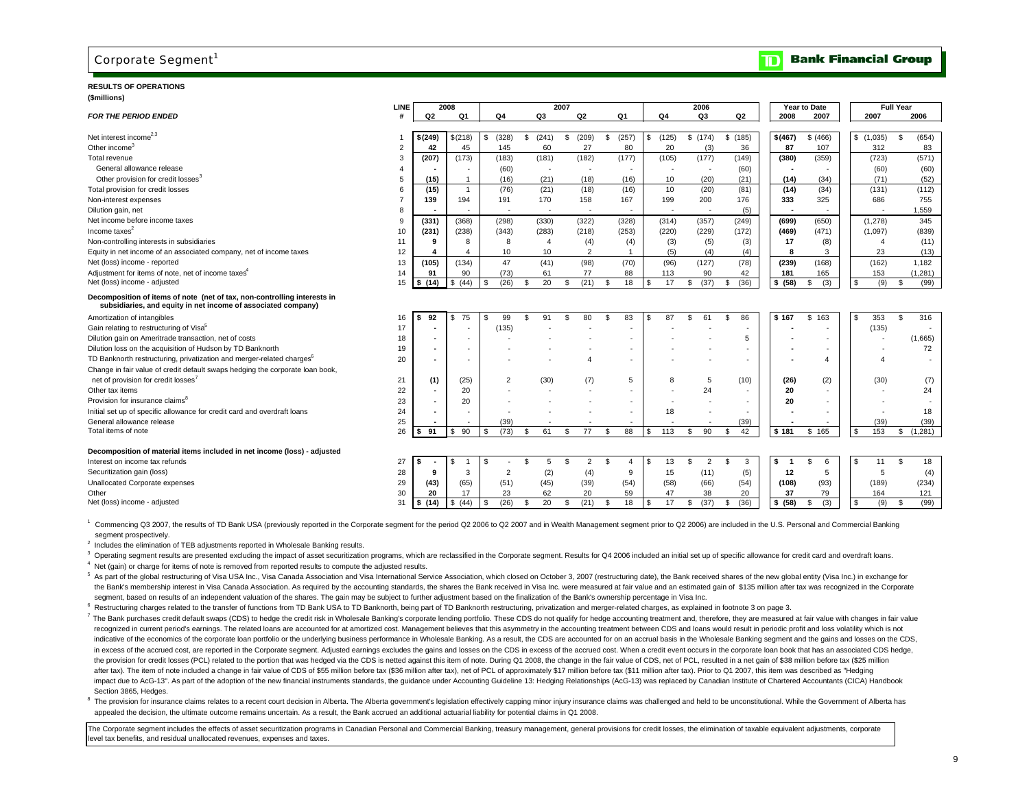# Corporate Segment[1]

**RESULTS OF OPERATIONS**

**($millions)**

| *FOR THE PERIOD ENDED* | LINE # | 2008 Q2 | 2008 Q1 | 2007 Q4 | 2007 Q3 | 2007 Q2 | 2007 Q1 | 2006 Q4 | 2006 Q3 | 2006 Q2 | Year to Date 2008 | Year to Date 2007 | Full Year 2007 | Full Year 2006 |
|---|---|---|---|---|---|---|---|---|---|---|---|---|---|---|
| Net interest income[2,3] | 1 | **$ (249)** | $ (218) | $ (328) | $ (241) | $ (209) | $ (257) | $ (125) | $ (174) | $ (185) | **$ (467)** | $ (466) | $ (1,035) | $ (654) |
| Other income[3] | 2 | **42** | 45 | 145 | 60 | 27 | 80 | 20 | (3) | 36 | **87** | 107 | 312 | 83 |
| Total revenue | 3 | **(207)** | (173) | (183) | (181) | (182) | (177) | (105) | (177) | (149) | **(380)** | (359) | (723) | (571) |
| General allowance release | 4 | **-** | - | (60) | - | - | - | - | - | (60) | **-** | - | (60) | (60) |
| Other provision for credit losses[3] | 5 | **(15)** | 1 | (16) | (21) | (18) | (16) | 10 | (20) | (21) | **(14)** | (34) | (71) | (52) |
| Total provision for credit losses | 6 | **(15)** | 1 | (76) | (21) | (18) | (16) | 10 | (20) | (81) | **(14)** | (34) | (131) | (112) |
| Non-interest expenses | 7 | **139** | 194 | 191 | 170 | 158 | 167 | 199 | 200 | 176 | **333** | 325 | 686 | 755 |
| Dilution gain, net | 8 | **-** | - | - | - | - | - | - | - | (5) | **-** | - | - | 1,559 |
| Net income before income taxes | 9 | **(331)** | (368) | (298) | (330) | (322) | (328) | (314) | (357) | (249) | **(699)** | (650) | (1,278) | 345 |
| Income taxes[2] | 10 | **(231)** | (238) | (343) | (283) | (218) | (253) | (220) | (229) | (172) | **(469)** | (471) | (1,097) | (839) |
| Non-controlling interests in subsidiaries | 11 | **9** | 8 | 8 | 4 | (4) | (4) | (3) | (5) | (3) | **17** | (8) | 4 | (11) |
| Equity in net income of an associated company, net of income taxes | 12 | **4** | 4 | 10 | 10 | 2 | 1 | (5) | (4) | (4) | **8** | 3 | 23 | (13) |
| Net (loss) income - reported | 13 | **(105)** | (134) | 47 | (41) | (98) | (70) | (96) | (127) | (78) | **(239)** | (168) | (162) | 1,182 |
| Adjustment for items of note, net of income taxes[4] | 14 | **91** | 90 | (73) | 61 | 77 | 88 | 113 | 90 | 42 | **181** | 165 | 153 | (1,281) |
| Net (loss) income - adjusted | 15 | **$ (14)** | $ (44) | $ (26) | $ 20 | $ (21) | $ 18 | $ 17 | $ (37) | $ (36) | **$ (58)** | $ (3) | $ (9) | $ (99) |
| **Decomposition of items of note (net of tax, non-controlling interests in subsidiaries, and equity in net income of associated company)** | | | | | | | | | | | | | | |
| Amortization of intangibles | 16 | **$ 92** | $ 75 | $ 99 | $ 91 | $ 80 | $ 83 | $ 87 | $ 61 | $ 86 | **$ 167** | $ 163 | $ 353 | $ 316 |
| Gain relating to restructuring of Visa[5] | 17 | **-** | - | (135) | - | - | - | - | - | - | **-** | - | (135) | - |
| Dilution gain on Ameritrade transaction, net of costs | 18 | **-** | - | - | - | - | - | - | - | 5 | **-** | - | - | (1,665) |
| Dilution loss on the acquisition of Hudson by TD Banknorth | 19 | **-** | - | - | - | - | - | - | - | - | **-** | - | - | 72 |
| TD Banknorth restructuring, privatization and merger-related charges[6] | 20 | **-** | - | - | - | 4 | - | - | - | - | **-** | 4 | 4 | - |
| Change in fair value of credit default swaps hedging the corporate loan book, net of provision for credit losses[7] | 21 | **(1)** | (25) | 2 | (30) | (7) | 5 | 8 | 5 | (10) | **(26)** | (2) | (30) | (7) |
| Other tax items | 22 | **-** | 20 | - | - | - | - | - | 24 | - | **20** | - | - | 24 |
| Provision for insurance claims[8] | 23 | **-** | 20 | - | - | - | - | - | - | - | **20** | - | - | - |
| Initial set up of specific allowance for credit card and overdraft loans | 24 | **-** | - | - | - | - | - | 18 | - | - | **-** | - | - | 18 |
| General allowance release | 25 | **-** | - | (39) | - | - | - | - | - | (39) | **-** | - | (39) | (39) |
| Total items of note | 26 | **$ 91** | $ 90 | $ (73) | $ 61 | $ 77 | $ 88 | $ 113 | $ 90 | $ 42 | **$ 181** | $ 165 | $ 153 | $ (1,281) |
| **Decomposition of material items included in net income (loss) - adjusted** | | | | | | | | | | | | | | |
| Interest on income tax refunds | 27 | **$ -** | $ 1 | $ - | $ 5 | $ 2 | $ 4 | $ 13 | $ 2 | $ 3 | **$ 1** | $ 6 | $ 11 | $ 18 |
| Securitization gain (loss) | 28 | **9** | 3 | 2 | (2) | (4) | 9 | 15 | (11) | (5) | **12** | 5 | 5 | (4) |
| Unallocated Corporate expenses | 29 | **(43)** | (65) | (51) | (45) | (39) | (54) | (58) | (66) | (54) | **(108)** | (93) | (189) | (234) |
| Other | 30 | **20** | 17 | 23 | 62 | 20 | 59 | 47 | 38 | 20 | **37** | 79 | 164 | 121 |
| Net (loss) income - adjusted | 31 | **$ (14)** | $ (44) | $ (26) | $ 20 | $ (21) | $ 18 | $ 17 | $ (37) | $ (36) | **$ (58)** | $ (3) | $ (9) | $ (99) |

[1] Commencing Q3 2007, the results of TD Bank USA (previously reported in the Corporate segment for the period Q2 2006 to Q2 2007 and in Wealth Management segment prior to Q2 2006) are included in the U.S. Personal and Commercial Banking segment prospectively.

[2] Includes the elimination of TEB adjustments reported in Wholesale Banking results.

[3] Operating segment results are presented excluding the impact of asset securitization programs, which are reclassified in the Corporate segment. Results for Q4 2006 included an initial set up of specific allowance for credit card and overdraft loans.

[4] Net (gain) or charge for items of note is removed from reported results to compute the adjusted results.

[5] As part of the global restructuring of Visa USA Inc., Visa Canada Association and Visa International Service Association, which closed on October 3, 2007 (restructuring date), the Bank received shares of the new global entity (Visa Inc.) in exchange for the Bank's membership interest in Visa Canada Association. As required by the accounting standards, the shares the Bank received in Visa Inc. were measured at fair value and an estimated gain of $135 million after tax was recognized in the Corporate segment, based on results of an independent valuation of the shares. The gain may be subject to further adjustment based on the finalization of the Bank's ownership percentage in Visa Inc.

[6] Restructuring charges related to the transfer of functions from TD Bank USA to TD Banknorth, being part of TD Banknorth restructuring, privatization and merger-related charges, as explained in footnote 3 on page 3.

[7] The Bank purchases credit default swaps (CDS) to hedge the credit risk in Wholesale Banking's corporate lending portfolio. These CDS do not qualify for hedge accounting treatment and, therefore, they are measured at fair value with changes in fair value recognized in current period's earnings. The related loans are accounted for at amortized cost. Management believes that this asymmetry in the accounting treatment between CDS and loans would result in periodic profit and loss volatility which is not indicative of the economics of the corporate loan portfolio or the underlying business performance in Wholesale Banking. As a result, the CDS are accounted for on an accrual basis in the Wholesale Banking segment and the gains and losses on the CDS, in excess of the accrued cost, are reported in the Corporate segment. Adjusted earnings excludes the gains and losses on the CDS in excess of the accrued cost. When a credit event occurs in the corporate loan book that has an associated CDS hedge, the provision for credit losses (PCL) related to the portion that was hedged via the CDS is netted against this item of note. During Q1 2008, the change in the fair value of CDS, net of PCL, resulted in a net gain of $38 million before tax ($25 million after tax). The item of note included a change in fair value of CDS of $55 million before tax ($36 million after tax), net of PCL of approximately $17 million before tax ($11 million after tax). Prior to Q1 2007, this item was described as "Hedging impact due to AcG-13". As part of the adoption of the new financial instruments standards, the guidance under Accounting Guideline 13: Hedging Relationships (AcG-13) was replaced by Canadian Institute of Chartered Accountants (CICA) Handbook Section 3865, Hedges.

[8] The provision for insurance claims relates to a recent court decision in Alberta. The Alberta government's legislation effectively capping minor injury insurance claims was challenged and held to be unconstitutional. While the Government of Alberta has appealed the decision, the ultimate outcome remains uncertain. As a result, the Bank accrued an additional actuarial liability for potential claims in Q1 2008.

The Corporate segment includes the effects of asset securitization programs in Canadian Personal and Commercial Banking, treasury management, general provisions for credit losses, the elimination of taxable equivalent adjustments, corporate level tax benefits, and residual unallocated revenues, expenses and taxes.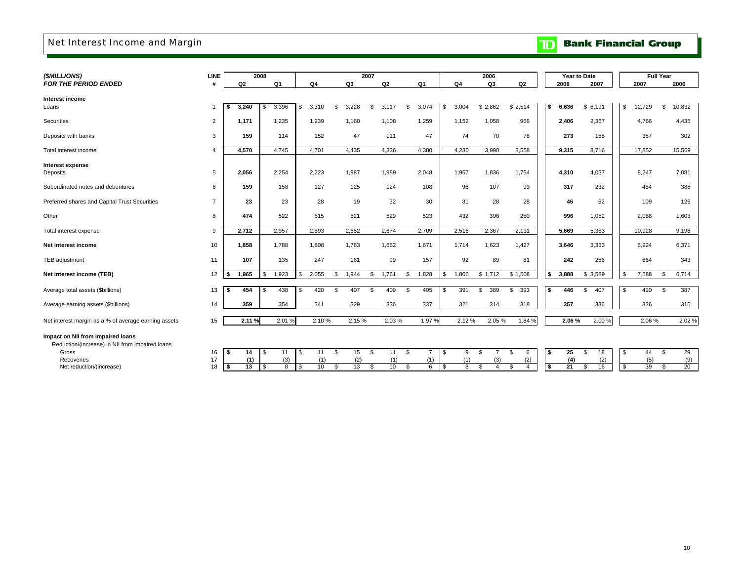# Net Interest Income and Margin

| ($MILLIONS) FOR THE PERIOD ENDED | LINE # | 2008 Q2 | 2008 Q1 | 2007 Q4 | 2007 Q3 | 2007 Q2 | 2007 Q1 | 2006 Q4 | 2006 Q3 | 2006 Q2 | Year to Date 2008 | Year to Date 2007 | Full Year 2007 | Full Year 2006 |
|---|---|---|---|---|---|---|---|---|---|---|---|---|---|---|
| **Interest income** | | | | | | | | | | | | | | |
| Loans | 1 | **$ 3,240** | $ 3,396 | $ 3,310 | $ 3,228 | $ 3,117 | $ 3,074 | $ 3,004 | $ 2,862 | $ 2,514 | **$ 6,636** | $ 6,191 | $ 12,729 | $ 10,832 |
| Securities | 2 | **1,171** | 1,235 | 1,239 | 1,160 | 1,108 | 1,259 | 1,152 | 1,058 | 966 | **2,406** | 2,367 | 4,766 | 4,435 |
| Deposits with banks | 3 | **159** | 114 | 152 | 47 | 111 | 47 | 74 | 70 | 78 | **273** | 158 | 357 | 302 |
| Total interest income | 4 | **4,570** | 4,745 | 4,701 | 4,435 | 4,336 | 4,380 | 4,230 | 3,990 | 3,558 | **9,315** | 8,716 | 17,852 | 15,569 |
| **Interest expense** | | | | | | | | | | | | | | |
| Deposits | 5 | **2,056** | 2,254 | 2,223 | 1,987 | 1,989 | 2,048 | 1,957 | 1,836 | 1,754 | **4,310** | 4,037 | 8,247 | 7,081 |
| Subordinated notes and debentures | 6 | **159** | 158 | 127 | 125 | 124 | 108 | 96 | 107 | 99 | **317** | 232 | 484 | 388 |
| Preferred shares and Capital Trust Securities | 7 | **23** | 23 | 28 | 19 | 32 | 30 | 31 | 28 | 28 | **46** | 62 | 109 | 126 |
| Other | 8 | **474** | 522 | 515 | 521 | 529 | 523 | 432 | 396 | 250 | **996** | 1,052 | 2,088 | 1,603 |
| Total interest expense | 9 | **2,712** | 2,957 | 2,893 | 2,652 | 2,674 | 2,709 | 2,516 | 2,367 | 2,131 | **5,669** | 5,383 | 10,928 | 9,198 |
| **Net interest income** | 10 | **1,858** | 1,788 | 1,808 | 1,783 | 1,662 | 1,671 | 1,714 | 1,623 | 1,427 | **3,646** | 3,333 | 6,924 | 6,371 |
| TEB adjustment | 11 | **107** | 135 | 247 | 161 | 99 | 157 | 92 | 89 | 81 | **242** | 256 | 664 | 343 |
| **Net interest income (TEB)** | 12 | **$ 1,965** | $ 1,923 | $ 2,055 | $ 1,944 | $ 1,761 | $ 1,828 | $ 1,806 | $ 1,712 | $ 1,508 | **$ 3,888** | $ 3,589 | $ 7,588 | $ 6,714 |
| Average total assets ($billions) | 13 | **$ 454** | $ 438 | $ 420 | $ 407 | $ 409 | $ 405 | $ 391 | $ 389 | $ 393 | **$ 446** | $ 407 | $ 410 | $ 387 |
| Average earning assets ($billions) | 14 | **359** | 354 | 341 | 329 | 336 | 337 | 321 | 314 | 318 | **357** | 336 | 336 | 315 |
| Net interest margin as a % of average earning assets | 15 | **2.11 %** | 2.01 % | 2.10 % | 2.15 % | 2.03 % | 1.97 % | 2.12 % | 2.05 % | 1.84 % | **2.06 %** | 2.00 % | 2.06 % | 2.02 % |
| **Impact on NII from impaired loans** | | | | | | | | | | | | | | |
| Reduction/(increase) in NII from impaired loans | | | | | | | | | | | | | | |
| Gross | 16 | **$ 14** | $ 11 | $ 11 | $ 15 | $ 11 | $ 7 | $ 9 | $ 7 | $ 6 | **$ 25** | $ 18 | $ 44 | $ 29 |
| Recoveries | 17 | **(1)** | (3) | (1) | (2) | (1) | (1) | (1) | (3) | (2) | **(4)** | (2) | (5) | (9) |
| Net reduction/(increase) | 18 | **$ 13** | $ 8 | $ 10 | $ 13 | $ 10 | $ 6 | $ 8 | $ 4 | $ 4 | **$ 21** | $ 16 | $ 39 | $ 20 |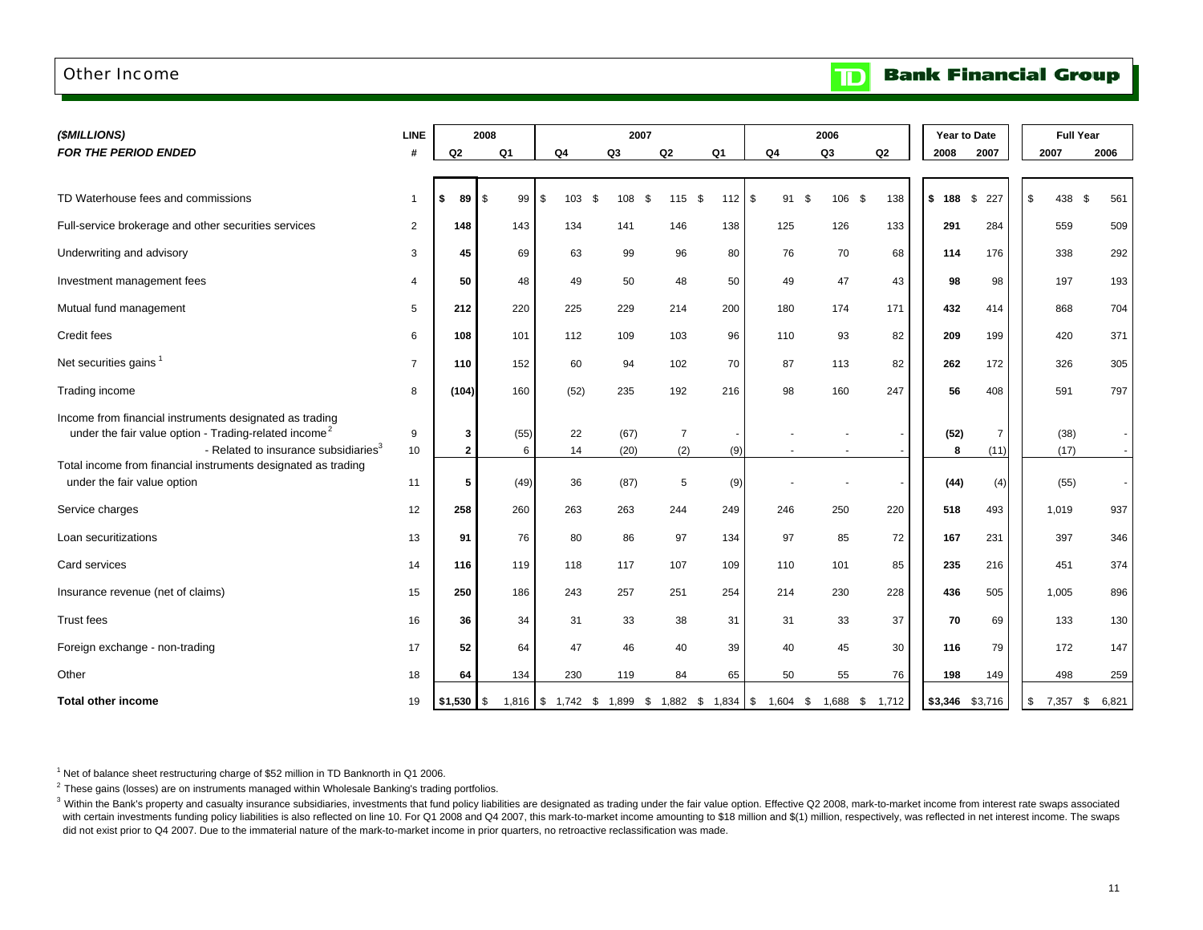# Other Income

**Bank Financial Group**

| *($MILLIONS)* | LINE | 2008 | | 2007 | | | | 2006 | | | Year to Date | | Full Year | |
|---|---|---|---|---|---|---|---|---|---|---|---|---|---|---|
| ***FOR THE PERIOD ENDED*** | **#** | **Q2** | **Q1** | **Q4** | **Q3** | **Q2** | **Q1** | **Q4** | **Q3** | **Q2** | **2008** | **2007** | **2007** | **2006** |
| TD Waterhouse fees and commissions | 1 | **$ 89** | $ 99 | $ 103 | $ 108 | $ 115 | $ 112 | $ 91 | $ 106 | $ 138 | **$ 188** | $ 227 | $ 438 | $ 561 |
| Full-service brokerage and other securities services | 2 | **148** | 143 | 134 | 141 | 146 | 138 | 125 | 126 | 133 | **291** | 284 | 559 | 509 |
| Underwriting and advisory | 3 | **45** | 69 | 63 | 99 | 96 | 80 | 76 | 70 | 68 | **114** | 176 | 338 | 292 |
| Investment management fees | 4 | **50** | 48 | 49 | 50 | 48 | 50 | 49 | 47 | 43 | **98** | 98 | 197 | 193 |
| Mutual fund management | 5 | **212** | 220 | 225 | 229 | 214 | 200 | 180 | 174 | 171 | **432** | 414 | 868 | 704 |
| Credit fees | 6 | **108** | 101 | 112 | 109 | 103 | 96 | 110 | 93 | 82 | **209** | 199 | 420 | 371 |
| Net securities gains [1] | 7 | **110** | 152 | 60 | 94 | 102 | 70 | 87 | 113 | 82 | **262** | 172 | 326 | 305 |
| Trading income | 8 | **(104)** | 160 | (52) | 235 | 192 | 216 | 98 | 160 | 247 | **56** | 408 | 591 | 797 |
| Income from financial instruments designated as trading under the fair value option - Trading-related income [2] | 9 | **3** | (55) | 22 | (67) | 7 | - | - | - | - | **(52)** | 7 | (38) | - |
| - Related to insurance subsidiaries [3] | 10 | **2** | 6 | 14 | (20) | (2) | (9) | - | - | - | **8** | (11) | (17) | - |
| Total income from financial instruments designated as trading under the fair value option | 11 | **5** | (49) | 36 | (87) | 5 | (9) | - | - | - | **(44)** | (4) | (55) | - |
| Service charges | 12 | **258** | 260 | 263 | 263 | 244 | 249 | 246 | 250 | 220 | **518** | 493 | 1,019 | 937 |
| Loan securitizations | 13 | **91** | 76 | 80 | 86 | 97 | 134 | 97 | 85 | 72 | **167** | 231 | 397 | 346 |
| Card services | 14 | **116** | 119 | 118 | 117 | 107 | 109 | 110 | 101 | 85 | **235** | 216 | 451 | 374 |
| Insurance revenue (net of claims) | 15 | **250** | 186 | 243 | 257 | 251 | 254 | 214 | 230 | 228 | **436** | 505 | 1,005 | 896 |
| Trust fees | 16 | **36** | 34 | 31 | 33 | 38 | 31 | 31 | 33 | 37 | **70** | 69 | 133 | 130 |
| Foreign exchange - non-trading | 17 | **52** | 64 | 47 | 46 | 40 | 39 | 40 | 45 | 30 | **116** | 79 | 172 | 147 |
| Other | 18 | **64** | 134 | 230 | 119 | 84 | 65 | 50 | 55 | 76 | **198** | 149 | 498 | 259 |
| **Total other income** | 19 | **$1,530** | $ 1,816 | $ 1,742 | $ 1,899 | $ 1,882 | $ 1,834 | $ 1,604 | $ 1,688 | $ 1,712 | **$3,346** | $3,716 | $ 7,357 | $ 6,821 |

[1] Net of balance sheet restructuring charge of $52 million in TD Banknorth in Q1 2006.

[2] These gains (losses) are on instruments managed within Wholesale Banking's trading portfolios.

[3] Within the Bank's property and casualty insurance subsidiaries, investments that fund policy liabilities are designated as trading under the fair value option. Effective Q2 2008, mark-to-market income from interest rate swaps associated with certain investments funding policy liabilities is also reflected on line 10. For Q1 2008 and Q4 2007, this mark-to-market income amounting to $18 million and $(1) million, respectively, was reflected in net interest income. The swaps did not exist prior to Q4 2007. Due to the immaterial nature of the mark-to-market income in prior quarters, no retroactive reclassification was made.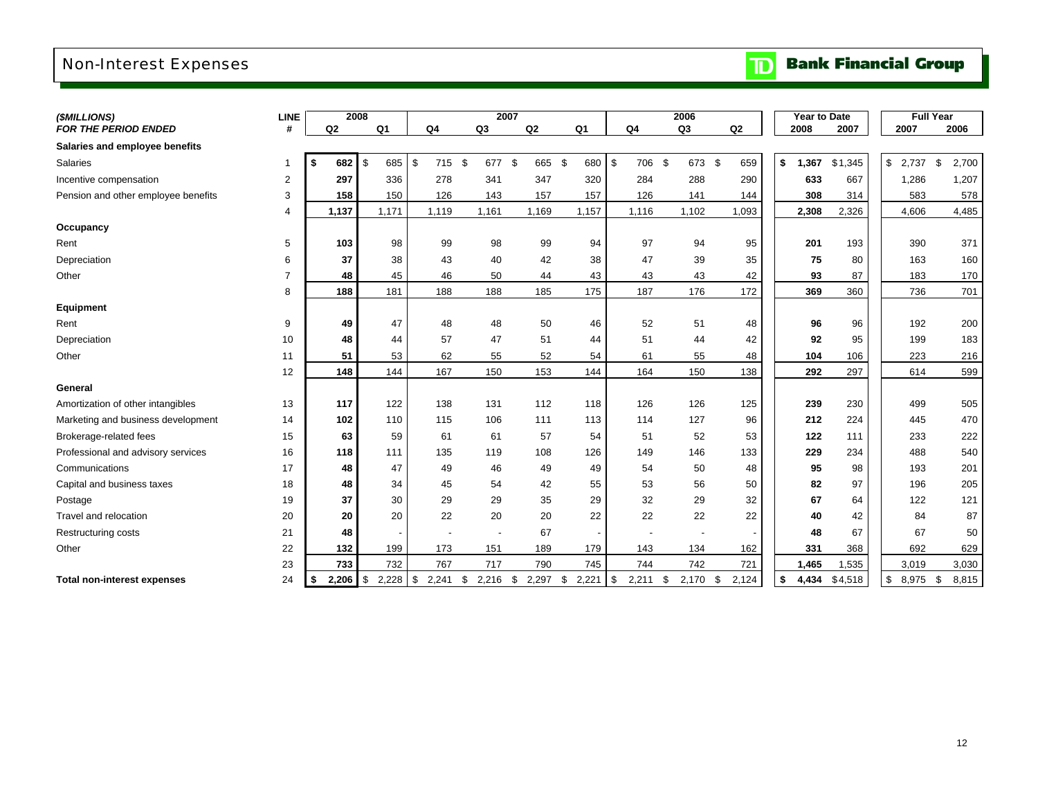# Non-Interest Expenses

**TD Bank Financial Group**

| *($MILLIONS)* | LINE | 2008 | | 2007 | | | | 2006 | | | Year to Date | | Full Year | |
|---|---|---|---|---|---|---|---|---|---|---|---|---|---|---|
| ***FOR THE PERIOD ENDED*** | **#** | **Q2** | **Q1** | **Q4** | **Q3** | **Q2** | **Q1** | **Q4** | **Q3** | **Q2** | **2008** | **2007** | **2007** | **2006** |
| **Salaries and employee benefits** | | | | | | | | | | | | | | |
| Salaries | 1 | **$ 682** | $ 685 | $ 715 | $ 677 | $ 665 | $ 680 | $ 706 | $ 673 | $ 659 | **$ 1,367** | $1,345 | $ 2,737 | $ 2,700 |
| Incentive compensation | 2 | **297** | 336 | 278 | 341 | 347 | 320 | 284 | 288 | 290 | **633** | 667 | 1,286 | 1,207 |
| Pension and other employee benefits | 3 | **158** | 150 | 126 | 143 | 157 | 157 | 126 | 141 | 144 | **308** | 314 | 583 | 578 |
| | 4 | **1,137** | 1,171 | 1,119 | 1,161 | 1,169 | 1,157 | 1,116 | 1,102 | 1,093 | **2,308** | 2,326 | 4,606 | 4,485 |
| **Occupancy** | | | | | | | | | | | | | | |
| Rent | 5 | **103** | 98 | 99 | 98 | 99 | 94 | 97 | 94 | 95 | **201** | 193 | 390 | 371 |
| Depreciation | 6 | **37** | 38 | 43 | 40 | 42 | 38 | 47 | 39 | 35 | **75** | 80 | 163 | 160 |
| Other | 7 | **48** | 45 | 46 | 50 | 44 | 43 | 43 | 43 | 42 | **93** | 87 | 183 | 170 |
| | 8 | **188** | 181 | 188 | 188 | 185 | 175 | 187 | 176 | 172 | **369** | 360 | 736 | 701 |
| **Equipment** | | | | | | | | | | | | | | |
| Rent | 9 | **49** | 47 | 48 | 48 | 50 | 46 | 52 | 51 | 48 | **96** | 96 | 192 | 200 |
| Depreciation | 10 | **48** | 44 | 57 | 47 | 51 | 44 | 51 | 44 | 42 | **92** | 95 | 199 | 183 |
| Other | 11 | **51** | 53 | 62 | 55 | 52 | 54 | 61 | 55 | 48 | **104** | 106 | 223 | 216 |
| | 12 | **148** | 144 | 167 | 150 | 153 | 144 | 164 | 150 | 138 | **292** | 297 | 614 | 599 |
| **General** | | | | | | | | | | | | | | |
| Amortization of other intangibles | 13 | **117** | 122 | 138 | 131 | 112 | 118 | 126 | 126 | 125 | **239** | 230 | 499 | 505 |
| Marketing and business development | 14 | **102** | 110 | 115 | 106 | 111 | 113 | 114 | 127 | 96 | **212** | 224 | 445 | 470 |
| Brokerage-related fees | 15 | **63** | 59 | 61 | 61 | 57 | 54 | 51 | 52 | 53 | **122** | 111 | 233 | 222 |
| Professional and advisory services | 16 | **118** | 111 | 135 | 119 | 108 | 126 | 149 | 146 | 133 | **229** | 234 | 488 | 540 |
| Communications | 17 | **48** | 47 | 49 | 46 | 49 | 49 | 54 | 50 | 48 | **95** | 98 | 193 | 201 |
| Capital and business taxes | 18 | **48** | 34 | 45 | 54 | 42 | 55 | 53 | 56 | 50 | **82** | 97 | 196 | 205 |
| Postage | 19 | **37** | 30 | 29 | 29 | 35 | 29 | 32 | 29 | 32 | **67** | 64 | 122 | 121 |
| Travel and relocation | 20 | **20** | 20 | 22 | 20 | 20 | 22 | 22 | 22 | 22 | **40** | 42 | 84 | 87 |
| Restructuring costs | 21 | **48** | - | - | - | 67 | - | - | - | - | **48** | 67 | 67 | 50 |
| Other | 22 | **132** | 199 | 173 | 151 | 189 | 179 | 143 | 134 | 162 | **331** | 368 | 692 | 629 |
| | 23 | **733** | 732 | 767 | 717 | 790 | 745 | 744 | 742 | 721 | **1,465** | 1,535 | 3,019 | 3,030 |
| **Total non-interest expenses** | 24 | **$ 2,206** | $ 2,228 | $ 2,241 | $ 2,216 | $ 2,297 | $ 2,221 | $ 2,211 | $ 2,170 | $ 2,124 | **$ 4,434** | $4,518 | $ 8,975 | $ 8,815 |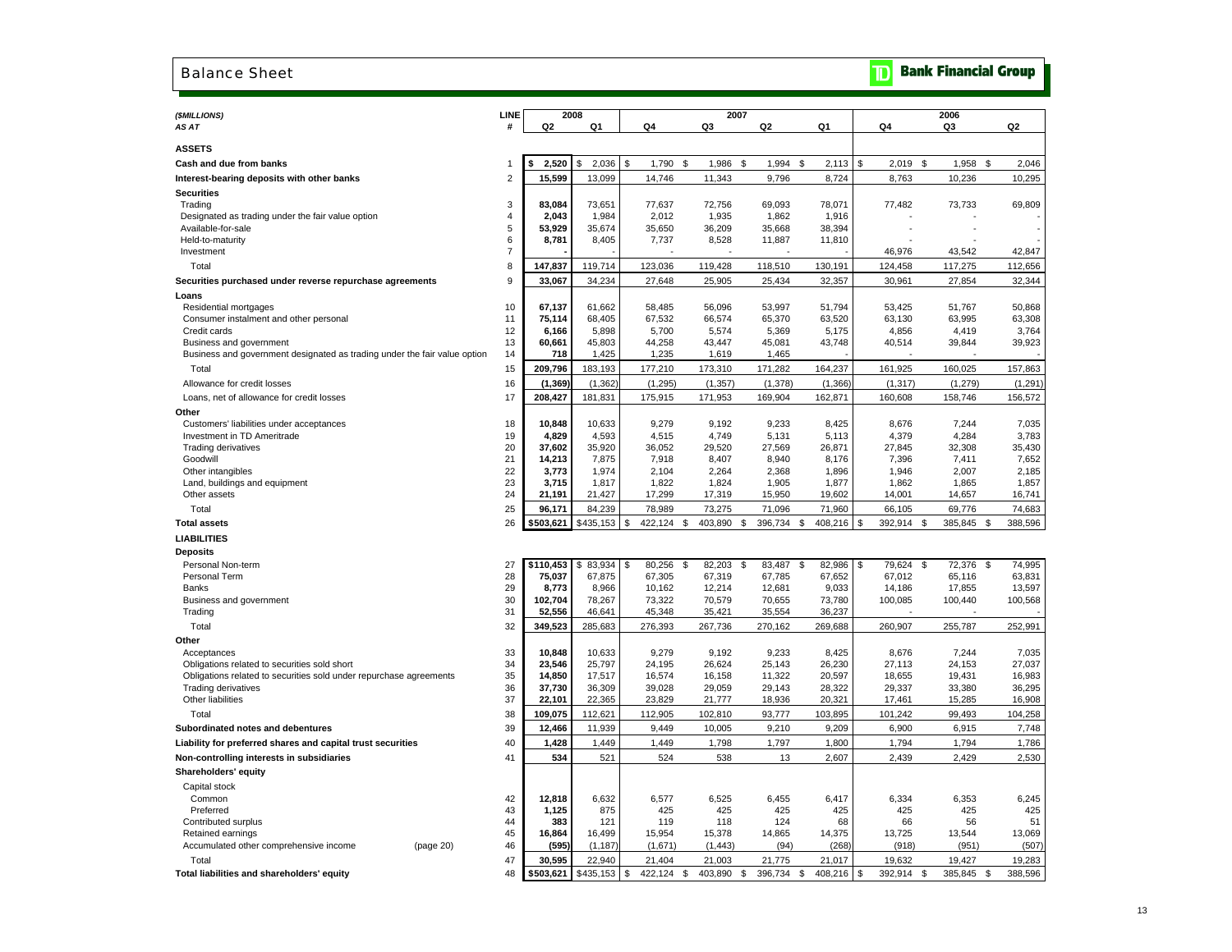# Balance Sheet

**TD Bank Financial Group**

| *($MILLIONS)* *AS AT* | LINE # | 2008 Q2 | 2008 Q1 | 2007 Q4 | 2007 Q3 | 2007 Q2 | 2007 Q1 | 2006 Q4 | 2006 Q3 | 2006 Q2 |
|---|---|---|---|---|---|---|---|---|---|---|
| **ASSETS** | | | | | | | | | | |
| **Cash and due from banks** | 1 | **$ 2,520** | $ 2,036 | $ 1,790 | $ 1,986 | $ 1,994 | $ 2,113 | $ 2,019 | $ 1,958 | $ 2,046 |
| **Interest-bearing deposits with other banks** | 2 | **15,599** | 13,099 | 14,746 | 11,343 | 9,796 | 8,724 | 8,763 | 10,236 | 10,295 |
| **Securities** | | | | | | | | | | |
| Trading | 3 | **83,084** | 73,651 | 77,637 | 72,756 | 69,093 | 78,071 | 77,482 | 73,733 | 69,809 |
| Designated as trading under the fair value option | 4 | **2,043** | 1,984 | 2,012 | 1,935 | 1,862 | 1,916 | - | - | - |
| Available-for-sale | 5 | **53,929** | 35,674 | 35,650 | 36,209 | 35,668 | 38,394 | - | - | - |
| Held-to-maturity | 6 | **8,781** | 8,405 | 7,737 | 8,528 | 11,887 | 11,810 | - | - | - |
| Investment | 7 | **-** | - | - | - | - | - | 46,976 | 43,542 | 42,847 |
| Total | 8 | **147,837** | 119,714 | 123,036 | 119,428 | 118,510 | 130,191 | 124,458 | 117,275 | 112,656 |
| **Securities purchased under reverse repurchase agreements** | 9 | **33,067** | 34,234 | 27,648 | 25,905 | 25,434 | 32,357 | 30,961 | 27,854 | 32,344 |
| **Loans** | | | | | | | | | | |
| Residential mortgages | 10 | **67,137** | 61,662 | 58,485 | 56,096 | 53,997 | 51,794 | 53,425 | 51,767 | 50,868 |
| Consumer instalment and other personal | 11 | **75,114** | 68,405 | 67,532 | 66,574 | 65,370 | 63,520 | 63,130 | 63,995 | 63,308 |
| Credit cards | 12 | **6,166** | 5,898 | 5,700 | 5,574 | 5,369 | 5,175 | 4,856 | 4,419 | 3,764 |
| Business and government | 13 | **60,661** | 45,803 | 44,258 | 43,447 | 45,081 | 43,748 | 40,514 | 39,844 | 39,923 |
| Business and government designated as trading under the fair value option | 14 | **718** | 1,425 | 1,235 | 1,619 | 1,465 | - | - | - | - |
| Total | 15 | **209,796** | 183,193 | 177,210 | 173,310 | 171,282 | 164,237 | 161,925 | 160,025 | 157,863 |
| Allowance for credit losses | 16 | **(1,369)** | (1,362) | (1,295) | (1,357) | (1,378) | (1,366) | (1,317) | (1,279) | (1,291) |
| Loans, net of allowance for credit losses | 17 | **208,427** | 181,831 | 175,915 | 171,953 | 169,904 | 162,871 | 160,608 | 158,746 | 156,572 |
| **Other** | | | | | | | | | | |
| Customers' liabilities under acceptances | 18 | **10,848** | 10,633 | 9,279 | 9,192 | 9,233 | 8,425 | 8,676 | 7,244 | 7,035 |
| Investment in TD Ameritrade | 19 | **4,829** | 4,593 | 4,515 | 4,749 | 5,131 | 5,113 | 4,379 | 4,284 | 3,783 |
| Trading derivatives | 20 | **37,602** | 35,920 | 36,052 | 29,520 | 27,569 | 26,871 | 27,845 | 32,308 | 35,430 |
| Goodwill | 21 | **14,213** | 7,875 | 7,918 | 8,407 | 8,940 | 8,176 | 7,396 | 7,411 | 7,652 |
| Other intangibles | 22 | **3,773** | 1,974 | 2,104 | 2,264 | 2,368 | 1,896 | 1,946 | 2,007 | 2,185 |
| Land, buildings and equipment | 23 | **3,715** | 1,817 | 1,822 | 1,824 | 1,905 | 1,877 | 1,862 | 1,865 | 1,857 |
| Other assets | 24 | **21,191** | 21,427 | 17,299 | 17,319 | 15,950 | 19,602 | 14,001 | 14,657 | 16,741 |
| Total | 25 | **96,171** | 84,239 | 78,989 | 73,275 | 71,096 | 71,960 | 66,105 | 69,776 | 74,683 |
| **Total assets** | 26 | **$503,621** | $435,153 | $ 422,124 | $ 403,890 | $ 396,734 | $ 408,216 | $ 392,914 | $ 385,845 | $ 388,596 |
| **LIABILITIES** | | | | | | | | | | |
| **Deposits** | | | | | | | | | | |
| Personal Non-term | 27 | **$110,453** | $ 83,934 | $ 80,256 | $ 82,203 | $ 83,487 | $ 82,986 | $ 79,624 | $ 72,376 | $ 74,995 |
| Personal Term | 28 | **75,037** | 67,875 | 67,305 | 67,319 | 67,785 | 67,652 | 67,012 | 65,116 | 63,831 |
| Banks | 29 | **8,773** | 8,966 | 10,162 | 12,214 | 12,681 | 9,033 | 14,186 | 17,855 | 13,597 |
| Business and government | 30 | **102,704** | 78,267 | 73,322 | 70,579 | 70,655 | 73,780 | 100,085 | 100,440 | 100,568 |
| Trading | 31 | **52,556** | 46,641 | 45,348 | 35,421 | 35,554 | 36,237 | - | - | - |
| Total | 32 | **349,523** | 285,683 | 276,393 | 267,736 | 270,162 | 269,688 | 260,907 | 255,787 | 252,991 |
| **Other** | | | | | | | | | | |
| Acceptances | 33 | **10,848** | 10,633 | 9,279 | 9,192 | 9,233 | 8,425 | 8,676 | 7,244 | 7,035 |
| Obligations related to securities sold short | 34 | **23,546** | 25,797 | 24,195 | 26,624 | 25,143 | 26,230 | 27,113 | 24,153 | 27,037 |
| Obligations related to securities sold under repurchase agreements | 35 | **14,850** | 17,517 | 16,574 | 16,158 | 11,322 | 20,597 | 18,655 | 19,431 | 16,983 |
| Trading derivatives | 36 | **37,730** | 36,309 | 39,028 | 29,059 | 29,143 | 28,322 | 29,337 | 33,380 | 36,295 |
| Other liabilities | 37 | **22,101** | 22,365 | 23,829 | 21,777 | 18,936 | 20,321 | 17,461 | 15,285 | 16,908 |
| Total | 38 | **109,075** | 112,621 | 112,905 | 102,810 | 93,777 | 103,895 | 101,242 | 99,493 | 104,258 |
| **Subordinated notes and debentures** | 39 | **12,466** | 11,939 | 9,449 | 10,005 | 9,210 | 9,209 | 6,900 | 6,915 | 7,748 |
| **Liability for preferred shares and capital trust securities** | 40 | **1,428** | 1,449 | 1,449 | 1,798 | 1,797 | 1,800 | 1,794 | 1,794 | 1,786 |
| **Non-controlling interests in subsidiaries** | 41 | **534** | 521 | 524 | 538 | 13 | 2,607 | 2,439 | 2,429 | 2,530 |
| **Shareholders' equity** | | | | | | | | | | |
| Capital stock | | | | | | | | | | |
| Common | 42 | **12,818** | 6,632 | 6,577 | 6,525 | 6,455 | 6,417 | 6,334 | 6,353 | 6,245 |
| Preferred | 43 | **1,125** | 875 | 425 | 425 | 425 | 425 | 425 | 425 | 425 |
| Contributed surplus | 44 | **383** | 121 | 119 | 118 | 124 | 68 | 66 | 56 | 51 |
| Retained earnings | 45 | **16,864** | 16,499 | 15,954 | 15,378 | 14,865 | 14,375 | 13,725 | 13,544 | 13,069 |
| Accumulated other comprehensive income (page 20) | 46 | **(595)** | (1,187) | (1,671) | (1,443) | (94) | (268) | (918) | (951) | (507) |
| Total | 47 | **30,595** | 22,940 | 21,404 | 21,003 | 21,775 | 21,017 | 19,632 | 19,427 | 19,283 |
| **Total liabilities and shareholders' equity** | 48 | **$503,621** | $435,153 | $ 422,124 | $ 403,890 | $ 396,734 | $ 408,216 | $ 392,914 | $ 385,845 | $ 388,596 |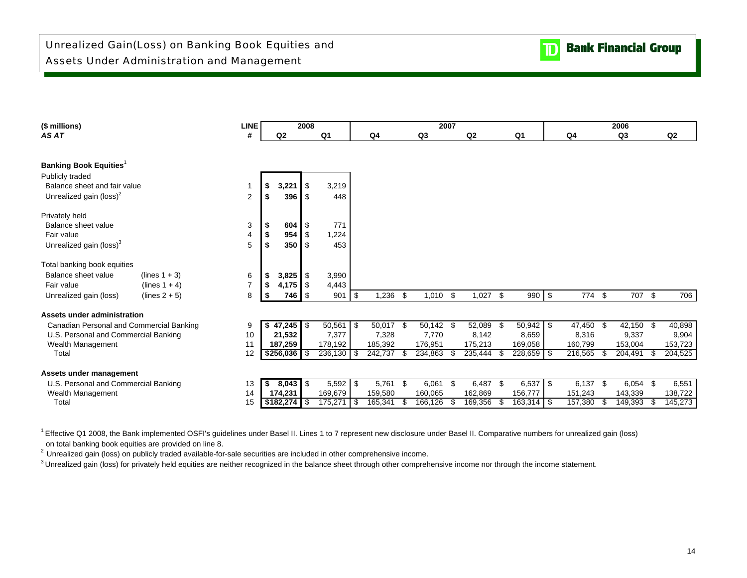# Unrealized Gain(Loss) on Banking Book Equities and Assets Under Administration and Management

| ($ millions) | | LINE | 2008 | | 2007 | | | | 2006 | | |
|---|---|---|---|---|---|---|---|---|---|---|---|
| *AS AT* | | # | Q2 | Q1 | Q4 | Q3 | Q2 | Q1 | Q4 | Q3 | Q2 |
| **Banking Book Equities**[1] | | | | | | | | | | | |
| Publicly traded | | | | | | | | | | | |
| Balance sheet and fair value | | 1 | **$ 3,221** | $ 3,219 | | | | | | | |
| Unrealized gain (loss)[2] | | 2 | **$ 396** | $ 448 | | | | | | | |
| Privately held | | | | | | | | | | | |
| Balance sheet value | | 3 | **$ 604** | $ 771 | | | | | | | |
| Fair value | | 4 | **$ 954** | $ 1,224 | | | | | | | |
| Unrealized gain (loss)[3] | | 5 | **$ 350** | $ 453 | | | | | | | |
| Total banking book equities | | | | | | | | | | | |
| Balance sheet value | (lines 1 + 3) | 6 | **$ 3,825** | $ 3,990 | | | | | | | |
| Fair value | (lines 1 + 4) | 7 | **$ 4,175** | $ 4,443 | | | | | | | |
| Unrealized gain (loss) | (lines 2 + 5) | 8 | **$ 746** | $ 901 | $ 1,236 | $ 1,010 | $ 1,027 | $ 990 | $ 774 | $ 707 | $ 706 |
| **Assets under administration** | | | | | | | | | | | |
| Canadian Personal and Commercial Banking | | 9 | **$ 47,245** | $ 50,561 | $ 50,017 | $ 50,142 | $ 52,089 | $ 50,942 | $ 47,450 | $ 42,150 | $ 40,898 |
| U.S. Personal and Commercial Banking | | 10 | **21,532** | 7,377 | 7,328 | 7,770 | 8,142 | 8,659 | 8,316 | 9,337 | 9,904 |
| Wealth Management | | 11 | **187,259** | 178,192 | 185,392 | 176,951 | 175,213 | 169,058 | 160,799 | 153,004 | 153,723 |
| Total | | 12 | **$256,036** | $ 236,130 | $ 242,737 | $ 234,863 | $ 235,444 | $ 228,659 | $ 216,565 | $ 204,491 | $ 204,525 |
| **Assets under management** | | | | | | | | | | | |
| U.S. Personal and Commercial Banking | | 13 | **$ 8,043** | $ 5,592 | $ 5,761 | $ 6,061 | $ 6,487 | $ 6,537 | $ 6,137 | $ 6,054 | $ 6,551 |
| Wealth Management | | 14 | **174,231** | 169,679 | 159,580 | 160,065 | 162,869 | 156,777 | 151,243 | 143,339 | 138,722 |
| Total | | 15 | **$182,274** | $ 175,271 | $ 165,341 | $ 166,126 | $ 169,356 | $ 163,314 | $ 157,380 | $ 149,393 | $ 145,273 |

[1] Effective Q1 2008, the Bank implemented OSFI's guidelines under Basel II. Lines 1 to 7 represent new disclosure under Basel II. Comparative numbers for unrealized gain (loss) on total banking book equities are provided on line 8.

[2] Unrealized gain (loss) on publicly traded available-for-sale securities are included in other comprehensive income.

[3] Unrealized gain (loss) for privately held equities are neither recognized in the balance sheet through other comprehensive income nor through the income statement.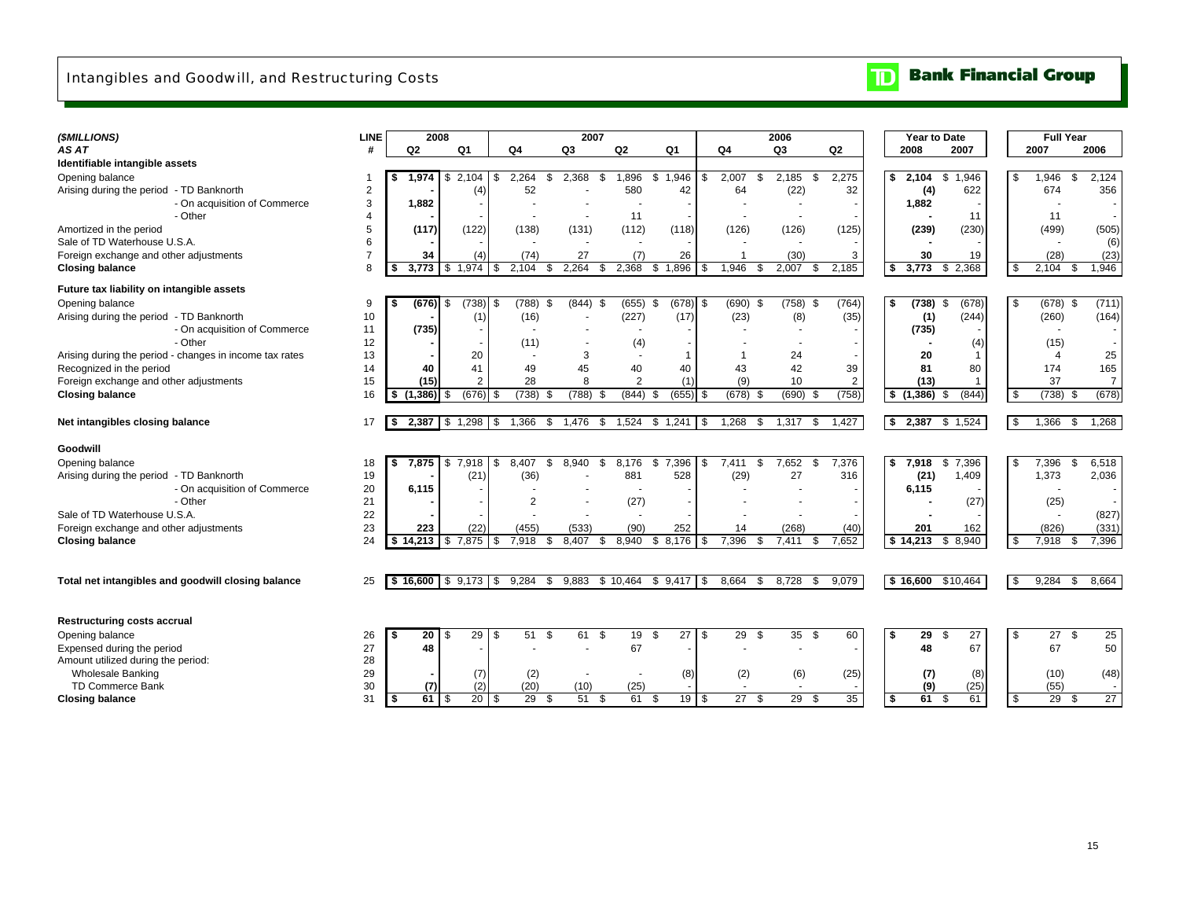# Intangibles and Goodwill, and Restructuring Costs

**TD Bank Financial Group**

| *($MILLIONS)* | LINE | 2008 | | 2007 | | | | 2006 | | | Year to Date | | Full Year | |
|---|---|---|---|---|---|---|---|---|---|---|---|---|---|---|
| *AS AT* | # | Q2 | Q1 | Q4 | Q3 | Q2 | Q1 | Q4 | Q3 | Q2 | 2008 | 2007 | 2007 | 2006 |
| **Identifiable intangible assets** | | | | | | | | | | | | | | |
| Opening balance | 1 | **$ 1,974** | $ 2,104 | $ 2,264 | $ 2,368 | $ 1,896 | $ 1,946 | $ 2,007 | $ 2,185 | $ 2,275 | **$ 2,104** | $ 1,946 | $ 1,946 | $ 2,124 |
| Arising during the period - TD Banknorth | 2 | **-** | (4) | 52 | - | 580 | 42 | 64 | (22) | 32 | **(4)** | 622 | 674 | 356 |
| - On acquisition of Commerce | 3 | **1,882** | - | - | - | - | - | - | - | - | **1,882** | - | - | - |
| - Other | 4 | **-** | - | - | - | 11 | - | - | - | - | **-** | 11 | 11 | - |
| Amortized in the period | 5 | **(117)** | (122) | (138) | (131) | (112) | (118) | (126) | (126) | (125) | **(239)** | (230) | (499) | (505) |
| Sale of TD Waterhouse U.S.A. | 6 | **-** | - | - | - | - | - | - | - | - | **-** | - | - | (6) |
| Foreign exchange and other adjustments | 7 | **34** | (4) | (74) | 27 | (7) | 26 | 1 | (30) | 3 | **30** | 19 | (28) | (23) |
| **Closing balance** | 8 | **$ 3,773** | $ 1,974 | $ 2,104 | $ 2,264 | $ 2,368 | $ 1,896 | $ 1,946 | $ 2,007 | $ 2,185 | **$ 3,773** | $ 2,368 | $ 2,104 | $ 1,946 |
| **Future tax liability on intangible assets** | | | | | | | | | | | | | | |
| Opening balance | 9 | **$ (676)** | $ (738) | $ (788) | $ (844) | $ (655) | $ (678) | $ (690) | $ (758) | $ (764) | **$ (738)** | $ (678) | $ (678) | $ (711) |
| Arising during the period - TD Banknorth | 10 | **-** | (1) | (16) | - | (227) | (17) | (23) | (8) | (35) | **(1)** | (244) | (260) | (164) |
| - On acquisition of Commerce | 11 | **(735)** | - | - | - | - | - | - | - | - | **(735)** | - | - | - |
| - Other | 12 | **-** | - | (11) | - | (4) | - | - | - | - | **-** | (4) | (15) | - |
| Arising during the period - changes in income tax rates | 13 | **-** | 20 | - | 3 | - | 1 | 1 | 24 | - | **20** | 1 | 4 | 25 |
| Recognized in the period | 14 | **40** | 41 | 49 | 45 | 40 | 40 | 43 | 42 | 39 | **81** | 80 | 174 | 165 |
| Foreign exchange and other adjustments | 15 | **(15)** | 2 | 28 | 8 | 2 | (1) | (9) | 10 | 2 | **(13)** | 1 | 37 | 7 |
| **Closing balance** | 16 | **$ (1,386)** | $ (676) | $ (738) | $ (788) | $ (844) | $ (655) | $ (678) | $ (690) | $ (758) | **$ (1,386)** | $ (844) | $ (738) | $ (678) |
| **Net intangibles closing balance** | 17 | **$ 2,387** | $ 1,298 | $ 1,366 | $ 1,476 | $ 1,524 | $ 1,241 | $ 1,268 | $ 1,317 | $ 1,427 | **$ 2,387** | $ 1,524 | $ 1,366 | $ 1,268 |
| **Goodwill** | | | | | | | | | | | | | | |
| Opening balance | 18 | **$ 7,875** | $ 7,918 | $ 8,407 | $ 8,940 | $ 8,176 | $ 7,396 | $ 7,411 | $ 7,652 | $ 7,376 | **$ 7,918** | $ 7,396 | $ 7,396 | $ 6,518 |
| Arising during the period - TD Banknorth | 19 | **-** | (21) | (36) | - | 881 | 528 | (29) | 27 | 316 | **(21)** | 1,409 | 1,373 | 2,036 |
| - On acquisition of Commerce | 20 | **6,115** | - | - | - | - | - | - | - | - | **6,115** | - | - | - |
| - Other | 21 | **-** | - | 2 | - | (27) | - | - | - | - | **-** | (27) | (25) | - |
| Sale of TD Waterhouse U.S.A. | 22 | **-** | - | - | - | - | - | - | - | - | **-** | - | - | (827) |
| Foreign exchange and other adjustments | 23 | **223** | (22) | (455) | (533) | (90) | 252 | 14 | (268) | (40) | **201** | 162 | (826) | (331) |
| **Closing balance** | 24 | **$ 14,213** | $ 7,875 | $ 7,918 | $ 8,407 | $ 8,940 | $ 8,176 | $ 7,396 | $ 7,411 | $ 7,652 | **$ 14,213** | $ 8,940 | $ 7,918 | $ 7,396 |
| **Total net intangibles and goodwill closing balance** | 25 | **$ 16,600** | $ 9,173 | $ 9,284 | $ 9,883 | $ 10,464 | $ 9,417 | $ 8,664 | $ 8,728 | $ 9,079 | **$ 16,600** | $10,464 | $ 9,284 | $ 8,664 |
| **Restructuring costs accrual** | | | | | | | | | | | | | | |
| Opening balance | 26 | **$ 20** | $ 29 | $ 51 | $ 61 | $ 19 | $ 27 | $ 29 | $ 35 | $ 60 | **$ 29** | $ 27 | $ 27 | $ 25 |
| Expensed during the period | 27 | **48** | - | - | - | 67 | - | - | - | - | **48** | 67 | 67 | 50 |
| Amount utilized during the period: | 28 | | | | | | | | | | | | | |
| Wholesale Banking | 29 | **-** | (7) | (2) | - | - | (8) | (2) | (6) | (25) | **(7)** | (8) | (10) | (48) |
| TD Commerce Bank | 30 | **(7)** | (2) | (20) | (10) | (25) | - | - | - | - | **(9)** | (25) | (55) | - |
| **Closing balance** | 31 | **$ 61** | $ 20 | $ 29 | $ 51 | $ 61 | $ 19 | $ 27 | $ 29 | $ 35 | **$ 61** | $ 61 | $ 29 | $ 27 |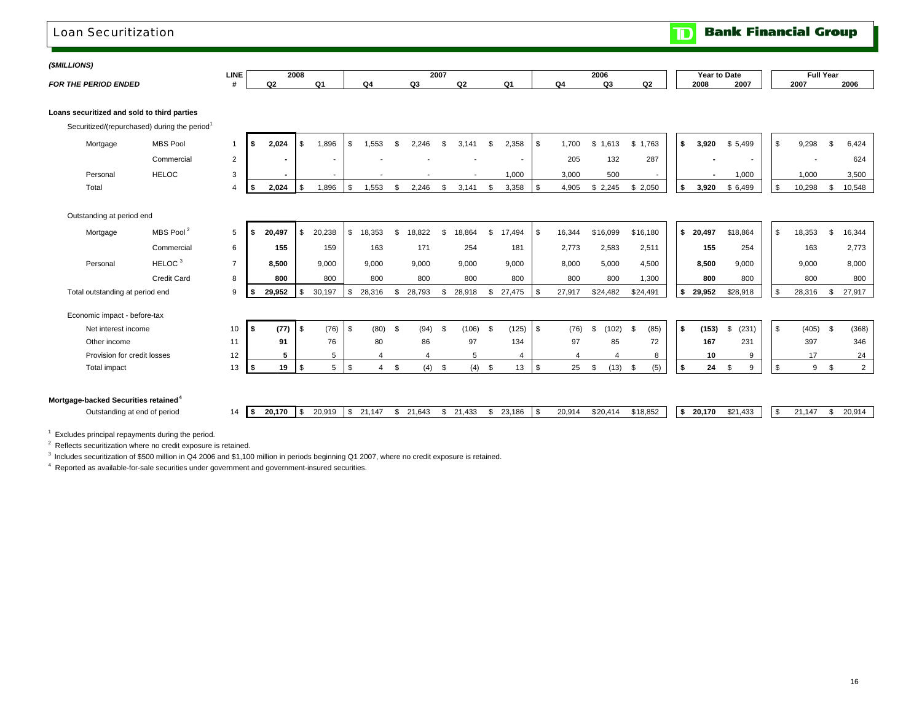# Loan Securitization

**TD Bank Financial Group**

***($MILLIONS)***

| *FOR THE PERIOD ENDED* | | LINE # | 2008 Q2 | 2008 Q1 | 2007 Q4 | 2007 Q3 | 2007 Q2 | 2007 Q1 | 2006 Q4 | 2006 Q3 | 2006 Q2 | Year to Date 2008 | Year to Date 2007 | Full Year 2007 | Full Year 2006 |
|---|---|---|---|---|---|---|---|---|---|---|---|---|---|---|---|
| **Loans securitized and sold to third parties** | | | | | | | | | | | | | | | |
| Securitized/(repurchased) during the period[1] | | | | | | | | | | | | | | | |
| Mortgage | MBS Pool | 1 | **$ 2,024** | $ 1,896 | $ 1,553 | $ 2,246 | $ 3,141 | $ 2,358 | $ 1,700 | $ 1,613 | $ 1,763 | **$ 3,920** | $ 5,499 | $ 9,298 | $ 6,424 |
| | Commercial | 2 | **-** | - | - | - | - | - | 205 | 132 | 287 | **-** | - | - | 624 |
| Personal | HELOC | 3 | **-** | - | - | - | - | 1,000 | 3,000 | 500 | - | **-** | 1,000 | 1,000 | 3,500 |
| Total | | 4 | **$ 2,024** | $ 1,896 | $ 1,553 | $ 2,246 | $ 3,141 | $ 3,358 | $ 4,905 | $ 2,245 | $ 2,050 | **$ 3,920** | $ 6,499 | $ 10,298 | $ 10,548 |
| Outstanding at period end | | | | | | | | | | | | | | | |
| Mortgage | MBS Pool[2] | 5 | **$ 20,497** | $ 20,238 | $ 18,353 | $ 18,822 | $ 18,864 | $ 17,494 | $ 16,344 | $16,099 | $16,180 | **$ 20,497** | $18,864 | $ 18,353 | $ 16,344 |
| | Commercial | 6 | **155** | 159 | 163 | 171 | 254 | 181 | 2,773 | 2,583 | 2,511 | **155** | 254 | 163 | 2,773 |
| Personal | HELOC[3] | 7 | **8,500** | 9,000 | 9,000 | 9,000 | 9,000 | 9,000 | 8,000 | 5,000 | 4,500 | **8,500** | 9,000 | 9,000 | 8,000 |
| | Credit Card | 8 | **800** | 800 | 800 | 800 | 800 | 800 | 800 | 800 | 1,300 | **800** | 800 | 800 | 800 |
| Total outstanding at period end | | 9 | **$ 29,952** | $ 30,197 | $ 28,316 | $ 28,793 | $ 28,918 | $ 27,475 | $ 27,917 | $24,482 | $24,491 | **$ 29,952** | $28,918 | $ 28,316 | $ 27,917 |
| Economic impact - before-tax | | | | | | | | | | | | | | | |
| Net interest income | | 10 | **$ (77)** | $ (76) | $ (80) | $ (94) | $ (106) | $ (125) | $ (76) | $ (102) | $ (85) | **$ (153)** | $ (231) | $ (405) | $ (368) |
| Other income | | 11 | **91** | 76 | 80 | 86 | 97 | 134 | 97 | 85 | 72 | **167** | 231 | 397 | 346 |
| Provision for credit losses | | 12 | **5** | 5 | 4 | 4 | 5 | 4 | 4 | 4 | 8 | **10** | 9 | 17 | 24 |
| Total impact | | 13 | **$ 19** | $ 5 | $ 4 | $ (4) | $ (4) | $ 13 | $ 25 | $ (13) | $ (5) | **$ 24** | $ 9 | $ 9 | $ 2 |
| **Mortgage-backed Securities retained[4]** | | | | | | | | | | | | | | | |
| Outstanding at end of period | | 14 | **$ 20,170** | $ 20,919 | $ 21,147 | $ 21,643 | $ 21,433 | $ 23,186 | $ 20,914 | $20,414 | $18,852 | **$ 20,170** | $21,433 | $ 21,147 | $ 20,914 |

[1] Excludes principal repayments during the period.

[2] Reflects securitization where no credit exposure is retained.

[3] Includes securitization of $500 million in Q4 2006 and $1,100 million in periods beginning Q1 2007, where no credit exposure is retained.

[4] Reported as available-for-sale securities under government and government-insured securities.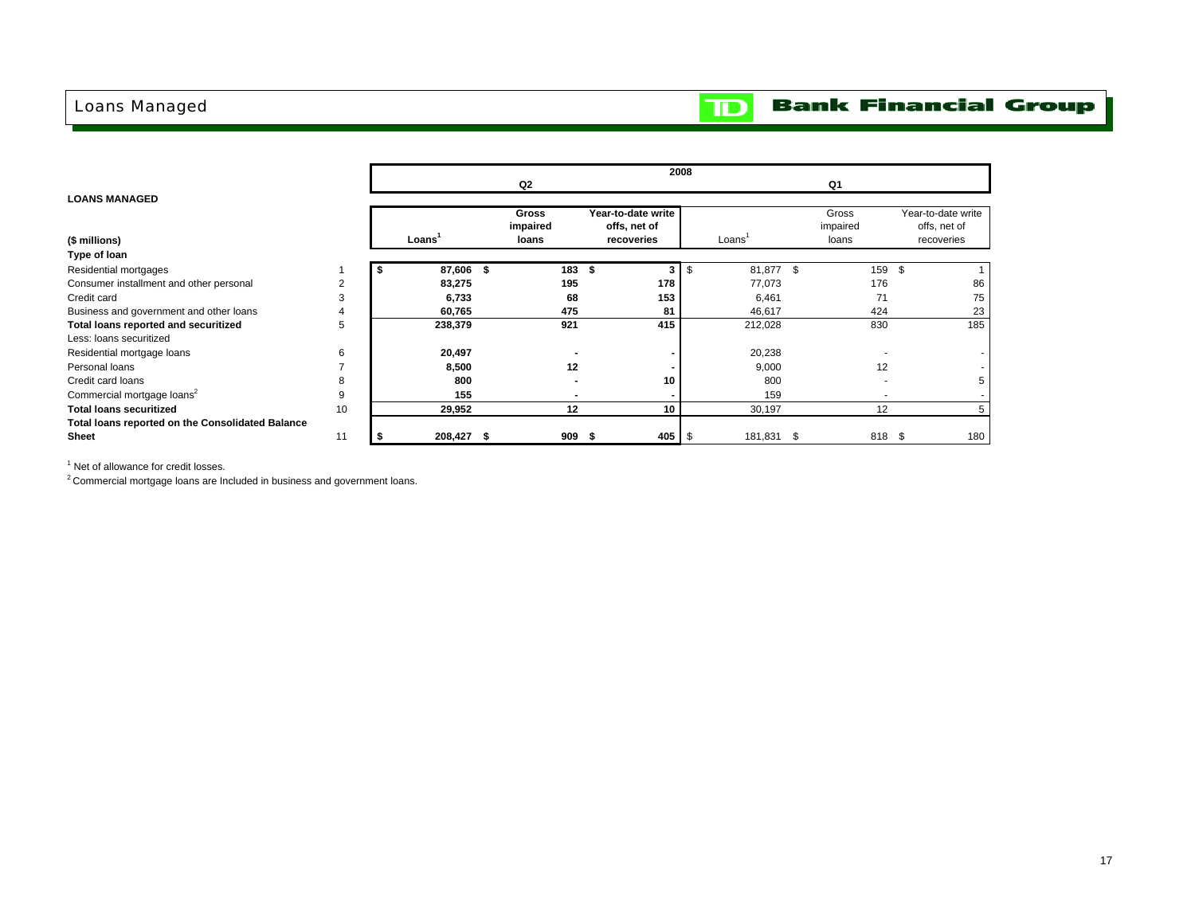# Loans Managed

TD Bank Financial Group

**LOANS MANAGED**

| ($ millions) | | 2008 Q2 Loans[1] | Gross impaired loans | Year-to-date write offs, net of recoveries | 2008 Q1 Loans[1] | Gross impaired loans | Year-to-date write offs, net of recoveries |
|---|---|---|---|---|---|---|---|
| **Type of loan** | | | | | | | |
| Residential mortgages | 1 | $ 87,606 | $ 183 | $ 3 | $ 81,877 | $ 159 | $ 1 |
| Consumer installment and other personal | 2 | 83,275 | 195 | 178 | 77,073 | 176 | 86 |
| Credit card | 3 | 6,733 | 68 | 153 | 6,461 | 71 | 75 |
| Business and government and other loans | 4 | 60,765 | 475 | 81 | 46,617 | 424 | 23 |
| **Total loans reported and securitized** | 5 | 238,379 | 921 | 415 | 212,028 | 830 | 185 |
| Less: loans securitized | | | | | | | |
| Residential mortgage loans | 6 | 20,497 | - | - | 20,238 | - | - |
| Personal loans | 7 | 8,500 | 12 | - | 9,000 | 12 | - |
| Credit card loans | 8 | 800 | - | 10 | 800 | - | 5 |
| Commercial mortgage loans[2] | 9 | 155 | - | - | 159 | - | - |
| **Total loans securitized** | 10 | 29,952 | 12 | 10 | 30,197 | 12 | 5 |
| **Total loans reported on the Consolidated Balance Sheet** | 11 | $ 208,427 | $ 909 | $ 405 | $ 181,831 | $ 818 | $ 180 |

[1] Net of allowance for credit losses.

[2] Commercial mortgage loans are Included in business and government loans.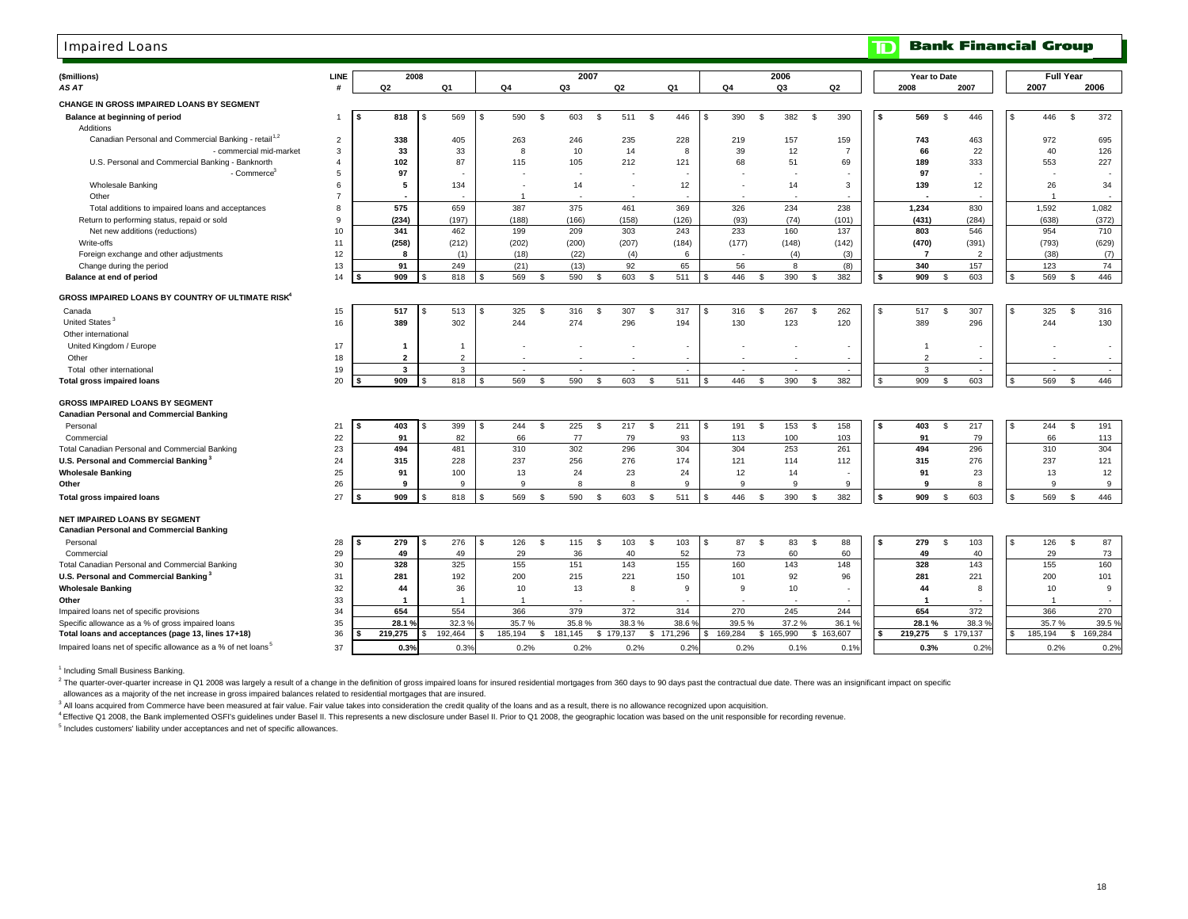# Impaired Loans

TD Bank Financial Group

| ($millions) | LINE | 2008 | | 2007 | | | | 2006 | | | Year to Date | | Full Year | |
|---|---|---|---|---|---|---|---|---|---|---|---|---|---|---|
| *AS AT* | # | Q2 | Q1 | Q4 | Q3 | Q2 | Q1 | Q4 | Q3 | Q2 | 2008 | 2007 | 2007 | 2006 |
| **CHANGE IN GROSS IMPAIRED LOANS BY SEGMENT** | | | | | | | | | | | | | | |
| **Balance at beginning of period** | 1 | $ 818 | $ 569 | $ 590 | $ 603 | $ 511 | $ 446 | $ 390 | $ 382 | $ 390 | $ 569 | $ 446 | $ 446 | $ 372 |
| Additions | | | | | | | | | | | | | | |
| Canadian Personal and Commercial Banking - retail[1,2] | 2 | 338 | 405 | 263 | 246 | 235 | 228 | 219 | 157 | 159 | 743 | 463 | 972 | 695 |
| - commercial mid-market | 3 | 33 | 33 | 8 | 10 | 14 | 8 | 39 | 12 | 7 | 66 | 22 | 40 | 126 |
| U.S. Personal and Commercial Banking - Banknorth | 4 | 102 | 87 | 115 | 105 | 212 | 121 | 68 | 51 | 69 | 189 | 333 | 553 | 227 |
| - Commerce[3] | 5 | 97 | - | - | - | - | - | - | - | - | 97 | - | - | - |
| Wholesale Banking | 6 | 5 | 134 | - | 14 | - | 12 | - | 14 | 3 | 139 | 12 | 26 | 34 |
| Other | 7 | - | - | 1 | - | - | - | - | - | - | - | - | 1 | - |
| Total additions to impaired loans and acceptances | 8 | 575 | 659 | 387 | 375 | 461 | 369 | 326 | 234 | 238 | 1,234 | 830 | 1,592 | 1,082 |
| Return to performing status, repaid or sold | 9 | (234) | (197) | (188) | (166) | (158) | (126) | (93) | (74) | (101) | (431) | (284) | (638) | (372) |
| Net new additions (reductions) | 10 | 341 | 462 | 199 | 209 | 303 | 243 | 233 | 160 | 137 | 803 | 546 | 954 | 710 |
| Write-offs | 11 | (258) | (212) | (202) | (200) | (207) | (184) | (177) | (148) | (142) | (470) | (391) | (793) | (629) |
| Foreign exchange and other adjustments | 12 | 8 | (1) | (18) | (22) | (4) | 6 | - | (4) | (3) | 7 | 2 | (38) | (7) |
| Change during the period | 13 | 91 | 249 | (21) | (13) | 92 | 65 | 56 | 8 | (8) | 340 | 157 | 123 | 74 |
| **Balance at end of period** | 14 | $ 909 | $ 818 | $ 569 | $ 590 | $ 603 | $ 511 | $ 446 | $ 390 | $ 382 | $ 909 | $ 603 | $ 569 | $ 446 |
| **GROSS IMPAIRED LOANS BY COUNTRY OF ULTIMATE RISK[4]** | | | | | | | | | | | | | | |
| Canada | 15 | 517 | $ 513 | $ 325 | $ 316 | $ 307 | $ 317 | $ 316 | $ 267 | $ 262 | $ 517 | $ 307 | $ 325 | $ 316 |
| United States[3] | 16 | 389 | 302 | 244 | 274 | 296 | 194 | 130 | 123 | 120 | 389 | 296 | 244 | 130 |
| Other international | | | | | | | | | | | | | | |
| United Kingdom / Europe | 17 | 1 | 1 | - | - | - | - | - | - | - | 1 | - | - | - |
| Other | 18 | 2 | 2 | - | - | - | - | - | - | - | 2 | - | - | - |
| Total other international | 19 | 3 | 3 | - | - | - | - | - | - | - | 3 | - | - | - |
| **Total gross impaired loans** | 20 | $ 909 | $ 818 | $ 569 | $ 590 | $ 603 | $ 511 | $ 446 | $ 390 | $ 382 | $ 909 | $ 603 | $ 569 | $ 446 |
| **GROSS IMPAIRED LOANS BY SEGMENT** | | | | | | | | | | | | | | |
| **Canadian Personal and Commercial Banking** | | | | | | | | | | | | | | |
| Personal | 21 | $ 403 | $ 399 | $ 244 | $ 225 | $ 217 | $ 211 | $ 191 | $ 153 | $ 158 | $ 403 | $ 217 | $ 244 | $ 191 |
| Commercial | 22 | 91 | 82 | 66 | 77 | 79 | 93 | 113 | 100 | 103 | 91 | 79 | 66 | 113 |
| Total Canadian Personal and Commercial Banking | 23 | 494 | 481 | 310 | 302 | 296 | 304 | 304 | 253 | 261 | 494 | 296 | 310 | 304 |
| **U.S. Personal and Commercial Banking[3]** | 24 | 315 | 228 | 237 | 256 | 276 | 174 | 121 | 114 | 112 | 315 | 276 | 237 | 121 |
| **Wholesale Banking** | 25 | 91 | 100 | 13 | 24 | 23 | 24 | 12 | 14 | - | 91 | 23 | 13 | 12 |
| **Other** | 26 | 9 | 9 | 9 | 8 | 8 | 9 | 9 | 9 | 9 | 9 | 8 | 9 | 9 |
| **Total gross impaired loans** | 27 | $ 909 | $ 818 | $ 569 | $ 590 | $ 603 | $ 511 | $ 446 | $ 390 | $ 382 | $ 909 | $ 603 | $ 569 | $ 446 |
| **NET IMPAIRED LOANS BY SEGMENT** | | | | | | | | | | | | | | |
| **Canadian Personal and Commercial Banking** | | | | | | | | | | | | | | |
| Personal | 28 | $ 279 | $ 276 | $ 126 | $ 115 | $ 103 | $ 103 | $ 87 | $ 83 | $ 88 | $ 279 | $ 103 | $ 126 | $ 87 |
| Commercial | 29 | 49 | 49 | 29 | 36 | 40 | 52 | 73 | 60 | 60 | 49 | 40 | 29 | 73 |
| Total Canadian Personal and Commercial Banking | 30 | 328 | 325 | 155 | 151 | 143 | 155 | 160 | 143 | 148 | 328 | 143 | 155 | 160 |
| **U.S. Personal and Commercial Banking[3]** | 31 | 281 | 192 | 200 | 215 | 221 | 150 | 101 | 92 | 96 | 281 | 221 | 200 | 101 |
| **Wholesale Banking** | 32 | 44 | 36 | 10 | 13 | 8 | 9 | 9 | 10 | - | 44 | 8 | 10 | 9 |
| **Other** | 33 | 1 | 1 | 1 | - | - | - | - | - | - | 1 | - | 1 | - |
| Impaired loans net of specific provisions | 34 | 654 | 554 | 366 | 379 | 372 | 314 | 270 | 245 | 244 | 654 | 372 | 366 | 270 |
| Specific allowance as a % of gross impaired loans | 35 | 28.1 % | 32.3 % | 35.7 % | 35.8 % | 38.3 % | 38.6 % | 39.5 % | 37.2 % | 36.1 % | 28.1 % | 38.3 % | 35.7 % | 39.5 % |
| **Total loans and acceptances (page 13, lines 17+18)** | 36 | $ 219,275 | $ 192,464 | $ 185,194 | $ 181,145 | $ 179,137 | $ 171,296 | $ 169,284 | $ 165,990 | $ 163,607 | $ 219,275 | $ 179,137 | $ 185,194 | $ 169,284 |
| Impaired loans net of specific allowance as a % of net loans[5] | 37 | 0.3% | 0.3% | 0.2% | 0.2% | 0.2% | 0.2% | 0.2% | 0.1% | 0.1% | 0.3% | 0.2% | 0.2% | 0.2% |

[1] Including Small Business Banking.

[2] The quarter-over-quarter increase in Q1 2008 was largely a result of a change in the definition of gross impaired loans for insured residential mortgages from 360 days to 90 days past the contractual due date. There was an insignificant impact on specific allowances as a majority of the net increase in gross impaired balances related to residential mortgages that are insured.

[3] All loans acquired from Commerce have been measured at fair value. Fair value takes into consideration the credit quality of the loans and as a result, there is no allowance recognized upon acquisition.

[4] Effective Q1 2008, the Bank implemented OSFI's guidelines under Basel II. This represents a new disclosure under Basel II. Prior to Q1 2008, the geographic location was based on the unit responsible for recording revenue.

[5] Includes customers' liability under acceptances and net of specific allowances.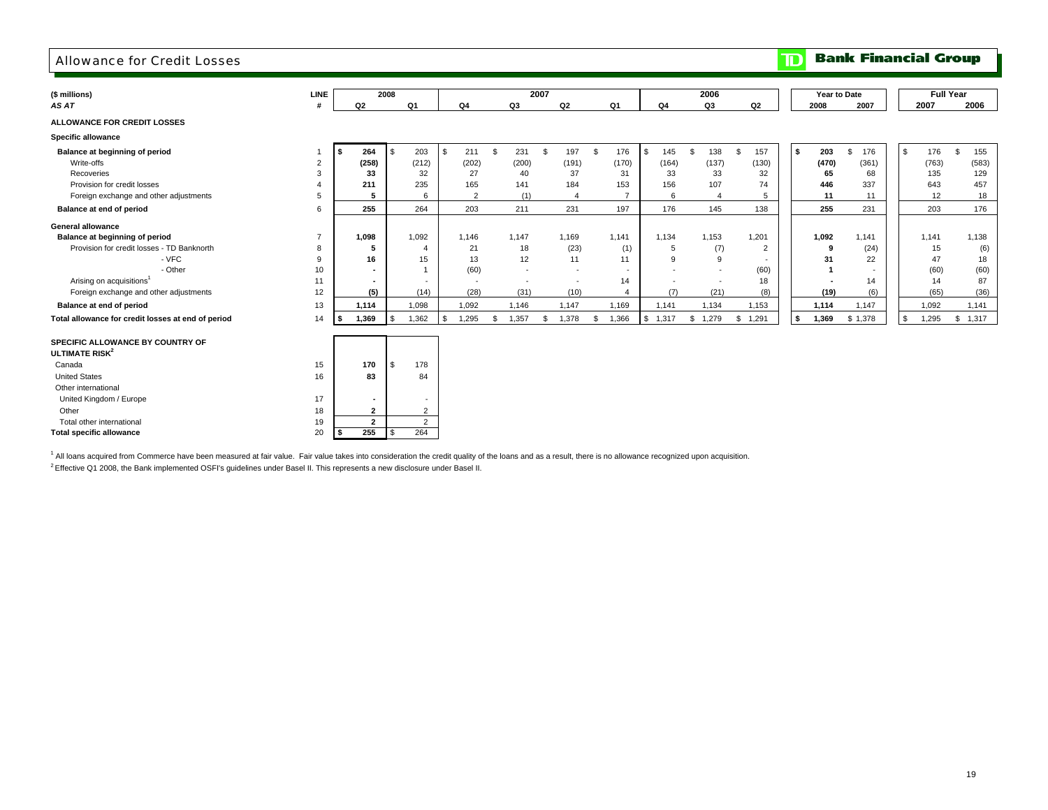# Allowance for Credit Losses

TD Bank Financial Group

| ($ millions) | LINE | 2008 | | 2007 | | | | 2006 | | | Year to Date | | Full Year | |
|---|---|---|---|---|---|---|---|---|---|---|---|---|---|---|
| *AS AT* | # | Q2 | Q1 | Q4 | Q3 | Q2 | Q1 | Q4 | Q3 | Q2 | 2008 | 2007 | 2007 | 2006 |
| **ALLOWANCE FOR CREDIT LOSSES** | | | | | | | | | | | | | | |
| **Specific allowance** | | | | | | | | | | | | | | |
| **Balance at beginning of period** | 1 | **$ 264** | $ 203 | $ 211 | $ 231 | $ 197 | $ 176 | $ 145 | $ 138 | $ 157 | **$ 203** | $ 176 | $ 176 | $ 155 |
| Write-offs | 2 | **(258)** | (212) | (202) | (200) | (191) | (170) | (164) | (137) | (130) | **(470)** | (361) | (763) | (583) |
| Recoveries | 3 | **33** | 32 | 27 | 40 | 37 | 31 | 33 | 33 | 32 | **65** | 68 | 135 | 129 |
| Provision for credit losses | 4 | **211** | 235 | 165 | 141 | 184 | 153 | 156 | 107 | 74 | **446** | 337 | 643 | 457 |
| Foreign exchange and other adjustments | 5 | **5** | 6 | 2 | (1) | 4 | 7 | 6 | 4 | 5 | **11** | 11 | 12 | 18 |
| **Balance at end of period** | 6 | **255** | 264 | 203 | 211 | 231 | 197 | 176 | 145 | 138 | **255** | 231 | 203 | 176 |
| **General allowance** | | | | | | | | | | | | | | |
| **Balance at beginning of period** | 7 | **1,098** | 1,092 | 1,146 | 1,147 | 1,169 | 1,141 | 1,134 | 1,153 | 1,201 | **1,092** | 1,141 | 1,141 | 1,138 |
| Provision for credit losses - TD Banknorth | 8 | **5** | 4 | 21 | 18 | (23) | (1) | 5 | (7) | 2 | **9** | (24) | 15 | (6) |
| - VFC | 9 | **16** | 15 | 13 | 12 | 11 | 11 | 9 | 9 | - | **31** | 22 | 47 | 18 |
| - Other | 10 | **-** | 1 | (60) | - | - | - | - | - | (60) | **1** | - | (60) | (60) |
| Arising on acquisitions[1] | 11 | **-** | - | - | - | - | 14 | - | - | 18 | **-** | 14 | 14 | 87 |
| Foreign exchange and other adjustments | 12 | **(5)** | (14) | (28) | (31) | (10) | 4 | (7) | (21) | (8) | **(19)** | (6) | (65) | (36) |
| **Balance at end of period** | 13 | **1,114** | 1,098 | 1,092 | 1,146 | 1,147 | 1,169 | 1,141 | 1,134 | 1,153 | **1,114** | 1,147 | 1,092 | 1,141 |
| **Total allowance for credit losses at end of period** | 14 | **$ 1,369** | $ 1,362 | $ 1,295 | $ 1,357 | $ 1,378 | $ 1,366 | $ 1,317 | $ 1,279 | $ 1,291 | **$ 1,369** | $ 1,378 | $ 1,295 | $ 1,317 |

| **SPECIFIC ALLOWANCE BY COUNTRY OF ULTIMATE RISK[2]** | LINE | Q2 2008 | Q1 2008 |
|---|---|---|---|
| Canada | 15 | **170** | $ 178 |
| United States | 16 | **83** | 84 |
| Other international | | | |
| United Kingdom / Europe | 17 | **-** | - |
| Other | 18 | **2** | 2 |
| Total other international | 19 | **2** | 2 |
| **Total specific allowance** | 20 | **$ 255** | $ 264 |

[1] All loans acquired from Commerce have been measured at fair value. Fair value takes into consideration the credit quality of the loans and as a result, there is no allowance recognized upon acquisition.

[2] Effective Q1 2008, the Bank implemented OSFI's guidelines under Basel II. This represents a new disclosure under Basel II.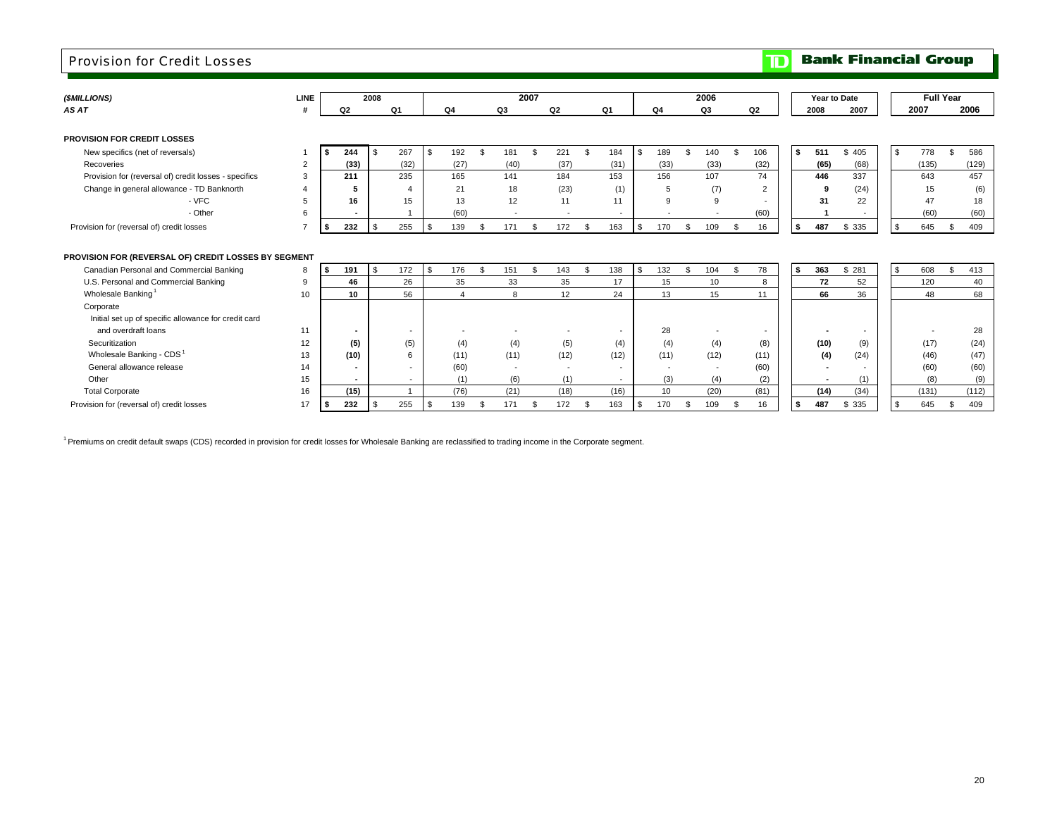# Provision for Credit Losses

**TD Bank Financial Group**

| ($MILLIONS) AS AT | LINE # | 2008 Q2 | 2008 Q1 | 2007 Q4 | 2007 Q3 | 2007 Q2 | 2007 Q1 | 2006 Q4 | 2006 Q3 | 2006 Q2 | Year to Date 2008 | Year to Date 2007 | Full Year 2007 | Full Year 2006 |
|---|---|---|---|---|---|---|---|---|---|---|---|---|---|---|
| **PROVISION FOR CREDIT LOSSES** | | | | | | | | | | | | | | |
| New specifics (net of reversals) | 1 | **$ 244** | $ 267 | $ 192 | $ 181 | $ 221 | $ 184 | $ 189 | $ 140 | $ 106 | **$ 511** | $ 405 | $ 778 | $ 586 |
| Recoveries | 2 | **(33)** | (32) | (27) | (40) | (37) | (31) | (33) | (33) | (32) | **(65)** | (68) | (135) | (129) |
| Provision for (reversal of) credit losses - specifics | 3 | **211** | 235 | 165 | 141 | 184 | 153 | 156 | 107 | 74 | **446** | 337 | 643 | 457 |
| Change in general allowance - TD Banknorth | 4 | **5** | 4 | 21 | 18 | (23) | (1) | 5 | (7) | 2 | **9** | (24) | 15 | (6) |
| - VFC | 5 | **16** | 15 | 13 | 12 | 11 | 11 | 9 | 9 | - | **31** | 22 | 47 | 18 |
| - Other | 6 | **-** | 1 | (60) | - | - | - | - | - | (60) | **1** | - | (60) | (60) |
| Provision for (reversal of) credit losses | 7 | **$ 232** | $ 255 | $ 139 | $ 171 | $ 172 | $ 163 | $ 170 | $ 109 | $ 16 | **$ 487** | $ 335 | $ 645 | $ 409 |
| **PROVISION FOR (REVERSAL OF) CREDIT LOSSES BY SEGMENT** | | | | | | | | | | | | | | |
| Canadian Personal and Commercial Banking | 8 | **$ 191** | $ 172 | $ 176 | $ 151 | $ 143 | $ 138 | $ 132 | $ 104 | $ 78 | **$ 363** | $ 281 | $ 608 | $ 413 |
| U.S. Personal and Commercial Banking | 9 | **46** | 26 | 35 | 33 | 35 | 17 | 15 | 10 | 8 | **72** | 52 | 120 | 40 |
| Wholesale Banking[1] | 10 | **10** | 56 | 4 | 8 | 12 | 24 | 13 | 15 | 11 | **66** | 36 | 48 | 68 |
| Corporate | | | | | | | | | | | | | | |
| Initial set up of specific allowance for credit card and overdraft loans | 11 | **-** | - | - | - | - | - | 28 | - | - | **-** | - | - | 28 |
| Securitization | 12 | **(5)** | (5) | (4) | (4) | (5) | (4) | (4) | (4) | (8) | **(10)** | (9) | (17) | (24) |
| Wholesale Banking - CDS[1] | 13 | **(10)** | 6 | (11) | (11) | (12) | (12) | (11) | (12) | (11) | **(4)** | (24) | (46) | (47) |
| General allowance release | 14 | **-** | - | (60) | - | - | - | - | - | (60) | **-** | - | (60) | (60) |
| Other | 15 | **-** | - | (1) | (6) | (1) | - | (3) | (4) | (2) | **-** | (1) | (8) | (9) |
| Total Corporate | 16 | **(15)** | 1 | (76) | (21) | (18) | (16) | 10 | (20) | (81) | **(14)** | (34) | (131) | (112) |
| Provision for (reversal of) credit losses | 17 | **$ 232** | $ 255 | $ 139 | $ 171 | $ 172 | $ 163 | $ 170 | $ 109 | $ 16 | **$ 487** | $ 335 | $ 645 | $ 409 |

[1] Premiums on credit default swaps (CDS) recorded in provision for credit losses for Wholesale Banking are reclassified to trading income in the Corporate segment.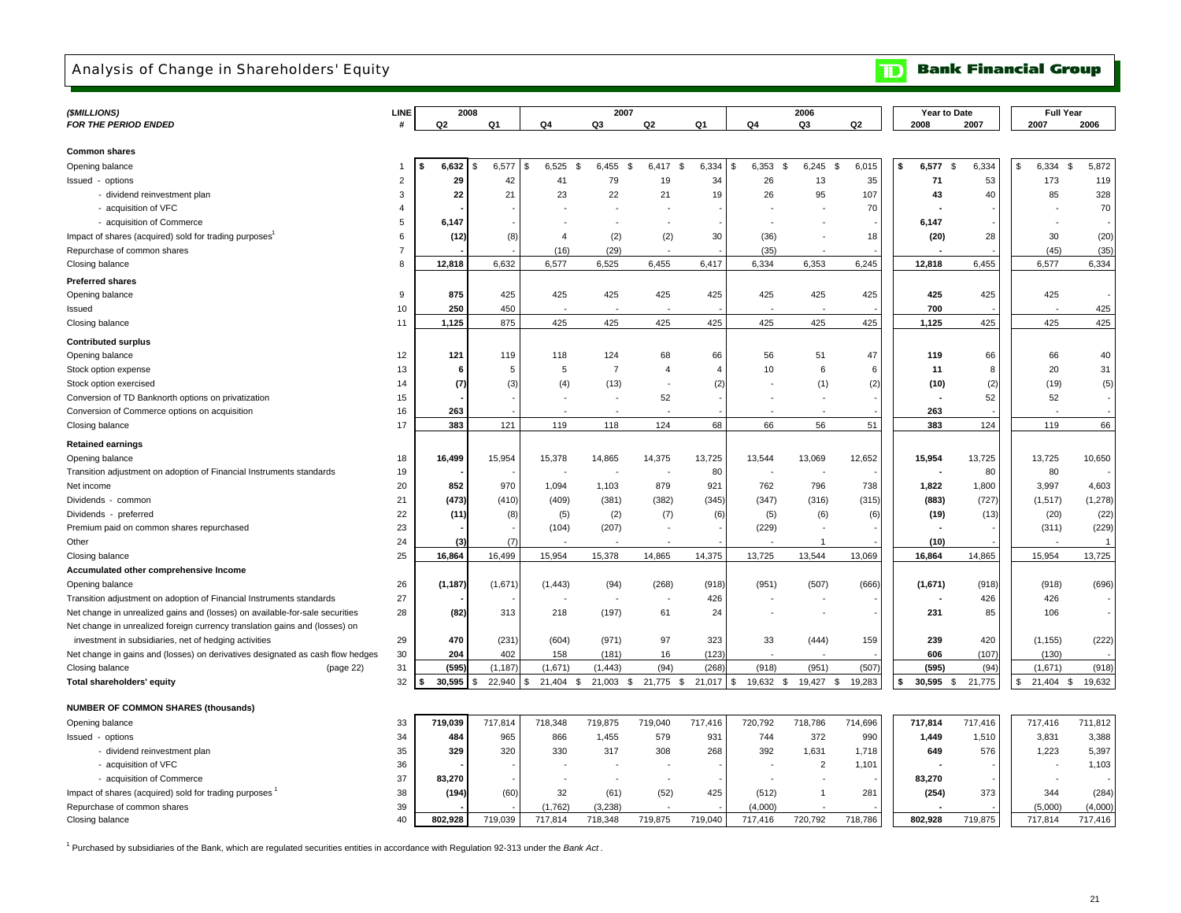# Analysis of Change in Shareholders' Equity

**TD Bank Financial Group**

| ($MILLIONS) FOR THE PERIOD ENDED | LINE # | 2008 Q2 | 2008 Q1 | 2007 Q4 | 2007 Q3 | 2007 Q2 | 2007 Q1 | 2006 Q4 | 2006 Q3 | 2006 Q2 | Year to Date 2008 | Year to Date 2007 | Full Year 2007 | Full Year 2006 |
|---|---|---|---|---|---|---|---|---|---|---|---|---|---|---|
| **Common shares** | | | | | | | | | | | | | | |
| Opening balance | 1 | $ 6,632 | $ 6,577 | $ 6,525 | $ 6,455 | $ 6,417 | $ 6,334 | $ 6,353 | $ 6,245 | $ 6,015 | $ 6,577 | $ 6,334 | $ 6,334 | $ 5,872 |
| Issued - options | 2 | 29 | 42 | 41 | 79 | 19 | 34 | 26 | 13 | 35 | 71 | 53 | 173 | 119 |
| - dividend reinvestment plan | 3 | 22 | 21 | 23 | 22 | 21 | 19 | 26 | 95 | 107 | 43 | 40 | 85 | 328 |
| - acquisition of VFC | 4 | - | - | - | - | - | - | - | - | 70 | - | - | - | 70 |
| - acquisition of Commerce | 5 | 6,147 | - | - | - | - | - | - | - | - | 6,147 | - | - | - |
| Impact of shares (acquired) sold for trading purposes[1] | 6 | (12) | (8) | 4 | (2) | (2) | 30 | (36) | - | 18 | (20) | 28 | 30 | (20) |
| Repurchase of common shares | 7 | - | - | (16) | (29) | - | - | (35) | - | - | - | - | (45) | (35) |
| Closing balance | 8 | 12,818 | 6,632 | 6,577 | 6,525 | 6,455 | 6,417 | 6,334 | 6,353 | 6,245 | 12,818 | 6,455 | 6,577 | 6,334 |
| **Preferred shares** | | | | | | | | | | | | | | |
| Opening balance | 9 | 875 | 425 | 425 | 425 | 425 | 425 | 425 | 425 | 425 | 425 | 425 | 425 | - |
| Issued | 10 | 250 | 450 | - | - | - | - | - | - | - | 700 | - | - | 425 |
| Closing balance | 11 | 1,125 | 875 | 425 | 425 | 425 | 425 | 425 | 425 | 425 | 1,125 | 425 | 425 | 425 |
| **Contributed surplus** | | | | | | | | | | | | | | |
| Opening balance | 12 | 121 | 119 | 118 | 124 | 68 | 66 | 56 | 51 | 47 | 119 | 66 | 66 | 40 |
| Stock option expense | 13 | 6 | 5 | 5 | 7 | 4 | 4 | 10 | 6 | 6 | 11 | 8 | 20 | 31 |
| Stock option exercised | 14 | (7) | (3) | (4) | (13) | - | (2) | - | (1) | (2) | (10) | (2) | (19) | (5) |
| Conversion of TD Banknorth options on privatization | 15 | - | - | - | - | 52 | - | - | - | - | - | 52 | 52 | - |
| Conversion of Commerce options on acquisition | 16 | 263 | - | - | - | - | - | - | - | - | 263 | - | - | - |
| Closing balance | 17 | 383 | 121 | 119 | 118 | 124 | 68 | 66 | 56 | 51 | 383 | 124 | 119 | 66 |
| **Retained earnings** | | | | | | | | | | | | | | |
| Opening balance | 18 | 16,499 | 15,954 | 15,378 | 14,865 | 14,375 | 13,725 | 13,544 | 13,069 | 12,652 | 15,954 | 13,725 | 13,725 | 10,650 |
| Transition adjustment on adoption of Financial Instruments standards | 19 | - | - | - | - | - | 80 | - | - | - | - | 80 | 80 | - |
| Net income | 20 | 852 | 970 | 1,094 | 1,103 | 879 | 921 | 762 | 796 | 738 | 1,822 | 1,800 | 3,997 | 4,603 |
| Dividends - common | 21 | (473) | (410) | (409) | (381) | (382) | (345) | (347) | (316) | (315) | (883) | (727) | (1,517) | (1,278) |
| Dividends - preferred | 22 | (11) | (8) | (5) | (2) | (7) | (6) | (5) | (6) | (6) | (19) | (13) | (20) | (22) |
| Premium paid on common shares repurchased | 23 | - | - | (104) | (207) | - | - | (229) | - | - | - | - | (311) | (229) |
| Other | 24 | (3) | (7) | - | - | - | - | - | 1 | - | (10) | - | - | 1 |
| Closing balance | 25 | 16,864 | 16,499 | 15,954 | 15,378 | 14,865 | 14,375 | 13,725 | 13,544 | 13,069 | 16,864 | 14,865 | 15,954 | 13,725 |
| **Accumulated other comprehensive Income** | | | | | | | | | | | | | | |
| Opening balance | 26 | (1,187) | (1,671) | (1,443) | (94) | (268) | (918) | (951) | (507) | (666) | (1,671) | (918) | (918) | (696) |
| Transition adjustment on adoption of Financial Instruments standards | 27 | - | - | - | - | - | 426 | - | - | - | - | 426 | 426 | - |
| Net change in unrealized gains and (losses) on available-for-sale securities | 28 | (82) | 313 | 218 | (197) | 61 | 24 | - | - | - | 231 | 85 | 106 | - |
| Net change in unrealized foreign currency translation gains and (losses) on investment in subsidiaries, net of hedging activities | 29 | 470 | (231) | (604) | (971) | 97 | 323 | 33 | (444) | 159 | 239 | 420 | (1,155) | (222) |
| Net change in gains and (losses) on derivatives designated as cash flow hedges | 30 | 204 | 402 | 158 | (181) | 16 | (123) | - | - | - | 606 | (107) | (130) | - |
| Closing balance (page 22) | 31 | (595) | (1,187) | (1,671) | (1,443) | (94) | (268) | (918) | (951) | (507) | (595) | (94) | (1,671) | (918) |
| **Total shareholders' equity** | 32 | $ 30,595 | $ 22,940 | $ 21,404 | $ 21,003 | $ 21,775 | $ 21,017 | $ 19,632 | $ 19,427 | $ 19,283 | $ 30,595 | $ 21,775 | $ 21,404 | $ 19,632 |
| **NUMBER OF COMMON SHARES (thousands)** | | | | | | | | | | | | | | |
| Opening balance | 33 | 719,039 | 717,814 | 718,348 | 719,875 | 719,040 | 717,416 | 720,792 | 718,786 | 714,696 | 717,814 | 717,416 | 717,416 | 711,812 |
| Issued - options | 34 | 484 | 965 | 866 | 1,455 | 579 | 931 | 744 | 372 | 990 | 1,449 | 1,510 | 3,831 | 3,388 |
| - dividend reinvestment plan | 35 | 329 | 320 | 330 | 317 | 308 | 268 | 392 | 1,631 | 1,718 | 649 | 576 | 1,223 | 5,397 |
| - acquisition of VFC | 36 | - | - | - | - | - | - | - | 2 | 1,101 | - | - | - | 1,103 |
| - acquisition of Commerce | 37 | 83,270 | - | - | - | - | - | - | - | - | 83,270 | - | - | - |
| Impact of shares (acquired) sold for trading purposes[1] | 38 | (194) | (60) | 32 | (61) | (52) | 425 | (512) | 1 | 281 | (254) | 373 | 344 | (284) |
| Repurchase of common shares | 39 | - | - | (1,762) | (3,238) | - | - | (4,000) | - | - | - | - | (5,000) | (4,000) |
| Closing balance | 40 | 802,928 | 719,039 | 717,814 | 718,348 | 719,875 | 719,040 | 717,416 | 720,792 | 718,786 | 802,928 | 719,875 | 717,814 | 717,416 |

[1] Purchased by subsidiaries of the Bank, which are regulated securities entities in accordance with Regulation 92-313 under the *Bank Act*.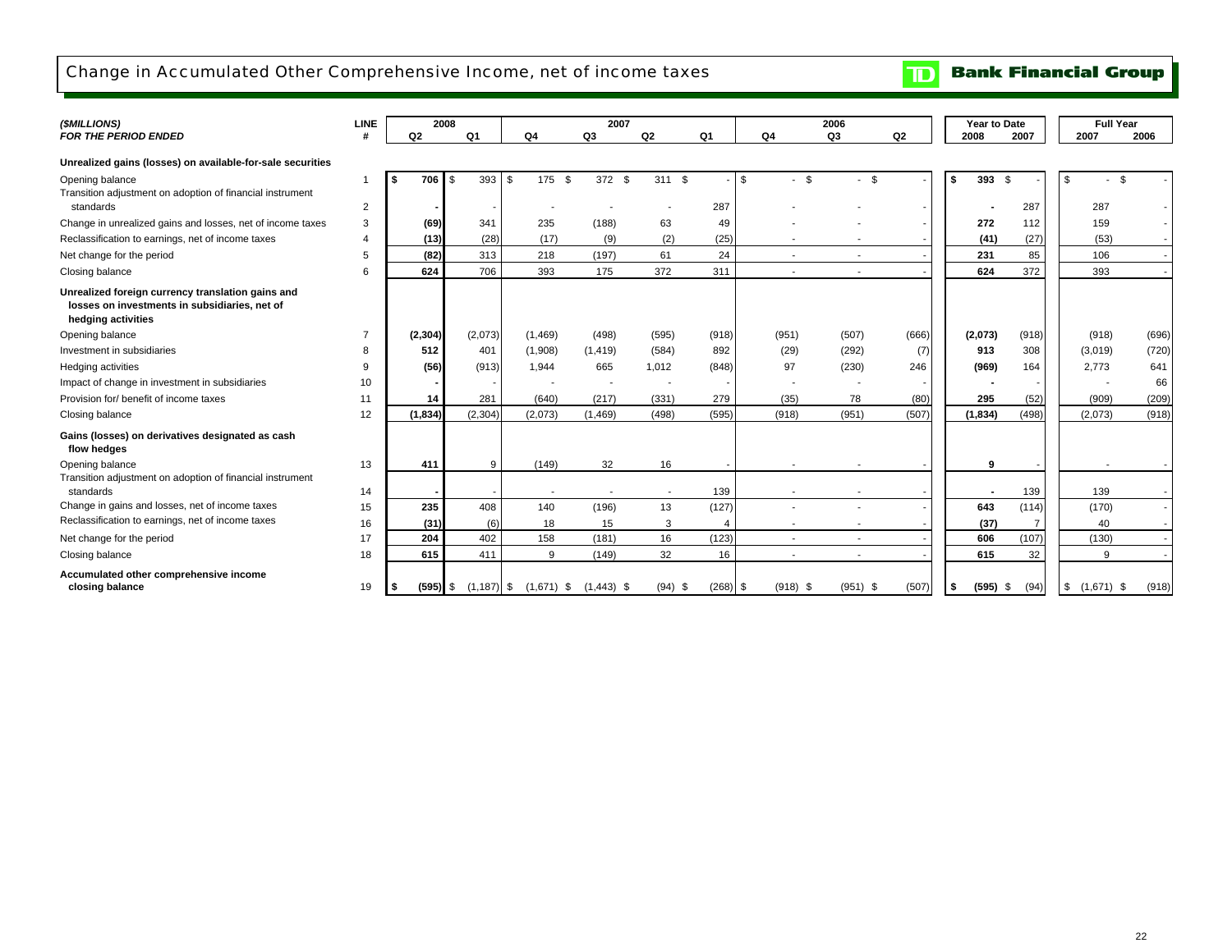# Change in Accumulated Other Comprehensive Income, net of income taxes

**TD Bank Financial Group**

| *($MILLIONS)* *FOR THE PERIOD ENDED* | LINE # | 2008 Q2 | 2008 Q1 | 2007 Q4 | 2007 Q3 | 2007 Q2 | 2007 Q1 | 2006 Q4 | 2006 Q3 | 2006 Q2 | Year to Date 2008 | Year to Date 2007 | Full Year 2007 | Full Year 2006 |
|---|---|---|---|---|---|---|---|---|---|---|---|---|---|---|
| **Unrealized gains (losses) on available-for-sale securities** | | | | | | | | | | | | | | |
| Opening balance | 1 | **$ 706** | $ 393 | $ 175 | $ 372 | $ 311 | $ - | $ - | $ - | $ - | **$ 393** | $ - | $ - | $ - |
| Transition adjustment on adoption of financial instrument standards | 2 | **-** | - | - | - | - | 287 | - | - | - | **-** | 287 | 287 | - |
| Change in unrealized gains and losses, net of income taxes | 3 | **(69)** | 341 | 235 | (188) | 63 | 49 | - | - | - | **272** | 112 | 159 | - |
| Reclassification to earnings, net of income taxes | 4 | **(13)** | (28) | (17) | (9) | (2) | (25) | - | - | - | **(41)** | (27) | (53) | - |
| Net change for the period | 5 | **(82)** | 313 | 218 | (197) | 61 | 24 | - | - | - | **231** | 85 | 106 | - |
| Closing balance | 6 | **624** | 706 | 393 | 175 | 372 | 311 | - | - | - | **624** | 372 | 393 | - |
| **Unrealized foreign currency translation gains and losses on investments in subsidiaries, net of hedging activities** | | | | | | | | | | | | | | |
| Opening balance | 7 | **(2,304)** | (2,073) | (1,469) | (498) | (595) | (918) | (951) | (507) | (666) | **(2,073)** | (918) | (918) | (696) |
| Investment in subsidiaries | 8 | **512** | 401 | (1,908) | (1,419) | (584) | 892 | (29) | (292) | (7) | **913** | 308 | (3,019) | (720) |
| Hedging activities | 9 | **(56)** | (913) | 1,944 | 665 | 1,012 | (848) | 97 | (230) | 246 | **(969)** | 164 | 2,773 | 641 |
| Impact of change in investment in subsidiaries | 10 | **-** | - | - | - | - | - | - | - | - | **-** | - | - | 66 |
| Provision for/ benefit of income taxes | 11 | **14** | 281 | (640) | (217) | (331) | 279 | (35) | 78 | (80) | **295** | (52) | (909) | (209) |
| Closing balance | 12 | **(1,834)** | (2,304) | (2,073) | (1,469) | (498) | (595) | (918) | (951) | (507) | **(1,834)** | (498) | (2,073) | (918) |
| **Gains (losses) on derivatives designated as cash flow hedges** | | | | | | | | | | | | | | |
| Opening balance | 13 | **411** | 9 | (149) | 32 | 16 | - | - | - | - | **9** | - | - | - |
| Transition adjustment on adoption of financial instrument standards | 14 | **-** | - | - | - | - | 139 | - | - | - | **-** | 139 | 139 | - |
| Change in gains and losses, net of income taxes | 15 | **235** | 408 | 140 | (196) | 13 | (127) | - | - | - | **643** | (114) | (170) | - |
| Reclassification to earnings, net of income taxes | 16 | **(31)** | (6) | 18 | 15 | 3 | 4 | - | - | - | **(37)** | 7 | 40 | - |
| Net change for the period | 17 | **204** | 402 | 158 | (181) | 16 | (123) | - | - | - | **606** | (107) | (130) | - |
| Closing balance | 18 | **615** | 411 | 9 | (149) | 32 | 16 | - | - | - | **615** | 32 | 9 | - |
| **Accumulated other comprehensive income closing balance** | 19 | **$ (595)** | $ (1,187) | $ (1,671) | $ (1,443) | $ (94) | $ (268) | $ (918) | $ (951) | $ (507) | **$ (595)** | $ (94) | $ (1,671) | $ (918) |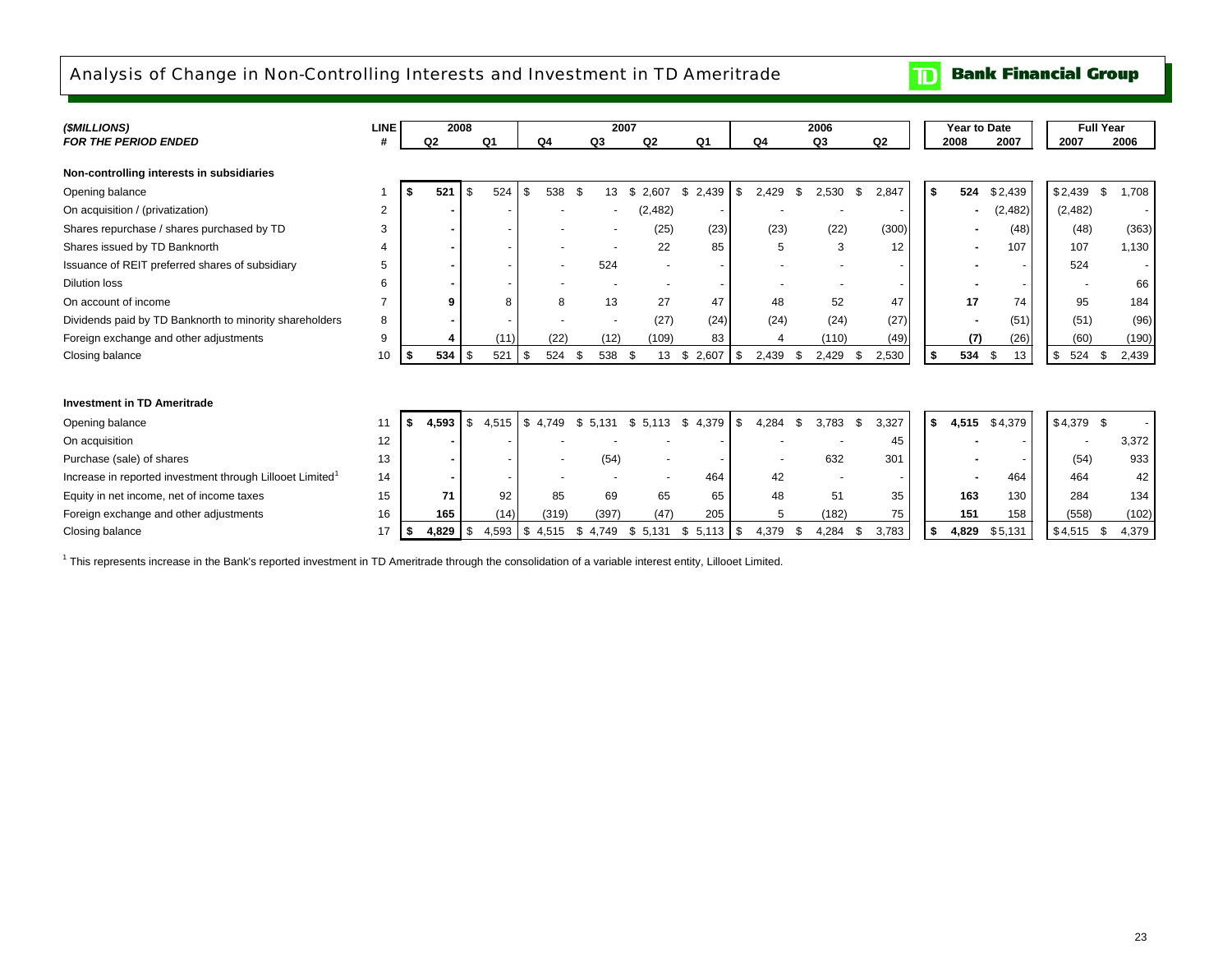# Analysis of Change in Non-Controlling Interests and Investment in TD Ameritrade

**Bank Financial Group**

| *($MILLIONS)* | LINE | 2008 | | 2007 | | | | 2006 | | | Year to Date | | Full Year | |
|---|---|---|---|---|---|---|---|---|---|---|---|---|---|---|
| ***FOR THE PERIOD ENDED*** | **#** | **Q2** | **Q1** | **Q4** | **Q3** | **Q2** | **Q1** | **Q4** | **Q3** | **Q2** | **2008** | **2007** | **2007** | **2006** |
| **Non-controlling interests in subsidiaries** | | | | | | | | | | | | | | |
| Opening balance | 1 | **$ 521** | $ 524 | $ 538 | $ 13 | $ 2,607 | $ 2,439 | $ 2,429 | $ 2,530 | $ 2,847 | **$ 524** | $ 2,439 | $ 2,439 | $ 1,708 |
| On acquisition / (privatization) | 2 | **-** | - | - | - | (2,482) | - | - | - | - | **-** | (2,482) | (2,482) | - |
| Shares repurchase / shares purchased by TD | 3 | **-** | - | - | - | (25) | (23) | (23) | (22) | (300) | **-** | (48) | (48) | (363) |
| Shares issued by TD Banknorth | 4 | **-** | - | - | - | 22 | 85 | 5 | 3 | 12 | **-** | 107 | 107 | 1,130 |
| Issuance of REIT preferred shares of subsidiary | 5 | **-** | - | - | 524 | - | - | - | - | - | **-** | - | 524 | - |
| Dilution loss | 6 | **-** | - | - | - | - | - | - | - | - | **-** | - | - | 66 |
| On account of income | 7 | **9** | 8 | 8 | 13 | 27 | 47 | 48 | 52 | 47 | **17** | 74 | 95 | 184 |
| Dividends paid by TD Banknorth to minority shareholders | 8 | **-** | - | - | - | (27) | (24) | (24) | (24) | (27) | **-** | (51) | (51) | (96) |
| Foreign exchange and other adjustments | 9 | **4** | (11) | (22) | (12) | (109) | 83 | 4 | (110) | (49) | **(7)** | (26) | (60) | (190) |
| Closing balance | 10 | **$ 534** | $ 521 | $ 524 | $ 538 | $ 13 | $ 2,607 | $ 2,439 | $ 2,429 | $ 2,530 | **$ 534** | $ 13 | $ 524 | $ 2,439 |
| | | | | | | | | | | | | | | |
| **Investment in TD Ameritrade** | | | | | | | | | | | | | | |
| Opening balance | 11 | **$ 4,593** | $ 4,515 | $ 4,749 | $ 5,131 | $ 5,113 | $ 4,379 | $ 4,284 | $ 3,783 | $ 3,327 | **$ 4,515** | $ 4,379 | $ 4,379 | $ - |
| On acquisition | 12 | **-** | - | - | - | - | - | - | - | 45 | **-** | - | - | 3,372 |
| Purchase (sale) of shares | 13 | **-** | - | - | (54) | - | - | - | 632 | 301 | **-** | - | (54) | 933 |
| Increase in reported investment through Lillooet Limited[1] | 14 | **-** | - | - | - | - | 464 | 42 | - | - | **-** | 464 | 464 | 42 |
| Equity in net income, net of income taxes | 15 | **71** | 92 | 85 | 69 | 65 | 65 | 48 | 51 | 35 | **163** | 130 | 284 | 134 |
| Foreign exchange and other adjustments | 16 | **165** | (14) | (319) | (397) | (47) | 205 | 5 | (182) | 75 | **151** | 158 | (558) | (102) |
| Closing balance | 17 | **$ 4,829** | $ 4,593 | $ 4,515 | $ 4,749 | $ 5,131 | $ 5,113 | $ 4,379 | $ 4,284 | $ 3,783 | **$ 4,829** | $ 5,131 | $ 4,515 | $ 4,379 |

[1] This represents increase in the Bank's reported investment in TD Ameritrade through the consolidation of a variable interest entity, Lillooet Limited.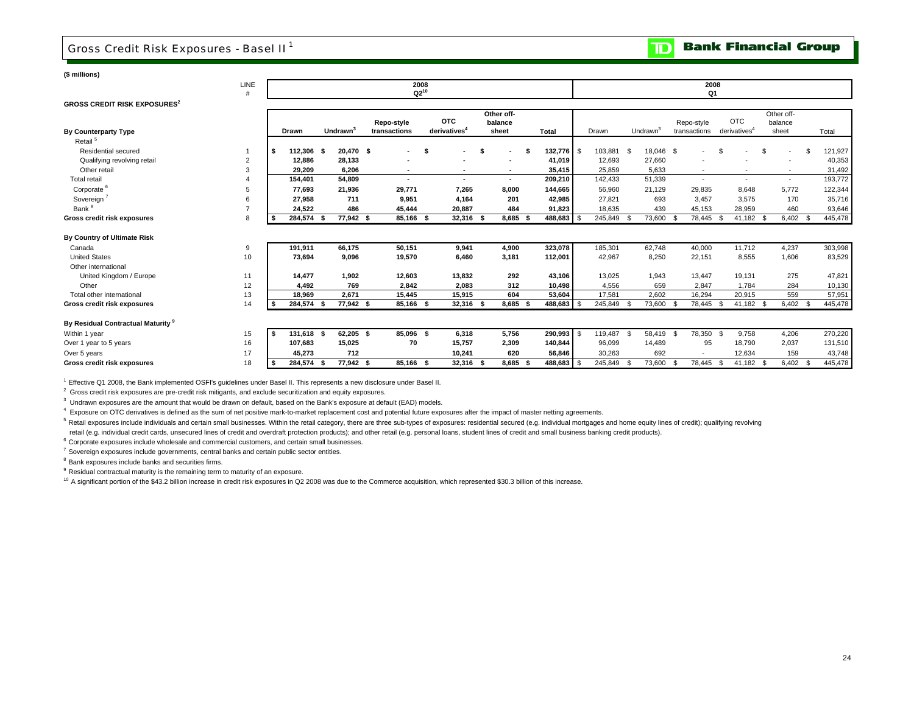## Gross Credit Risk Exposures - Basel II[1]

**Bank Financial Group**

**($ millions)**

**GROSS CREDIT RISK EXPOSURES[2]**

| By Counterparty Type | LINE # | 2008 Q2[10] Drawn | Undrawn[3] | Repo-style transactions | OTC derivatives[4] | Other off-balance sheet | Total | 2008 Q1 Drawn | Undrawn[3] | Repo-style transactions | OTC derivatives[4] | Other off-balance sheet | Total |
|---|---|---|---|---|---|---|---|---|---|---|---|---|---|
| Retail [5] | | | | | | | | | | | | | |
| Residential secured | 1 | $ 112,306 | $ 20,470 | $ - | $ - | $ - | $ 132,776 | $ 103,881 | $ 18,046 | $ - | $ - | $ - | $ 121,927 |
| Qualifying revolving retail | 2 | 12,886 | 28,133 | - | - | - | 41,019 | 12,693 | 27,660 | - | - | - | 40,353 |
| Other retail | 3 | 29,209 | 6,206 | - | - | - | 35,415 | 25,859 | 5,633 | - | - | - | 31,492 |
| Total retail | 4 | 154,401 | 54,809 | - | - | - | 209,210 | 142,433 | 51,339 | - | - | - | 193,772 |
| Corporate [6] | 5 | 77,693 | 21,936 | 29,771 | 7,265 | 8,000 | 144,665 | 56,960 | 21,129 | 29,835 | 8,648 | 5,772 | 122,344 |
| Sovereign [7] | 6 | 27,958 | 711 | 9,951 | 4,164 | 201 | 42,985 | 27,821 | 693 | 3,457 | 3,575 | 170 | 35,716 |
| Bank [8] | 7 | 24,522 | 486 | 45,444 | 20,887 | 484 | 91,823 | 18,635 | 439 | 45,153 | 28,959 | 460 | 93,646 |
| **Gross credit risk exposures** | 8 | $ 284,574 | $ 77,942 | $ 85,166 | $ 32,316 | $ 8,685 | $ 488,683 | $ 245,849 | $ 73,600 | $ 78,445 | $ 41,182 | $ 6,402 | $ 445,478 |
| **By Country of Ultimate Risk** | | | | | | | | | | | | | |
| Canada | 9 | 191,911 | 66,175 | 50,151 | 9,941 | 4,900 | 323,078 | 185,301 | 62,748 | 40,000 | 11,712 | 4,237 | 303,998 |
| United States | 10 | 73,694 | 9,096 | 19,570 | 6,460 | 3,181 | 112,001 | 42,967 | 8,250 | 22,151 | 8,555 | 1,606 | 83,529 |
| Other international | | | | | | | | | | | | | |
| United Kingdom / Europe | 11 | 14,477 | 1,902 | 12,603 | 13,832 | 292 | 43,106 | 13,025 | 1,943 | 13,447 | 19,131 | 275 | 47,821 |
| Other | 12 | 4,492 | 769 | 2,842 | 2,083 | 312 | 10,498 | 4,556 | 659 | 2,847 | 1,784 | 284 | 10,130 |
| Total other international | 13 | 18,969 | 2,671 | 15,445 | 15,915 | 604 | 53,604 | 17,581 | 2,602 | 16,294 | 20,915 | 559 | 57,951 |
| **Gross credit risk exposures** | 14 | $ 284,574 | $ 77,942 | $ 85,166 | $ 32,316 | $ 8,685 | $ 488,683 | $ 245,849 | $ 73,600 | $ 78,445 | $ 41,182 | $ 6,402 | $ 445,478 |
| **By Residual Contractual Maturity [9]** | | | | | | | | | | | | | |
| Within 1 year | 15 | $ 131,618 | $ 62,205 | $ 85,096 | $ 6,318 | 5,756 | 290,993 | $ 119,487 | $ 58,419 | $ 78,350 | $ 9,758 | 4,206 | 270,220 |
| Over 1 year to 5 years | 16 | 107,683 | 15,025 | 70 | 15,757 | 2,309 | 140,844 | 96,099 | 14,489 | 95 | 18,790 | 2,037 | 131,510 |
| Over 5 years | 17 | 45,273 | 712 | | 10,241 | 620 | 56,846 | 30,263 | 692 | - | 12,634 | 159 | 43,748 |
| **Gross credit risk exposures** | 18 | $ 284,574 | $ 77,942 | $ 85,166 | $ 32,316 | $ 8,685 | $ 488,683 | $ 245,849 | $ 73,600 | $ 78,445 | $ 41,182 | $ 6,402 | $ 445,478 |

[1] Effective Q1 2008, the Bank implemented OSFI's guidelines under Basel II. This represents a new disclosure under Basel II.

[2] Gross credit risk exposures are pre-credit risk mitigants, and exclude securitization and equity exposures.

[3] Undrawn exposures are the amount that would be drawn on default, based on the Bank's exposure at default (EAD) models.

[4] Exposure on OTC derivatives is defined as the sum of net positive mark-to-market replacement cost and potential future exposures after the impact of master netting agreements.

[5] Retail exposures include individuals and certain small businesses. Within the retail category, there are three sub-types of exposures: residential secured (e.g. individual mortgages and home equity lines of credit); qualifying revolving retail (e.g. individual credit cards, unsecured lines of credit and overdraft protection products); and other retail (e.g. personal loans, student lines of credit and small business banking credit products).

[6] Corporate exposures include wholesale and commercial customers, and certain small businesses.

[7] Sovereign exposures include governments, central banks and certain public sector entities.

[8] Bank exposures include banks and securities firms.

[9] Residual contractual maturity is the remaining term to maturity of an exposure.

[10] A significant portion of the $43.2 billion increase in credit risk exposures in Q2 2008 was due to the Commerce acquisition, which represented $30.3 billion of this increase.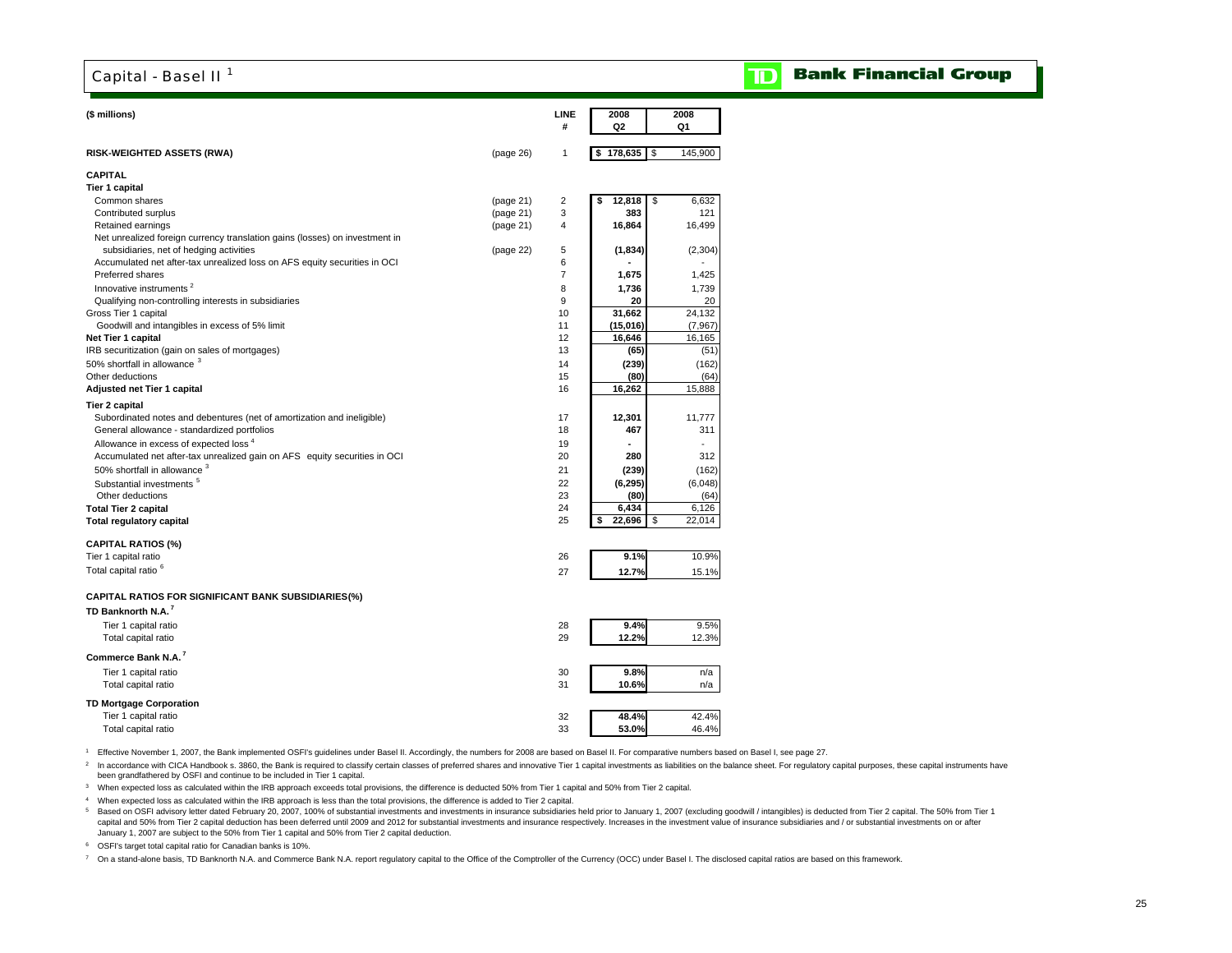# Capital - Basel II [1]

**TD Bank Financial Group**

| ($ millions) | | LINE # | 2008 Q2 | 2008 Q1 |
|---|---|---|---|---|
| **RISK-WEIGHTED ASSETS (RWA)** | (page 26) | 1 | **$ 178,635** | $ 145,900 |
| **CAPITAL** | | | | |
| **Tier 1 capital** | | | | |
| Common shares | (page 21) | 2 | **$ 12,818** | $ 6,632 |
| Contributed surplus | (page 21) | 3 | **383** | 121 |
| Retained earnings | (page 21) | 4 | **16,864** | 16,499 |
| Net unrealized foreign currency translation gains (losses) on investment in subsidiaries, net of hedging activities | (page 22) | 5 | **(1,834)** | (2,304) |
| Accumulated net after-tax unrealized loss on AFS equity securities in OCI | | 6 | **-** | - |
| Preferred shares | | 7 | **1,675** | 1,425 |
| Innovative instruments [2] | | 8 | **1,736** | 1,739 |
| Qualifying non-controlling interests in subsidiaries | | 9 | **20** | 20 |
| Gross Tier 1 capital | | 10 | **31,662** | 24,132 |
| Goodwill and intangibles in excess of 5% limit | | 11 | **(15,016)** | (7,967) |
| **Net Tier 1 capital** | | 12 | **16,646** | 16,165 |
| IRB securitization (gain on sales of mortgages) | | 13 | **(65)** | (51) |
| 50% shortfall in allowance [3] | | 14 | **(239)** | (162) |
| Other deductions | | 15 | **(80)** | (64) |
| **Adjusted net Tier 1 capital** | | 16 | **16,262** | 15,888 |
| **Tier 2 capital** | | | | |
| Subordinated notes and debentures (net of amortization and ineligible) | | 17 | **12,301** | 11,777 |
| General allowance - standardized portfolios | | 18 | **467** | 311 |
| Allowance in excess of expected loss [4] | | 19 | **-** | - |
| Accumulated net after-tax unrealized gain on AFS equity securities in OCI | | 20 | **280** | 312 |
| 50% shortfall in allowance [3] | | 21 | **(239)** | (162) |
| Substantial investments [5] | | 22 | **(6,295)** | (6,048) |
| Other deductions | | 23 | **(80)** | (64) |
| **Total Tier 2 capital** | | 24 | **6,434** | 6,126 |
| **Total regulatory capital** | | 25 | **$ 22,696** | $ 22,014 |
| **CAPITAL RATIOS (%)** | | | | |
| Tier 1 capital ratio | | 26 | **9.1%** | 10.9% |
| Total capital ratio [6] | | 27 | **12.7%** | 15.1% |
| **CAPITAL RATIOS FOR SIGNIFICANT BANK SUBSIDIARIES(%)** | | | | |
| **TD Banknorth N.A.** [7] | | | | |
| Tier 1 capital ratio | | 28 | **9.4%** | 9.5% |
| Total capital ratio | | 29 | **12.2%** | 12.3% |
| **Commerce Bank N.A.** [7] | | | | |
| Tier 1 capital ratio | | 30 | **9.8%** | n/a |
| Total capital ratio | | 31 | **10.6%** | n/a |
| **TD Mortgage Corporation** | | | | |
| Tier 1 capital ratio | | 32 | **48.4%** | 42.4% |
| Total capital ratio | | 33 | **53.0%** | 46.4% |

[1] Effective November 1, 2007, the Bank implemented OSFI's guidelines under Basel II. Accordingly, the numbers for 2008 are based on Basel II. For comparative numbers based on Basel I, see page 27.

[2] In accordance with CICA Handbook s. 3860, the Bank is required to classify certain classes of preferred shares and innovative Tier 1 capital investments as liabilities on the balance sheet. For regulatory capital purposes, these capital instruments have been grandfathered by OSFI and continue to be included in Tier 1 capital.

[3] When expected loss as calculated within the IRB approach exceeds total provisions, the difference is deducted 50% from Tier 1 capital and 50% from Tier 2 capital.

[4] When expected loss as calculated within the IRB approach is less than the total provisions, the difference is added to Tier 2 capital.

[5] Based on OSFI advisory letter dated February 20, 2007, 100% of substantial investments and investments in insurance subsidiaries held prior to January 1, 2007 (excluding goodwill / intangibles) is deducted from Tier 2 capital. The 50% from Tier 1 capital and 50% from Tier 2 capital deduction has been deferred until 2009 and 2012 for substantial investments and insurance respectively. Increases in the investment value of insurance subsidiaries and / or substantial investments on or after January 1, 2007 are subject to the 50% from Tier 1 capital and 50% from Tier 2 capital deduction.

[6] OSFI's target total capital ratio for Canadian banks is 10%.

[7] On a stand-alone basis, TD Banknorth N.A. and Commerce Bank N.A. report regulatory capital to the Office of the Comptroller of the Currency (OCC) under Basel I. The disclosed capital ratios are based on this framework.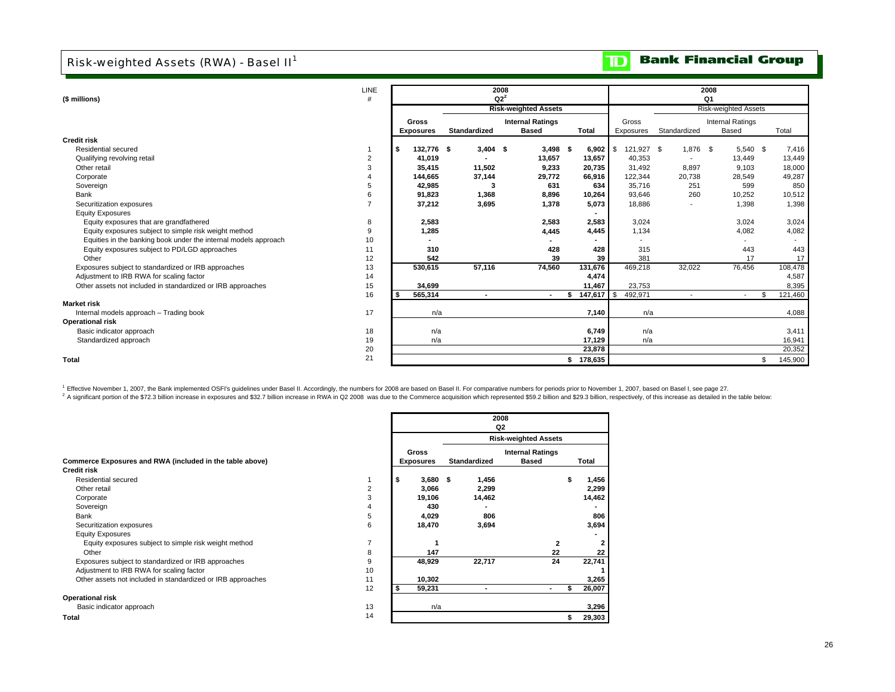## Risk-weighted Assets (RWA) - Basel II[1]

**Bank Financial Group**

| ($ millions) | LINE # | 2008 Q2[2] Gross Exposures | 2008 Q2[2] Risk-weighted Assets Standardized | 2008 Q2[2] Risk-weighted Assets Internal Ratings Based | 2008 Q2[2] Risk-weighted Assets Total | 2008 Q1 Gross Exposures | 2008 Q1 Risk-weighted Assets Standardized | 2008 Q1 Risk-weighted Assets Internal Ratings Based | 2008 Q1 Risk-weighted Assets Total |
|---|---|---|---|---|---|---|---|---|---|
| **Credit risk** | | | | | | | | | |
| Residential secured | 1 | $ 132,776 | $ 3,404 | $ 3,498 | $ 6,902 | $ 121,927 | $ 1,876 | $ 5,540 | $ 7,416 |
| Qualifying revolving retail | 2 | 41,019 | - | 13,657 | 13,657 | 40,353 | - | 13,449 | 13,449 |
| Other retail | 3 | 35,415 | 11,502 | 9,233 | 20,735 | 31,492 | 8,897 | 9,103 | 18,000 |
| Corporate | 4 | 144,665 | 37,144 | 29,772 | 66,916 | 122,344 | 20,738 | 28,549 | 49,287 |
| Sovereign | 5 | 42,985 | 3 | 631 | 634 | 35,716 | 251 | 599 | 850 |
| Bank | 6 | 91,823 | 1,368 | 8,896 | 10,264 | 93,646 | 260 | 10,252 | 10,512 |
| Securitization exposures | 7 | 37,212 | 3,695 | 1,378 | 5,073 | 18,886 | - | 1,398 | 1,398 |
| Equity Exposures | | | | | - | | | | |
| Equity exposures that are grandfathered | 8 | 2,583 | | 2,583 | 2,583 | 3,024 | | 3,024 | 3,024 |
| Equity exposures subject to simple risk weight method | 9 | 1,285 | | 4,445 | 4,445 | 1,134 | | 4,082 | 4,082 |
| Equities in the banking book under the internal models approach | 10 | - | | - | - | - | | - | - |
| Equity exposures subject to PD/LGD approaches | 11 | 310 | | 428 | 428 | 315 | | 443 | 443 |
| Other | 12 | 542 | | 39 | 39 | 381 | | 17 | 17 |
| Exposures subject to standardized or IRB approaches | 13 | 530,615 | 57,116 | 74,560 | 131,676 | 469,218 | 32,022 | 76,456 | 108,478 |
| Adjustment to IRB RWA for scaling factor | 14 | | | | 4,474 | | | | 4,587 |
| Other assets not included in standardized or IRB approaches | 15 | 34,699 | | | 11,467 | 23,753 | | | 8,395 |
| | 16 | $ 565,314 | - | - | $ 147,617 | $ 492,971 | - | - | $ 121,460 |
| **Market risk** | | | | | | | | | |
| Internal models approach – Trading book | 17 | n/a | | | 7,140 | n/a | | | 4,088 |
| **Operational risk** | | | | | | | | | |
| Basic indicator approach | 18 | n/a | | | 6,749 | n/a | | | 3,411 |
| Standardized approach | 19 | n/a | | | 17,129 | n/a | | | 16,941 |
| | 20 | | | | 23,878 | | | | 20,352 |
| **Total** | 21 | | | | $ 178,635 | | | | $ 145,900 |

[1] Effective November 1, 2007, the Bank implemented OSFI's guidelines under Basel II. Accordingly, the numbers for 2008 are based on Basel II. For comparative numbers for periods prior to November 1, 2007, based on Basel I, see page 27.

[2] A significant portion of the $72.3 billion increase in exposures and $32.7 billion increase in RWA in Q2 2008 was due to the Commerce acquisition which represented $59.2 billion and $29.3 billion, respectively, of this increase as detailed in the table below:

| Commerce Exposures and RWA (included in the table above) | | 2008 Q2 Gross Exposures | 2008 Q2 Risk-weighted Assets Standardized | 2008 Q2 Risk-weighted Assets Internal Ratings Based | 2008 Q2 Risk-weighted Assets Total |
|---|---|---|---|---|---|
| **Credit risk** | | | | | |
| Residential secured | 1 | $ 3,680 | $ 1,456 | | $ 1,456 |
| Other retail | 2 | 3,066 | 2,299 | | 2,299 |
| Corporate | 3 | 19,106 | 14,462 | | 14,462 |
| Sovereign | 4 | 430 | - | | - |
| Bank | 5 | 4,029 | 806 | | 806 |
| Securitization exposures | 6 | 18,470 | 3,694 | | 3,694 |
| Equity Exposures | | | | | - |
| Equity exposures subject to simple risk weight method | 7 | 1 | | 2 | 2 |
| Other | 8 | 147 | | 22 | 22 |
| Exposures subject to standardized or IRB approaches | 9 | 48,929 | 22,717 | 24 | 22,741 |
| Adjustment to IRB RWA for scaling factor | 10 | | | | 1 |
| Other assets not included in standardized or IRB approaches | 11 | 10,302 | | | 3,265 |
| | 12 | $ 59,231 | - | - | $ 26,007 |
| **Operational risk** | | | | | |
| Basic indicator approach | 13 | n/a | | | 3,296 |
| **Total** | 14 | | | | $ 29,303 |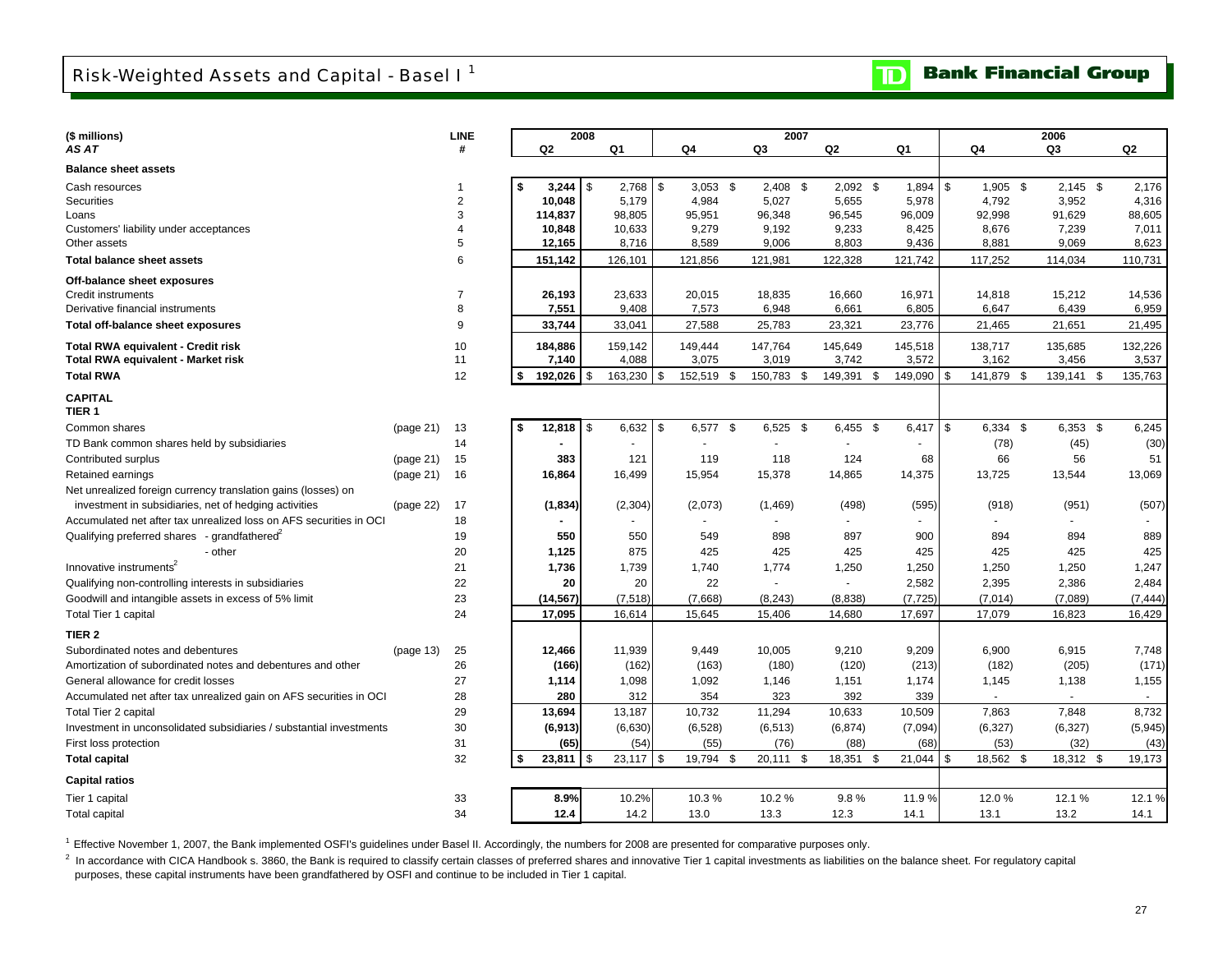# Risk-Weighted Assets and Capital - Basel I [1]

TD Bank Financial Group

| ($ millions) | | LINE | 2008 | | 2007 | | | | 2006 | | |
|---|---|---|---|---|---|---|---|---|---|---|---|
| *AS AT* | | # | Q2 | Q1 | Q4 | Q3 | Q2 | Q1 | Q4 | Q3 | Q2 |
| **Balance sheet assets** | | | | | | | | | | | |
| Cash resources | | 1 | **$ 3,244** | $ 2,768 | $ 3,053 | $ 2,408 | $ 2,092 | $ 1,894 | $ 1,905 | $ 2,145 | $ 2,176 |
| Securities | | 2 | **10,048** | 5,179 | 4,984 | 5,027 | 5,655 | 5,978 | 4,792 | 3,952 | 4,316 |
| Loans | | 3 | **114,837** | 98,805 | 95,951 | 96,348 | 96,545 | 96,009 | 92,998 | 91,629 | 88,605 |
| Customers' liability under acceptances | | 4 | **10,848** | 10,633 | 9,279 | 9,192 | 9,233 | 8,425 | 8,676 | 7,239 | 7,011 |
| Other assets | | 5 | **12,165** | 8,716 | 8,589 | 9,006 | 8,803 | 9,436 | 8,881 | 9,069 | 8,623 |
| **Total balance sheet assets** | | 6 | **151,142** | 126,101 | 121,856 | 121,981 | 122,328 | 121,742 | 117,252 | 114,034 | 110,731 |
| **Off-balance sheet exposures** | | | | | | | | | | | |
| Credit instruments | | 7 | **26,193** | 23,633 | 20,015 | 18,835 | 16,660 | 16,971 | 14,818 | 15,212 | 14,536 |
| Derivative financial instruments | | 8 | **7,551** | 9,408 | 7,573 | 6,948 | 6,661 | 6,805 | 6,647 | 6,439 | 6,959 |
| **Total off-balance sheet exposures** | | 9 | **33,744** | 33,041 | 27,588 | 25,783 | 23,321 | 23,776 | 21,465 | 21,651 | 21,495 |
| **Total RWA equivalent - Credit risk** | | 10 | **184,886** | 159,142 | 149,444 | 147,764 | 145,649 | 145,518 | 138,717 | 135,685 | 132,226 |
| **Total RWA equivalent - Market risk** | | 11 | **7,140** | 4,088 | 3,075 | 3,019 | 3,742 | 3,572 | 3,162 | 3,456 | 3,537 |
| **Total RWA** | | 12 | **$ 192,026** | $ 163,230 | $ 152,519 | $ 150,783 | $ 149,391 | $ 149,090 | $ 141,879 | $ 139,141 | $ 135,763 |
| **CAPITAL** | | | | | | | | | | | |
| **TIER 1** | | | | | | | | | | | |
| Common shares | (page 21) | 13 | **$ 12,818** | $ 6,632 | $ 6,577 | $ 6,525 | $ 6,455 | $ 6,417 | $ 6,334 | $ 6,353 | $ 6,245 |
| TD Bank common shares held by subsidiaries | | 14 | **-** | - | - | - | - | - | (78) | (45) | (30) |
| Contributed surplus | (page 21) | 15 | **383** | 121 | 119 | 118 | 124 | 68 | 66 | 56 | 51 |
| Retained earnings | (page 21) | 16 | **16,864** | 16,499 | 15,954 | 15,378 | 14,865 | 14,375 | 13,725 | 13,544 | 13,069 |
| Net unrealized foreign currency translation gains (losses) on investment in subsidiaries, net of hedging activities | (page 22) | 17 | **(1,834)** | (2,304) | (2,073) | (1,469) | (498) | (595) | (918) | (951) | (507) |
| Accumulated net after tax unrealized loss on AFS securities in OCI | | 18 | **-** | - | - | - | - | - | - | - | - |
| Qualifying preferred shares - grandfathered[2] | | 19 | **550** | 550 | 549 | 898 | 897 | 900 | 894 | 894 | 889 |
| - other | | 20 | **1,125** | 875 | 425 | 425 | 425 | 425 | 425 | 425 | 425 |
| Innovative instruments[2] | | 21 | **1,736** | 1,739 | 1,740 | 1,774 | 1,250 | 1,250 | 1,250 | 1,250 | 1,247 |
| Qualifying non-controlling interests in subsidiaries | | 22 | **20** | 20 | 22 | - | - | 2,582 | 2,395 | 2,386 | 2,484 |
| Goodwill and intangible assets in excess of 5% limit | | 23 | **(14,567)** | (7,518) | (7,668) | (8,243) | (8,838) | (7,725) | (7,014) | (7,089) | (7,444) |
| Total Tier 1 capital | | 24 | **17,095** | 16,614 | 15,645 | 15,406 | 14,680 | 17,697 | 17,079 | 16,823 | 16,429 |
| **TIER 2** | | | | | | | | | | | |
| Subordinated notes and debentures | (page 13) | 25 | **12,466** | 11,939 | 9,449 | 10,005 | 9,210 | 9,209 | 6,900 | 6,915 | 7,748 |
| Amortization of subordinated notes and debentures and other | | 26 | **(166)** | (162) | (163) | (180) | (120) | (213) | (182) | (205) | (171) |
| General allowance for credit losses | | 27 | **1,114** | 1,098 | 1,092 | 1,146 | 1,151 | 1,174 | 1,145 | 1,138 | 1,155 |
| Accumulated net after tax unrealized gain on AFS securities in OCI | | 28 | **280** | 312 | 354 | 323 | 392 | 339 | - | - | - |
| Total Tier 2 capital | | 29 | **13,694** | 13,187 | 10,732 | 11,294 | 10,633 | 10,509 | 7,863 | 7,848 | 8,732 |
| Investment in unconsolidated subsidiaries / substantial investments | | 30 | **(6,913)** | (6,630) | (6,528) | (6,513) | (6,874) | (7,094) | (6,327) | (6,327) | (5,945) |
| First loss protection | | 31 | **(65)** | (54) | (55) | (76) | (88) | (68) | (53) | (32) | (43) |
| **Total capital** | | 32 | **$ 23,811** | $ 23,117 | $ 19,794 | $ 20,111 | $ 18,351 | $ 21,044 | $ 18,562 | $ 18,312 | $ 19,173 |
| **Capital ratios** | | | | | | | | | | | |
| Tier 1 capital | | 33 | **8.9%** | 10.2% | 10.3 % | 10.2 % | 9.8 % | 11.9 % | 12.0 % | 12.1 % | 12.1 % |
| Total capital | | 34 | **12.4** | 14.2 | 13.0 | 13.3 | 12.3 | 14.1 | 13.1 | 13.2 | 14.1 |

[1] Effective November 1, 2007, the Bank implemented OSFI's guidelines under Basel II. Accordingly, the numbers for 2008 are presented for comparative purposes only.

[2] In accordance with CICA Handbook s. 3860, the Bank is required to classify certain classes of preferred shares and innovative Tier 1 capital investments as liabilities on the balance sheet. For regulatory capital purposes, these capital instruments have been grandfathered by OSFI and continue to be included in Tier 1 capital.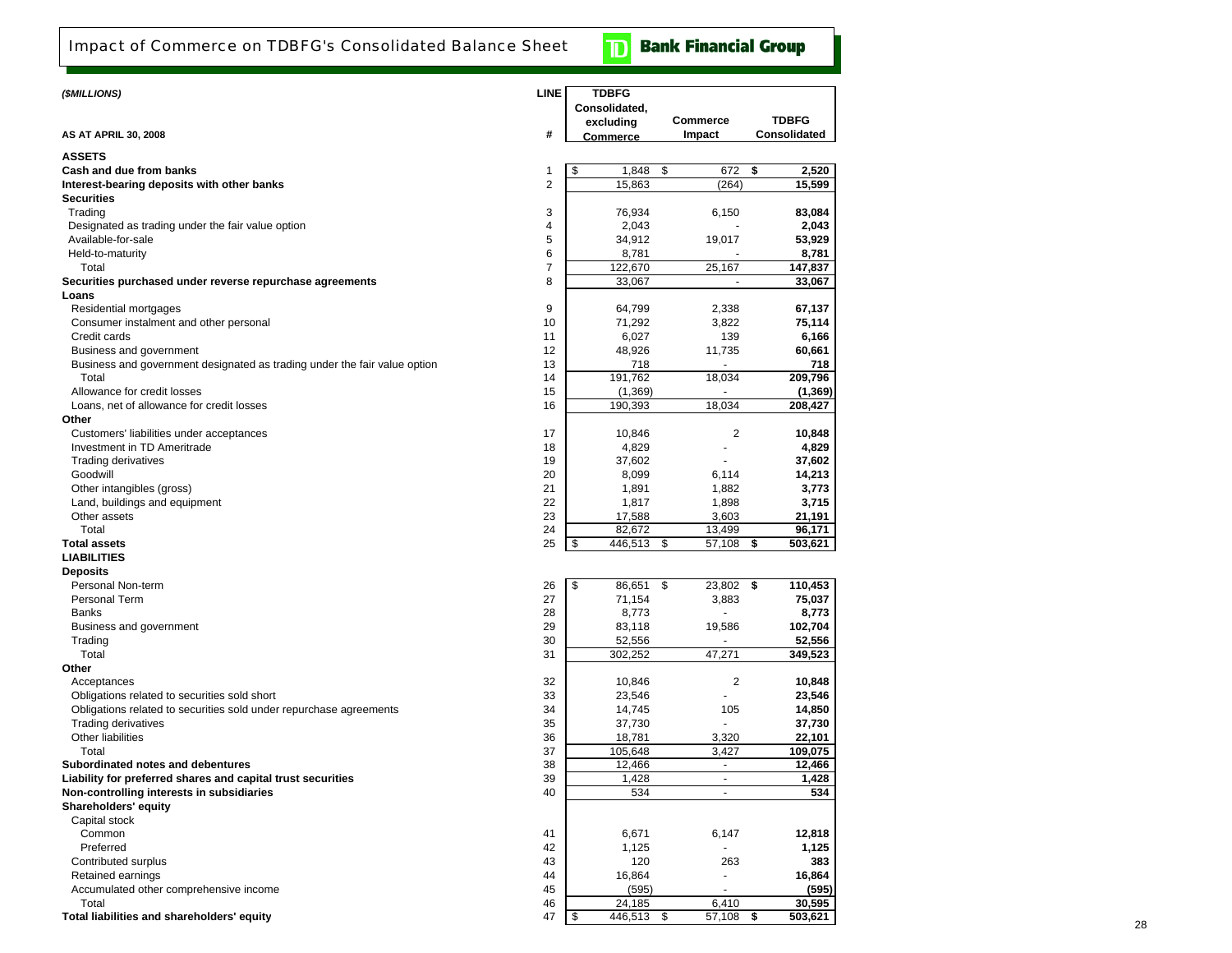# Impact of Commerce on TDBFG's Consolidated Balance Sheet

**Bank Financial Group**

| *($MILLIONS)* AS AT APRIL 30, 2008 | LINE # | TDBFG Consolidated, excluding Commerce | Commerce Impact | TDBFG Consolidated |
|---|---|---|---|---|
| **ASSETS** | | | | |
| **Cash and due from banks** | 1 | $ 1,848 | $ 672 | **$ 2,520** |
| **Interest-bearing deposits with other banks** | 2 | 15,863 | (264) | **15,599** |
| **Securities** | | | | |
| Trading | 3 | 76,934 | 6,150 | **83,084** |
| Designated as trading under the fair value option | 4 | 2,043 | - | **2,043** |
| Available-for-sale | 5 | 34,912 | 19,017 | **53,929** |
| Held-to-maturity | 6 | 8,781 | - | **8,781** |
| Total | 7 | 122,670 | 25,167 | **147,837** |
| **Securities purchased under reverse repurchase agreements** | 8 | 33,067 | - | **33,067** |
| **Loans** | | | | |
| Residential mortgages | 9 | 64,799 | 2,338 | **67,137** |
| Consumer instalment and other personal | 10 | 71,292 | 3,822 | **75,114** |
| Credit cards | 11 | 6,027 | 139 | **6,166** |
| Business and government | 12 | 48,926 | 11,735 | **60,661** |
| Business and government designated as trading under the fair value option | 13 | 718 | - | **718** |
| Total | 14 | 191,762 | 18,034 | **209,796** |
| Allowance for credit losses | 15 | (1,369) | - | **(1,369)** |
| Loans, net of allowance for credit losses | 16 | 190,393 | 18,034 | **208,427** |
| **Other** | | | | |
| Customers' liabilities under acceptances | 17 | 10,846 | 2 | **10,848** |
| Investment in TD Ameritrade | 18 | 4,829 | - | **4,829** |
| Trading derivatives | 19 | 37,602 | - | **37,602** |
| Goodwill | 20 | 8,099 | 6,114 | **14,213** |
| Other intangibles (gross) | 21 | 1,891 | 1,882 | **3,773** |
| Land, buildings and equipment | 22 | 1,817 | 1,898 | **3,715** |
| Other assets | 23 | 17,588 | 3,603 | **21,191** |
| Total | 24 | 82,672 | 13,499 | **96,171** |
| **Total assets** | 25 | $ 446,513 | $ 57,108 | **$ 503,621** |
| **LIABILITIES** | | | | |
| **Deposits** | | | | |
| Personal Non-term | 26 | $ 86,651 | $ 23,802 | **$ 110,453** |
| Personal Term | 27 | 71,154 | 3,883 | **75,037** |
| Banks | 28 | 8,773 | - | **8,773** |
| Business and government | 29 | 83,118 | 19,586 | **102,704** |
| Trading | 30 | 52,556 | - | **52,556** |
| Total | 31 | 302,252 | 47,271 | **349,523** |
| **Other** | | | | |
| Acceptances | 32 | 10,846 | 2 | **10,848** |
| Obligations related to securities sold short | 33 | 23,546 | - | **23,546** |
| Obligations related to securities sold under repurchase agreements | 34 | 14,745 | 105 | **14,850** |
| Trading derivatives | 35 | 37,730 | - | **37,730** |
| Other liabilities | 36 | 18,781 | 3,320 | **22,101** |
| Total | 37 | 105,648 | 3,427 | **109,075** |
| **Subordinated notes and debentures** | 38 | 12,466 | - | **12,466** |
| **Liability for preferred shares and capital trust securities** | 39 | 1,428 | - | **1,428** |
| **Non-controlling interests in subsidiaries** | 40 | 534 | - | **534** |
| **Shareholders' equity** | | | | |
| Capital stock | | | | |
| Common | 41 | 6,671 | 6,147 | **12,818** |
| Preferred | 42 | 1,125 | - | **1,125** |
| Contributed surplus | 43 | 120 | 263 | **383** |
| Retained earnings | 44 | 16,864 | - | **16,864** |
| Accumulated other comprehensive income | 45 | (595) | - | **(595)** |
| Total | 46 | 24,185 | 6,410 | **30,595** |
| **Total liabilities and shareholders' equity** | 47 | $ 446,513 | $ 57,108 | **$ 503,621** |